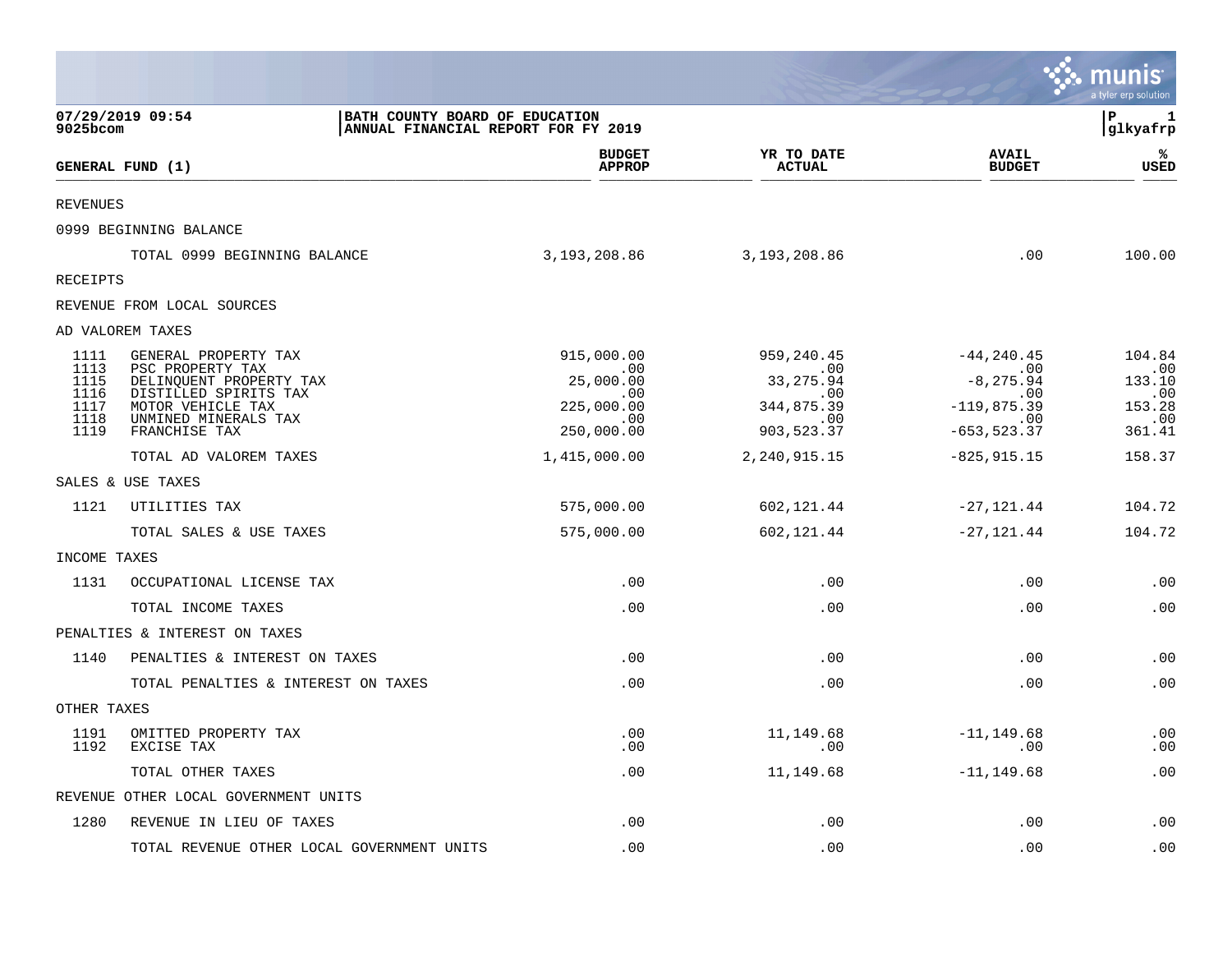**BATH COUNTY BOARD OF EDUCATION**
**ANNUAL FINANCIAL REPORT FOR FY 2019**

07/29/2019 09:54
9025bcom

| GENERAL FUND (1) | | BUDGET APPROP | YR TO DATE ACTUAL | AVAIL BUDGET | % USED |
|---|---|---|---|---|---|
| REVENUES | | | | | |
| 0999 BEGINNING BALANCE | | | | | |
| | TOTAL 0999 BEGINNING BALANCE | 3,193,208.86 | 3,193,208.86 | .00 | 100.00 |
| RECEIPTS | | | | | |
| REVENUE FROM LOCAL SOURCES | | | | | |
| AD VALOREM TAXES | | | | | |
| 1111 | GENERAL PROPERTY TAX | 915,000.00 | 959,240.45 | -44,240.45 | 104.84 |
| 1113 | PSC PROPERTY TAX | .00 | .00 | .00 | .00 |
| 1115 | DELINQUENT PROPERTY TAX | 25,000.00 | 33,275.94 | -8,275.94 | 133.10 |
| 1116 | DISTILLED SPIRITS TAX | .00 | .00 | .00 | .00 |
| 1117 | MOTOR VEHICLE TAX | 225,000.00 | 344,875.39 | -119,875.39 | 153.28 |
| 1118 | UNMINED MINERALS TAX | .00 | .00 | .00 | .00 |
| 1119 | FRANCHISE TAX | 250,000.00 | 903,523.37 | -653,523.37 | 361.41 |
| | TOTAL AD VALOREM TAXES | 1,415,000.00 | 2,240,915.15 | -825,915.15 | 158.37 |
| SALES & USE TAXES | | | | | |
| 1121 | UTILITIES TAX | 575,000.00 | 602,121.44 | -27,121.44 | 104.72 |
| | TOTAL SALES & USE TAXES | 575,000.00 | 602,121.44 | -27,121.44 | 104.72 |
| INCOME TAXES | | | | | |
| 1131 | OCCUPATIONAL LICENSE TAX | .00 | .00 | .00 | .00 |
| | TOTAL INCOME TAXES | .00 | .00 | .00 | .00 |
| PENALTIES & INTEREST ON TAXES | | | | | |
| 1140 | PENALTIES & INTEREST ON TAXES | .00 | .00 | .00 | .00 |
| | TOTAL PENALTIES & INTEREST ON TAXES | .00 | .00 | .00 | .00 |
| OTHER TAXES | | | | | |
| 1191 | OMITTED PROPERTY TAX | .00 | 11,149.68 | -11,149.68 | .00 |
| 1192 | EXCISE TAX | .00 | .00 | .00 | .00 |
| | TOTAL OTHER TAXES | .00 | 11,149.68 | -11,149.68 | .00 |
| REVENUE OTHER LOCAL GOVERNMENT UNITS | | | | | |
| 1280 | REVENUE IN LIEU OF TAXES | .00 | .00 | .00 | .00 |
| | TOTAL REVENUE OTHER LOCAL GOVERNMENT UNITS | .00 | .00 | .00 | .00 |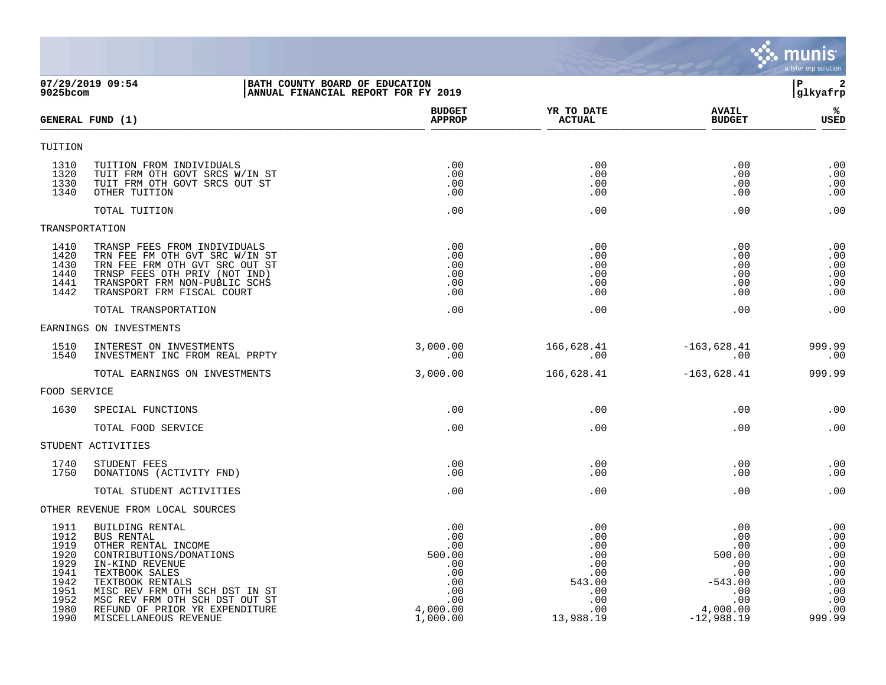**BATH COUNTY BOARD OF EDUCATION**
**ANNUAL FINANCIAL REPORT FOR FY 2019**

07/29/2019 09:54
9025bcom

glkyafrp

| GENERAL FUND (1) | | BUDGET APPROP | YR TO DATE ACTUAL | AVAIL BUDGET | % USED |
|---|---|---|---|---|---|
| TUITION | | | | | |
| 1310 | TUITION FROM INDIVIDUALS | .00 | .00 | .00 | .00 |
| 1320 | TUIT FRM OTH GOVT SRCS W/IN ST | .00 | .00 | .00 | .00 |
| 1330 | TUIT FRM OTH GOVT SRCS OUT ST | .00 | .00 | .00 | .00 |
| 1340 | OTHER TUITION | .00 | .00 | .00 | .00 |
| | TOTAL TUITION | .00 | .00 | .00 | .00 |
| TRANSPORTATION | | | | | |
| 1410 | TRANSP FEES FROM INDIVIDUALS | .00 | .00 | .00 | .00 |
| 1420 | TRN FEE FM OTH GVT SRC W/IN ST | .00 | .00 | .00 | .00 |
| 1430 | TRN FEE FRM OTH GVT SRC OUT ST | .00 | .00 | .00 | .00 |
| 1440 | TRNSP FEES OTH PRIV (NOT IND) | .00 | .00 | .00 | .00 |
| 1441 | TRANSPORT FRM NON-PUBLIC SCHS | .00 | .00 | .00 | .00 |
| 1442 | TRANSPORT FRM FISCAL COURT | .00 | .00 | .00 | .00 |
| | TOTAL TRANSPORTATION | .00 | .00 | .00 | .00 |
| EARNINGS ON INVESTMENTS | | | | | |
| 1510 | INTEREST ON INVESTMENTS | 3,000.00 | 166,628.41 | -163,628.41 | 999.99 |
| 1540 | INVESTMENT INC FROM REAL PRPTY | .00 | .00 | .00 | .00 |
| | TOTAL EARNINGS ON INVESTMENTS | 3,000.00 | 166,628.41 | -163,628.41 | 999.99 |
| FOOD SERVICE | | | | | |
| 1630 | SPECIAL FUNCTIONS | .00 | .00 | .00 | .00 |
| | TOTAL FOOD SERVICE | .00 | .00 | .00 | .00 |
| STUDENT ACTIVITIES | | | | | |
| 1740 | STUDENT FEES | .00 | .00 | .00 | .00 |
| 1750 | DONATIONS (ACTIVITY FND) | .00 | .00 | .00 | .00 |
| | TOTAL STUDENT ACTIVITIES | .00 | .00 | .00 | .00 |
| OTHER REVENUE FROM LOCAL SOURCES | | | | | |
| 1911 | BUILDING RENTAL | .00 | .00 | .00 | .00 |
| 1912 | BUS RENTAL | .00 | .00 | .00 | .00 |
| 1919 | OTHER RENTAL INCOME | .00 | .00 | .00 | .00 |
| 1920 | CONTRIBUTIONS/DONATIONS | 500.00 | .00 | 500.00 | .00 |
| 1929 | IN-KIND REVENUE | .00 | .00 | .00 | .00 |
| 1941 | TEXTBOOK SALES | .00 | .00 | .00 | .00 |
| 1942 | TEXTBOOK RENTALS | .00 | 543.00 | -543.00 | .00 |
| 1951 | MISC REV FRM OTH SCH DST IN ST | .00 | .00 | .00 | .00 |
| 1952 | MSC REV FRM OTH SCH DST OUT ST | .00 | .00 | .00 | .00 |
| 1980 | REFUND OF PRIOR YR EXPENDITURE | 4,000.00 | .00 | 4,000.00 | .00 |
| 1990 | MISCELLANEOUS REVENUE | 1,000.00 | 13,988.19 | -12,988.19 | 999.99 |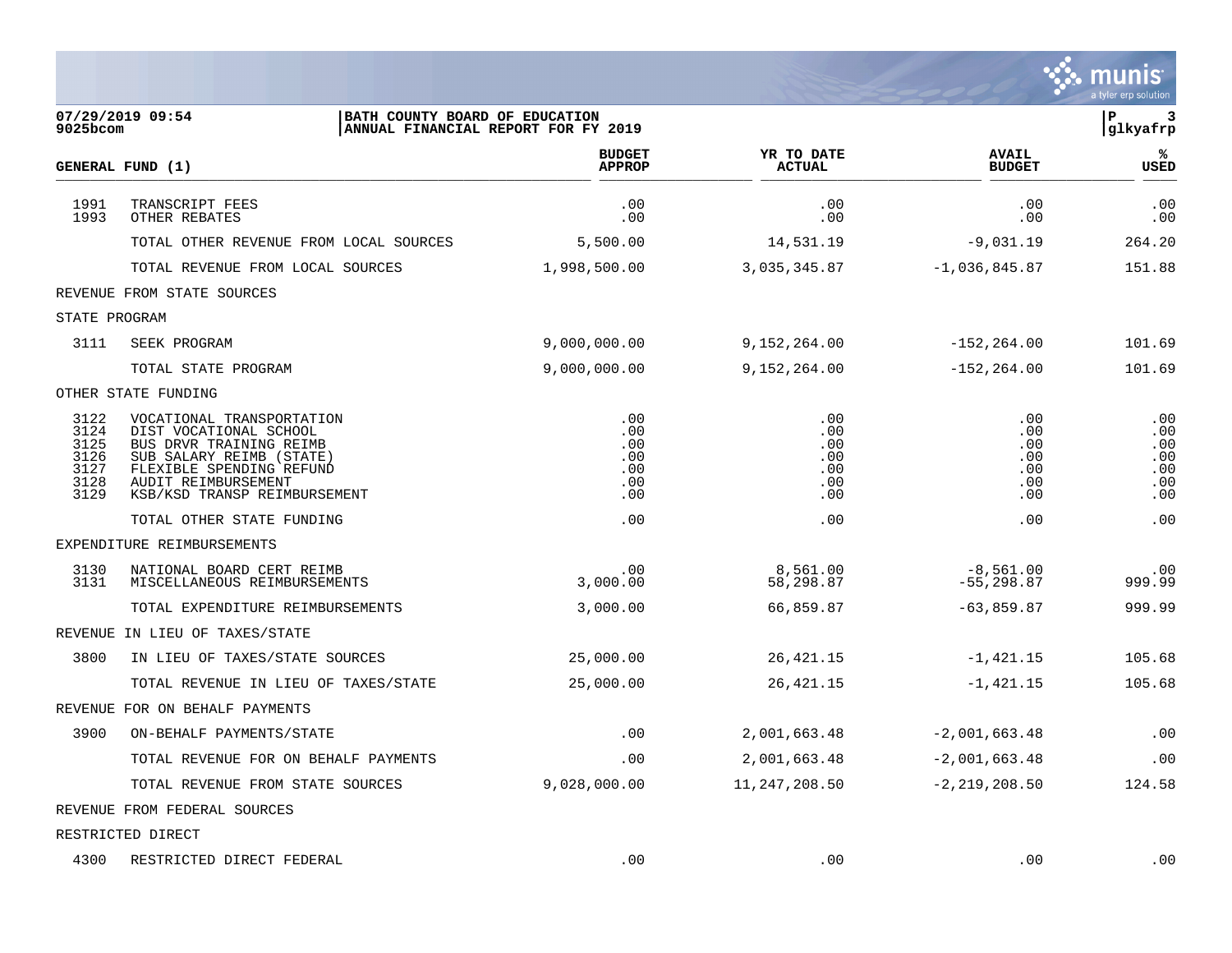07/29/2019 09:54
9025bcom

BATH COUNTY BOARD OF EDUCATION
ANNUAL FINANCIAL REPORT FOR FY 2019

P 3
glkyafrp

| GENERAL FUND (1) | | BUDGET APPROP | YR TO DATE ACTUAL | AVAIL BUDGET | % USED |
|---|---|---|---|---|---|
| 1991 | TRANSCRIPT FEES | .00 | .00 | .00 | .00 |
| 1993 | OTHER REBATES | .00 | .00 | .00 | .00 |
| | TOTAL OTHER REVENUE FROM LOCAL SOURCES | 5,500.00 | 14,531.19 | -9,031.19 | 264.20 |
| | TOTAL REVENUE FROM LOCAL SOURCES | 1,998,500.00 | 3,035,345.87 | -1,036,845.87 | 151.88 |
| REVENUE FROM STATE SOURCES | | | | | |
| STATE PROGRAM | | | | | |
| 3111 | SEEK PROGRAM | 9,000,000.00 | 9,152,264.00 | -152,264.00 | 101.69 |
| | TOTAL STATE PROGRAM | 9,000,000.00 | 9,152,264.00 | -152,264.00 | 101.69 |
| OTHER STATE FUNDING | | | | | |
| 3122 | VOCATIONAL TRANSPORTATION | .00 | .00 | .00 | .00 |
| 3124 | DIST VOCATIONAL SCHOOL | .00 | .00 | .00 | .00 |
| 3125 | BUS DRVR TRAINING REIMB | .00 | .00 | .00 | .00 |
| 3126 | SUB SALARY REIMB (STATE) | .00 | .00 | .00 | .00 |
| 3127 | FLEXIBLE SPENDING REFUND | .00 | .00 | .00 | .00 |
| 3128 | AUDIT REIMBURSEMENT | .00 | .00 | .00 | .00 |
| 3129 | KSB/KSD TRANSP REIMBURSEMENT | .00 | .00 | .00 | .00 |
| | TOTAL OTHER STATE FUNDING | .00 | .00 | .00 | .00 |
| EXPENDITURE REIMBURSEMENTS | | | | | |
| 3130 | NATIONAL BOARD CERT REIMB | .00 | 8,561.00 | -8,561.00 | .00 |
| 3131 | MISCELLANEOUS REIMBURSEMENTS | 3,000.00 | 58,298.87 | -55,298.87 | 999.99 |
| | TOTAL EXPENDITURE REIMBURSEMENTS | 3,000.00 | 66,859.87 | -63,859.87 | 999.99 |
| REVENUE IN LIEU OF TAXES/STATE | | | | | |
| 3800 | IN LIEU OF TAXES/STATE SOURCES | 25,000.00 | 26,421.15 | -1,421.15 | 105.68 |
| | TOTAL REVENUE IN LIEU OF TAXES/STATE | 25,000.00 | 26,421.15 | -1,421.15 | 105.68 |
| REVENUE FOR ON BEHALF PAYMENTS | | | | | |
| 3900 | ON-BEHALF PAYMENTS/STATE | .00 | 2,001,663.48 | -2,001,663.48 | .00 |
| | TOTAL REVENUE FOR ON BEHALF PAYMENTS | .00 | 2,001,663.48 | -2,001,663.48 | .00 |
| | TOTAL REVENUE FROM STATE SOURCES | 9,028,000.00 | 11,247,208.50 | -2,219,208.50 | 124.58 |
| REVENUE FROM FEDERAL SOURCES | | | | | |
| RESTRICTED DIRECT | | | | | |
| 4300 | RESTRICTED DIRECT FEDERAL | .00 | .00 | .00 | .00 |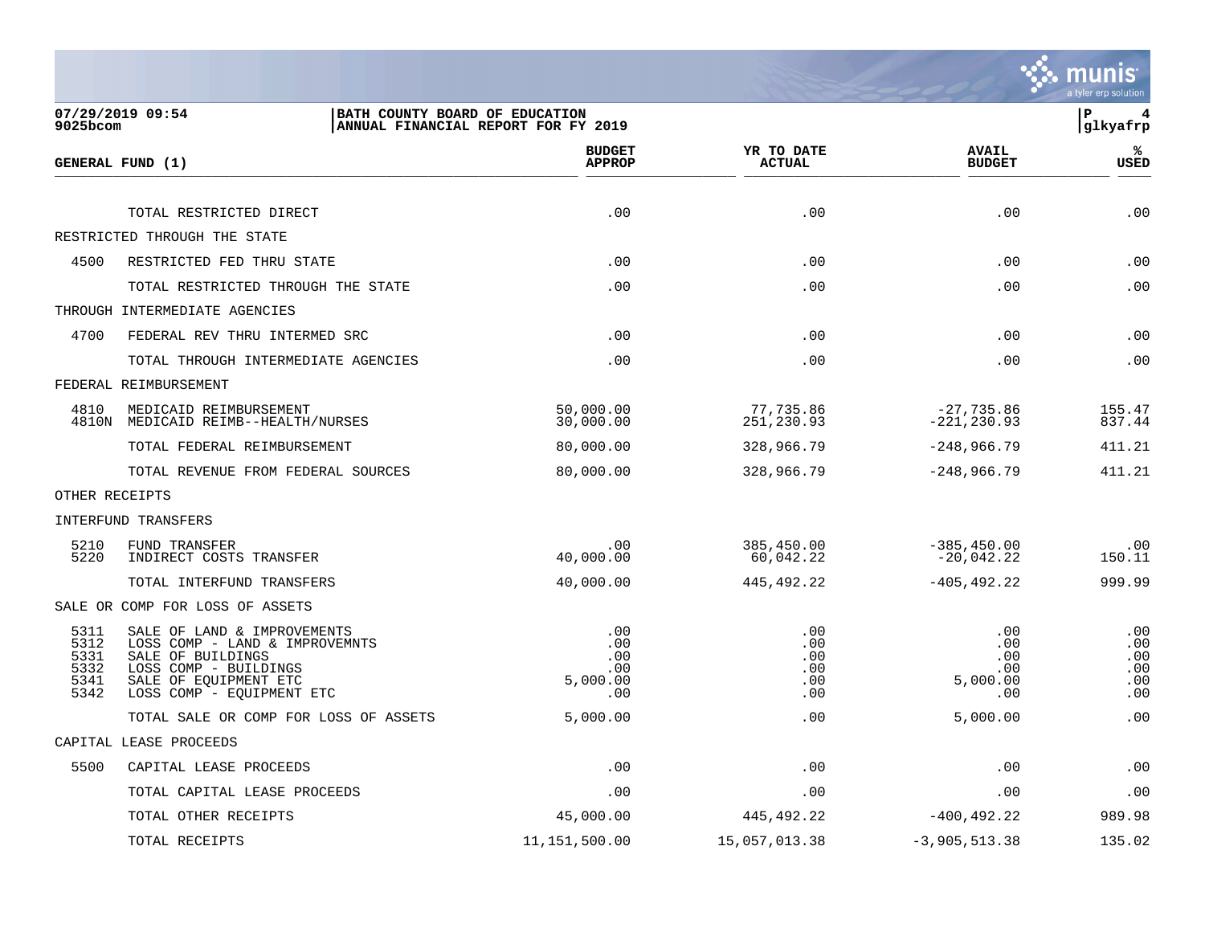BATH COUNTY BOARD OF EDUCATION
ANNUAL FINANCIAL REPORT FOR FY 2019

| GENERAL FUND (1) | | BUDGET APPROP | YR TO DATE ACTUAL | AVAIL BUDGET | % USED |
|---|---|---|---|---|---|
| | TOTAL RESTRICTED DIRECT | .00 | .00 | .00 | .00 |
| RESTRICTED THROUGH THE STATE | | | | | |
| 4500 | RESTRICTED FED THRU STATE | .00 | .00 | .00 | .00 |
| | TOTAL RESTRICTED THROUGH THE STATE | .00 | .00 | .00 | .00 |
| THROUGH INTERMEDIATE AGENCIES | | | | | |
| 4700 | FEDERAL REV THRU INTERMED SRC | .00 | .00 | .00 | .00 |
| | TOTAL THROUGH INTERMEDIATE AGENCIES | .00 | .00 | .00 | .00 |
| FEDERAL REIMBURSEMENT | | | | | |
| 4810 | MEDICAID REIMBURSEMENT | 50,000.00 | 77,735.86 | -27,735.86 | 155.47 |
| 4810N | MEDICAID REIMB--HEALTH/NURSES | 30,000.00 | 251,230.93 | -221,230.93 | 837.44 |
| | TOTAL FEDERAL REIMBURSEMENT | 80,000.00 | 328,966.79 | -248,966.79 | 411.21 |
| | TOTAL REVENUE FROM FEDERAL SOURCES | 80,000.00 | 328,966.79 | -248,966.79 | 411.21 |
| OTHER RECEIPTS | | | | | |
| INTERFUND TRANSFERS | | | | | |
| 5210 | FUND TRANSFER | .00 | 385,450.00 | -385,450.00 | .00 |
| 5220 | INDIRECT COSTS TRANSFER | 40,000.00 | 60,042.22 | -20,042.22 | 150.11 |
| | TOTAL INTERFUND TRANSFERS | 40,000.00 | 445,492.22 | -405,492.22 | 999.99 |
| SALE OR COMP FOR LOSS OF ASSETS | | | | | |
| 5311 | SALE OF LAND & IMPROVEMENTS | .00 | .00 | .00 | .00 |
| 5312 | LOSS COMP - LAND & IMPROVEMNTS | .00 | .00 | .00 | .00 |
| 5331 | SALE OF BUILDINGS | .00 | .00 | .00 | .00 |
| 5332 | LOSS COMP - BUILDINGS | .00 | .00 | .00 | .00 |
| 5341 | SALE OF EQUIPMENT ETC | 5,000.00 | .00 | 5,000.00 | .00 |
| 5342 | LOSS COMP - EQUIPMENT ETC | .00 | .00 | .00 | .00 |
| | TOTAL SALE OR COMP FOR LOSS OF ASSETS | 5,000.00 | .00 | 5,000.00 | .00 |
| CAPITAL LEASE PROCEEDS | | | | | |
| 5500 | CAPITAL LEASE PROCEEDS | .00 | .00 | .00 | .00 |
| | TOTAL CAPITAL LEASE PROCEEDS | .00 | .00 | .00 | .00 |
| | TOTAL OTHER RECEIPTS | 45,000.00 | 445,492.22 | -400,492.22 | 989.98 |
| | TOTAL RECEIPTS | 11,151,500.00 | 15,057,013.38 | -3,905,513.38 | 135.02 |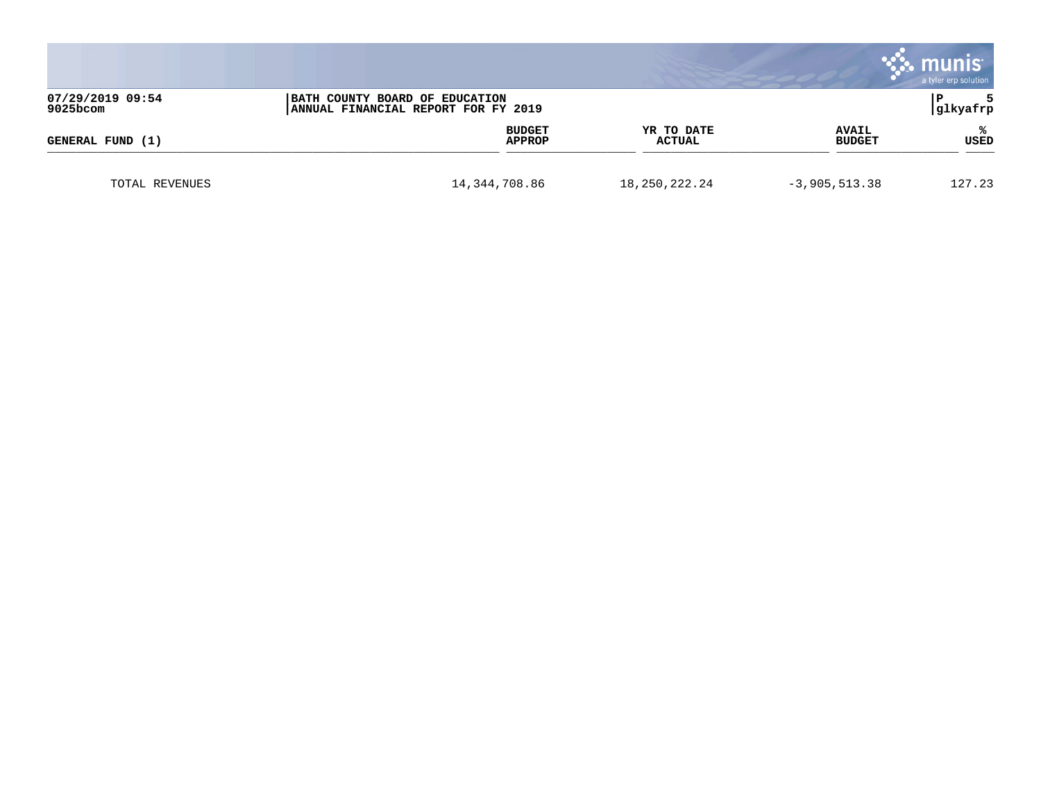| GENERAL FUND (1) | BUDGET APPROP | YR TO DATE ACTUAL | AVAIL BUDGET | % USED |
|---|---|---|---|---|
| TOTAL REVENUES | 14,344,708.86 | 18,250,222.24 | -3,905,513.38 | 127.23 |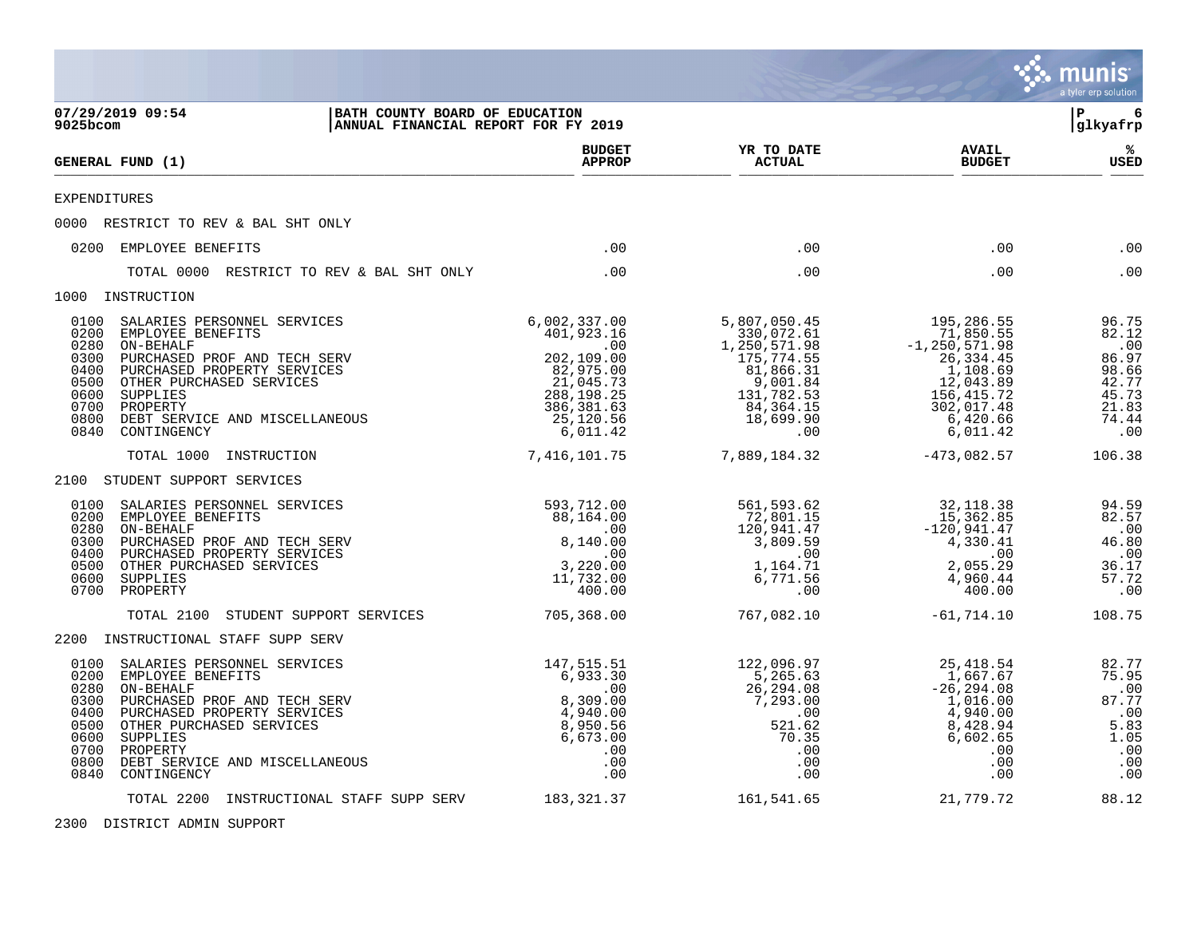07/29/2019 09:54 | BATH COUNTY BOARD OF EDUCATION
9025bcom | ANNUAL FINANCIAL REPORT FOR FY 2019

| GENERAL FUND (1) | BUDGET APPROP | YR TO DATE ACTUAL | AVAIL BUDGET | % USED |
|---|---|---|---|---|
| **EXPENDITURES** | | | | |
| **0000 RESTRICT TO REV & BAL SHT ONLY** | | | | |
| 0200 EMPLOYEE BENEFITS | .00 | .00 | .00 | .00 |
| TOTAL 0000 RESTRICT TO REV & BAL SHT ONLY | .00 | .00 | .00 | .00 |
| **1000 INSTRUCTION** | | | | |
| 0100 SALARIES PERSONNEL SERVICES | 6,002,337.00 | 5,807,050.45 | 195,286.55 | 96.75 |
| 0200 EMPLOYEE BENEFITS | 401,923.16 | 330,072.61 | 71,850.55 | 82.12 |
| 0280 ON-BEHALF | .00 | 1,250,571.98 | -1,250,571.98 | .00 |
| 0300 PURCHASED PROF AND TECH SERV | 202,109.00 | 175,774.55 | 26,334.45 | 86.97 |
| 0400 PURCHASED PROPERTY SERVICES | 82,975.00 | 81,866.31 | 1,108.69 | 98.66 |
| 0500 OTHER PURCHASED SERVICES | 21,045.73 | 9,001.84 | 12,043.89 | 42.77 |
| 0600 SUPPLIES | 288,198.25 | 131,782.53 | 156,415.72 | 45.73 |
| 0700 PROPERTY | 386,381.63 | 84,364.15 | 302,017.48 | 21.83 |
| 0800 DEBT SERVICE AND MISCELLANEOUS | 25,120.56 | 18,699.90 | 6,420.66 | 74.44 |
| 0840 CONTINGENCY | 6,011.42 | .00 | 6,011.42 | .00 |
| TOTAL 1000 INSTRUCTION | 7,416,101.75 | 7,889,184.32 | -473,082.57 | 106.38 |
| **2100 STUDENT SUPPORT SERVICES** | | | | |
| 0100 SALARIES PERSONNEL SERVICES | 593,712.00 | 561,593.62 | 32,118.38 | 94.59 |
| 0200 EMPLOYEE BENEFITS | 88,164.00 | 72,801.15 | 15,362.85 | 82.57 |
| 0280 ON-BEHALF | .00 | 120,941.47 | -120,941.47 | .00 |
| 0300 PURCHASED PROF AND TECH SERV | 8,140.00 | 3,809.59 | 4,330.41 | 46.80 |
| 0400 PURCHASED PROPERTY SERVICES | .00 | .00 | .00 | .00 |
| 0500 OTHER PURCHASED SERVICES | 3,220.00 | 1,164.71 | 2,055.29 | 36.17 |
| 0600 SUPPLIES | 11,732.00 | 6,771.56 | 4,960.44 | 57.72 |
| 0700 PROPERTY | 400.00 | .00 | 400.00 | .00 |
| TOTAL 2100 STUDENT SUPPORT SERVICES | 705,368.00 | 767,082.10 | -61,714.10 | 108.75 |
| **2200 INSTRUCTIONAL STAFF SUPP SERV** | | | | |
| 0100 SALARIES PERSONNEL SERVICES | 147,515.51 | 122,096.97 | 25,418.54 | 82.77 |
| 0200 EMPLOYEE BENEFITS | 6,933.30 | 5,265.63 | 1,667.67 | 75.95 |
| 0280 ON-BEHALF | .00 | 26,294.08 | -26,294.08 | .00 |
| 0300 PURCHASED PROF AND TECH SERV | 8,309.00 | 7,293.00 | 1,016.00 | 87.77 |
| 0400 PURCHASED PROPERTY SERVICES | 4,940.00 | .00 | 4,940.00 | .00 |
| 0500 OTHER PURCHASED SERVICES | 8,950.56 | 521.62 | 8,428.94 | 5.83 |
| 0600 SUPPLIES | 6,673.00 | 70.35 | 6,602.65 | 1.05 |
| 0700 PROPERTY | .00 | .00 | .00 | .00 |
| 0800 DEBT SERVICE AND MISCELLANEOUS | .00 | .00 | .00 | .00 |
| 0840 CONTINGENCY | .00 | .00 | .00 | .00 |
| TOTAL 2200 INSTRUCTIONAL STAFF SUPP SERV | 183,321.37 | 161,541.65 | 21,779.72 | 88.12 |
| **2300 DISTRICT ADMIN SUPPORT** | | | | |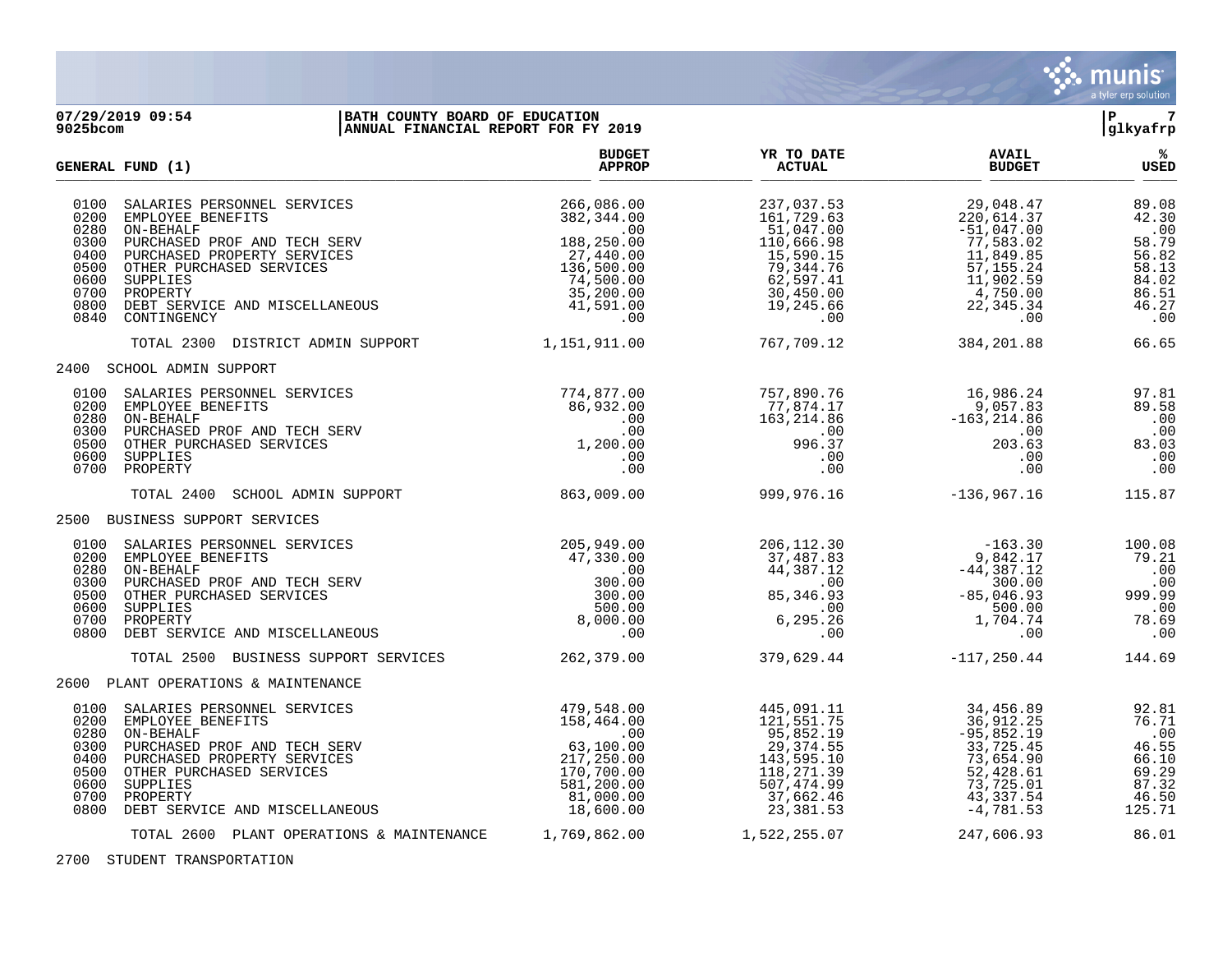**07/29/2019 09:54** — **BATH COUNTY BOARD OF EDUCATION**
**9025bcom** — **ANNUAL FINANCIAL REPORT FOR FY 2019**

| GENERAL FUND (1) | BUDGET APPROP | YR TO DATE ACTUAL | AVAIL BUDGET | % USED |
|---|---|---|---|---|
| 0100 SALARIES PERSONNEL SERVICES | 266,086.00 | 237,037.53 | 29,048.47 | 89.08 |
| 0200 EMPLOYEE BENEFITS | 382,344.00 | 161,729.63 | 220,614.37 | 42.30 |
| 0280 ON-BEHALF | .00 | 51,047.00 | -51,047.00 | .00 |
| 0300 PURCHASED PROF AND TECH SERV | 188,250.00 | 110,666.98 | 77,583.02 | 58.79 |
| 0400 PURCHASED PROPERTY SERVICES | 27,440.00 | 15,590.15 | 11,849.85 | 56.82 |
| 0500 OTHER PURCHASED SERVICES | 136,500.00 | 79,344.76 | 57,155.24 | 58.13 |
| 0600 SUPPLIES | 74,500.00 | 62,597.41 | 11,902.59 | 84.02 |
| 0700 PROPERTY | 35,200.00 | 30,450.00 | 4,750.00 | 86.51 |
| 0800 DEBT SERVICE AND MISCELLANEOUS | 41,591.00 | 19,245.66 | 22,345.34 | 46.27 |
| 0840 CONTINGENCY | .00 | .00 | .00 | .00 |
| TOTAL 2300 DISTRICT ADMIN SUPPORT | 1,151,911.00 | 767,709.12 | 384,201.88 | 66.65 |
| **2400 SCHOOL ADMIN SUPPORT** | | | | |
| 0100 SALARIES PERSONNEL SERVICES | 774,877.00 | 757,890.76 | 16,986.24 | 97.81 |
| 0200 EMPLOYEE BENEFITS | 86,932.00 | 77,874.17 | 9,057.83 | 89.58 |
| 0280 ON-BEHALF | .00 | 163,214.86 | -163,214.86 | .00 |
| 0300 PURCHASED PROF AND TECH SERV | .00 | .00 | .00 | .00 |
| 0500 OTHER PURCHASED SERVICES | 1,200.00 | 996.37 | 203.63 | 83.03 |
| 0600 SUPPLIES | .00 | .00 | .00 | .00 |
| 0700 PROPERTY | .00 | .00 | .00 | .00 |
| TOTAL 2400 SCHOOL ADMIN SUPPORT | 863,009.00 | 999,976.16 | -136,967.16 | 115.87 |
| **2500 BUSINESS SUPPORT SERVICES** | | | | |
| 0100 SALARIES PERSONNEL SERVICES | 205,949.00 | 206,112.30 | -163.30 | 100.08 |
| 0200 EMPLOYEE BENEFITS | 47,330.00 | 37,487.83 | 9,842.17 | 79.21 |
| 0280 ON-BEHALF | .00 | 44,387.12 | -44,387.12 | .00 |
| 0300 PURCHASED PROF AND TECH SERV | 300.00 | .00 | 300.00 | .00 |
| 0500 OTHER PURCHASED SERVICES | 300.00 | 85,346.93 | -85,046.93 | 999.99 |
| 0600 SUPPLIES | 500.00 | .00 | 500.00 | .00 |
| 0700 PROPERTY | 8,000.00 | 6,295.26 | 1,704.74 | 78.69 |
| 0800 DEBT SERVICE AND MISCELLANEOUS | .00 | .00 | .00 | .00 |
| TOTAL 2500 BUSINESS SUPPORT SERVICES | 262,379.00 | 379,629.44 | -117,250.44 | 144.69 |
| **2600 PLANT OPERATIONS & MAINTENANCE** | | | | |
| 0100 SALARIES PERSONNEL SERVICES | 479,548.00 | 445,091.11 | 34,456.89 | 92.81 |
| 0200 EMPLOYEE BENEFITS | 158,464.00 | 121,551.75 | 36,912.25 | 76.71 |
| 0280 ON-BEHALF | .00 | 95,852.19 | -95,852.19 | .00 |
| 0300 PURCHASED PROF AND TECH SERV | 63,100.00 | 29,374.55 | 33,725.45 | 46.55 |
| 0400 PURCHASED PROPERTY SERVICES | 217,250.00 | 143,595.10 | 73,654.90 | 66.10 |
| 0500 OTHER PURCHASED SERVICES | 170,700.00 | 118,271.39 | 52,428.61 | 69.29 |
| 0600 SUPPLIES | 581,200.00 | 507,474.99 | 73,725.01 | 87.32 |
| 0700 PROPERTY | 81,000.00 | 37,662.46 | 43,337.54 | 46.50 |
| 0800 DEBT SERVICE AND MISCELLANEOUS | 18,600.00 | 23,381.53 | -4,781.53 | 125.71 |
| TOTAL 2600 PLANT OPERATIONS & MAINTENANCE | 1,769,862.00 | 1,522,255.07 | 247,606.93 | 86.01 |
| **2700 STUDENT TRANSPORTATION** | | | | |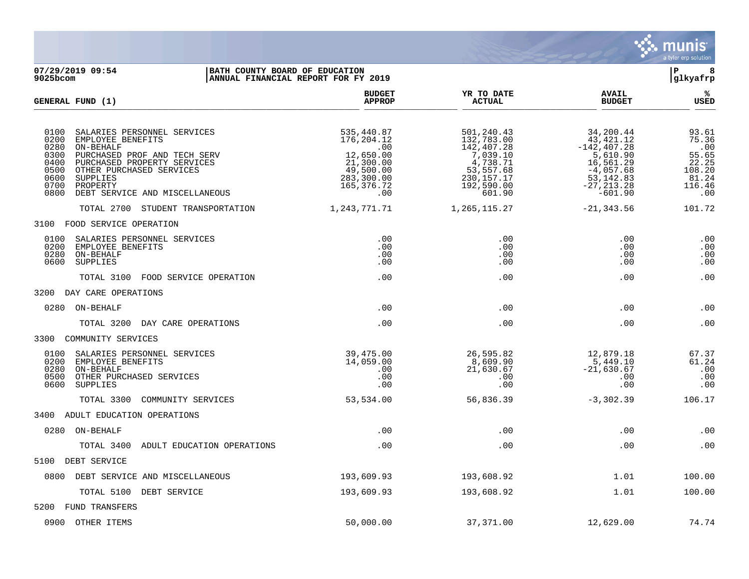**BATH COUNTY BOARD OF EDUCATION**
**ANNUAL FINANCIAL REPORT FOR FY 2019**

07/29/2019 09:54
9025bcom

| GENERAL FUND (1) | BUDGET APPROP | YR TO DATE ACTUAL | AVAIL BUDGET | % USED |
|---|---|---|---|---|
| 0100 SALARIES PERSONNEL SERVICES | 535,440.87 | 501,240.43 | 34,200.44 | 93.61 |
| 0200 EMPLOYEE BENEFITS | 176,204.12 | 132,783.00 | 43,421.12 | 75.36 |
| 0280 ON-BEHALF | .00 | 142,407.28 | -142,407.28 | .00 |
| 0300 PURCHASED PROF AND TECH SERV | 12,650.00 | 7,039.10 | 5,610.90 | 55.65 |
| 0400 PURCHASED PROPERTY SERVICES | 21,300.00 | 4,738.71 | 16,561.29 | 22.25 |
| 0500 OTHER PURCHASED SERVICES | 49,500.00 | 53,557.68 | -4,057.68 | 108.20 |
| 0600 SUPPLIES | 283,300.00 | 230,157.17 | 53,142.83 | 81.24 |
| 0700 PROPERTY | 165,376.72 | 192,590.00 | -27,213.28 | 116.46 |
| 0800 DEBT SERVICE AND MISCELLANEOUS | .00 | 601.90 | -601.90 | .00 |
| TOTAL 2700 STUDENT TRANSPORTATION | 1,243,771.71 | 1,265,115.27 | -21,343.56 | 101.72 |
| 3100 FOOD SERVICE OPERATION | | | | |
| 0100 SALARIES PERSONNEL SERVICES | .00 | .00 | .00 | .00 |
| 0200 EMPLOYEE BENEFITS | .00 | .00 | .00 | .00 |
| 0280 ON-BEHALF | .00 | .00 | .00 | .00 |
| 0600 SUPPLIES | .00 | .00 | .00 | .00 |
| TOTAL 3100 FOOD SERVICE OPERATION | .00 | .00 | .00 | .00 |
| 3200 DAY CARE OPERATIONS | | | | |
| 0280 ON-BEHALF | .00 | .00 | .00 | .00 |
| TOTAL 3200 DAY CARE OPERATIONS | .00 | .00 | .00 | .00 |
| 3300 COMMUNITY SERVICES | | | | |
| 0100 SALARIES PERSONNEL SERVICES | 39,475.00 | 26,595.82 | 12,879.18 | 67.37 |
| 0200 EMPLOYEE BENEFITS | 14,059.00 | 8,609.90 | 5,449.10 | 61.24 |
| 0280 ON-BEHALF | .00 | 21,630.67 | -21,630.67 | .00 |
| 0500 OTHER PURCHASED SERVICES | .00 | .00 | .00 | .00 |
| 0600 SUPPLIES | .00 | .00 | .00 | .00 |
| TOTAL 3300 COMMUNITY SERVICES | 53,534.00 | 56,836.39 | -3,302.39 | 106.17 |
| 3400 ADULT EDUCATION OPERATIONS | | | | |
| 0280 ON-BEHALF | .00 | .00 | .00 | .00 |
| TOTAL 3400 ADULT EDUCATION OPERATIONS | .00 | .00 | .00 | .00 |
| 5100 DEBT SERVICE | | | | |
| 0800 DEBT SERVICE AND MISCELLANEOUS | 193,609.93 | 193,608.92 | 1.01 | 100.00 |
| TOTAL 5100 DEBT SERVICE | 193,609.93 | 193,608.92 | 1.01 | 100.00 |
| 5200 FUND TRANSFERS | | | | |
| 0900 OTHER ITEMS | 50,000.00 | 37,371.00 | 12,629.00 | 74.74 |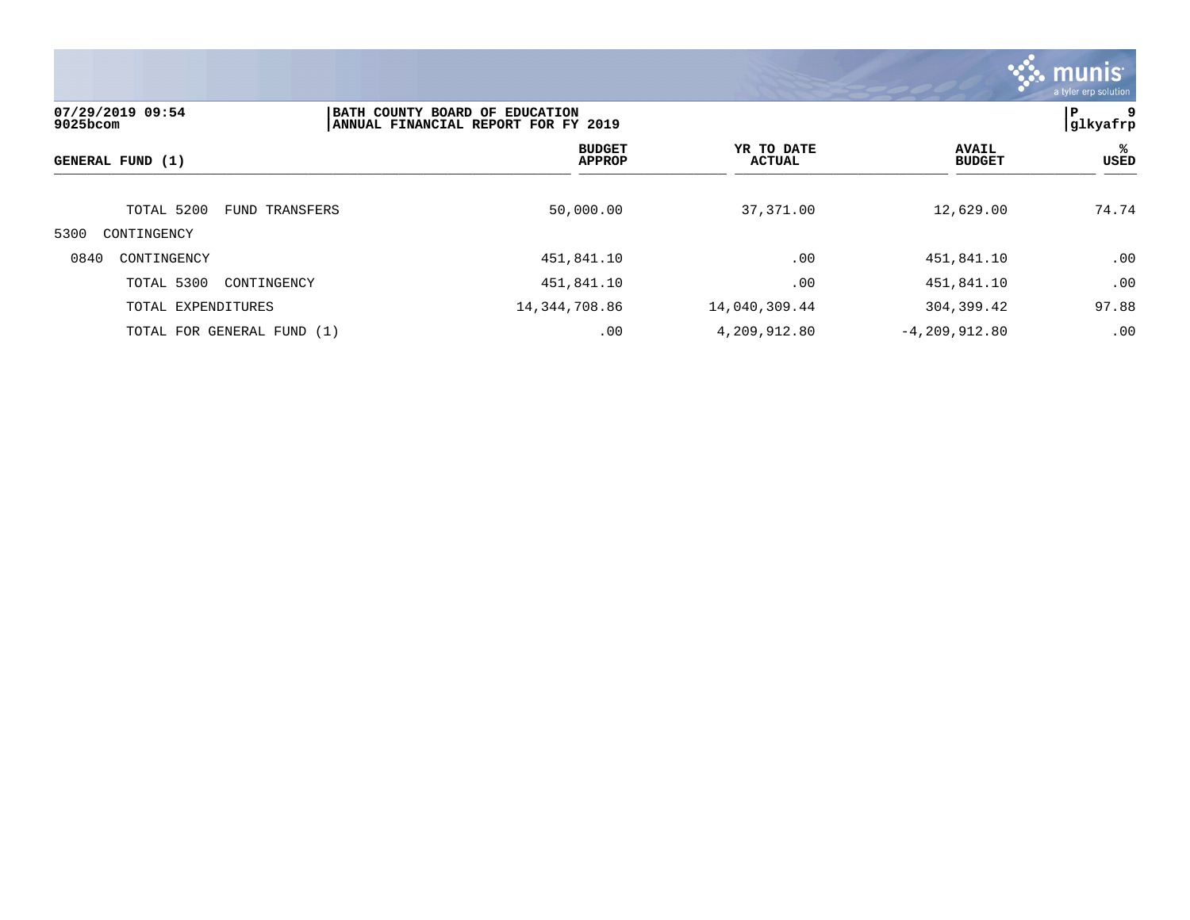**BATH COUNTY BOARD OF EDUCATION**
**ANNUAL FINANCIAL REPORT FOR FY 2019**

07/29/2019 09:54
9025bcom

| GENERAL FUND (1) | BUDGET APPROP | YR TO DATE ACTUAL | AVAIL BUDGET | % USED |
|---|---|---|---|---|
| TOTAL 5200 FUND TRANSFERS | 50,000.00 | 37,371.00 | 12,629.00 | 74.74 |
| 5300 CONTINGENCY | | | | |
| 0840 CONTINGENCY | 451,841.10 | .00 | 451,841.10 | .00 |
| TOTAL 5300 CONTINGENCY | 451,841.10 | .00 | 451,841.10 | .00 |
| TOTAL EXPENDITURES | 14,344,708.86 | 14,040,309.44 | 304,399.42 | 97.88 |
| TOTAL FOR GENERAL FUND (1) | .00 | 4,209,912.80 | -4,209,912.80 | .00 |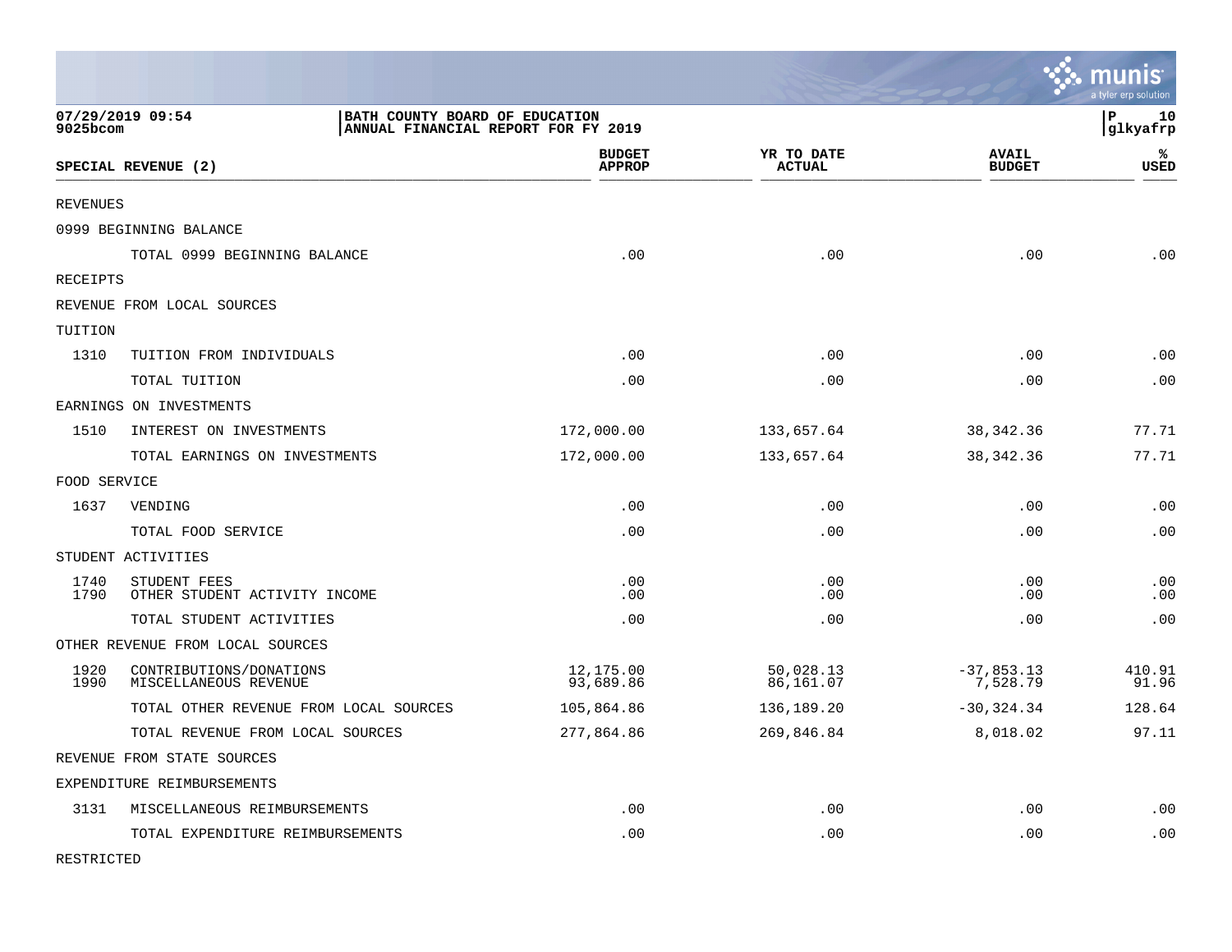BATH COUNTY BOARD OF EDUCATION
ANNUAL FINANCIAL REPORT FOR FY 2019

07/29/2019 09:54
9025bcom

| SPECIAL REVENUE (2) | | BUDGET APPROP | YR TO DATE ACTUAL | AVAIL BUDGET | % USED |
|---|---|---|---|---|---|
| REVENUES | | | | | |
| 0999 BEGINNING BALANCE | | | | | |
| | TOTAL 0999 BEGINNING BALANCE | .00 | .00 | .00 | .00 |
| RECEIPTS | | | | | |
| REVENUE FROM LOCAL SOURCES | | | | | |
| TUITION | | | | | |
| 1310 | TUITION FROM INDIVIDUALS | .00 | .00 | .00 | .00 |
| | TOTAL TUITION | .00 | .00 | .00 | .00 |
| EARNINGS ON INVESTMENTS | | | | | |
| 1510 | INTEREST ON INVESTMENTS | 172,000.00 | 133,657.64 | 38,342.36 | 77.71 |
| | TOTAL EARNINGS ON INVESTMENTS | 172,000.00 | 133,657.64 | 38,342.36 | 77.71 |
| FOOD SERVICE | | | | | |
| 1637 | VENDING | .00 | .00 | .00 | .00 |
| | TOTAL FOOD SERVICE | .00 | .00 | .00 | .00 |
| STUDENT ACTIVITIES | | | | | |
| 1740 | STUDENT FEES | .00 | .00 | .00 | .00 |
| 1790 | OTHER STUDENT ACTIVITY INCOME | .00 | .00 | .00 | .00 |
| | TOTAL STUDENT ACTIVITIES | .00 | .00 | .00 | .00 |
| OTHER REVENUE FROM LOCAL SOURCES | | | | | |
| 1920 | CONTRIBUTIONS/DONATIONS | 12,175.00 | 50,028.13 | -37,853.13 | 410.91 |
| 1990 | MISCELLANEOUS REVENUE | 93,689.86 | 86,161.07 | 7,528.79 | 91.96 |
| | TOTAL OTHER REVENUE FROM LOCAL SOURCES | 105,864.86 | 136,189.20 | -30,324.34 | 128.64 |
| | TOTAL REVENUE FROM LOCAL SOURCES | 277,864.86 | 269,846.84 | 8,018.02 | 97.11 |
| REVENUE FROM STATE SOURCES | | | | | |
| EXPENDITURE REIMBURSEMENTS | | | | | |
| 3131 | MISCELLANEOUS REIMBURSEMENTS | .00 | .00 | .00 | .00 |
| | TOTAL EXPENDITURE REIMBURSEMENTS | .00 | .00 | .00 | .00 |
| RESTRICTED | | | | | |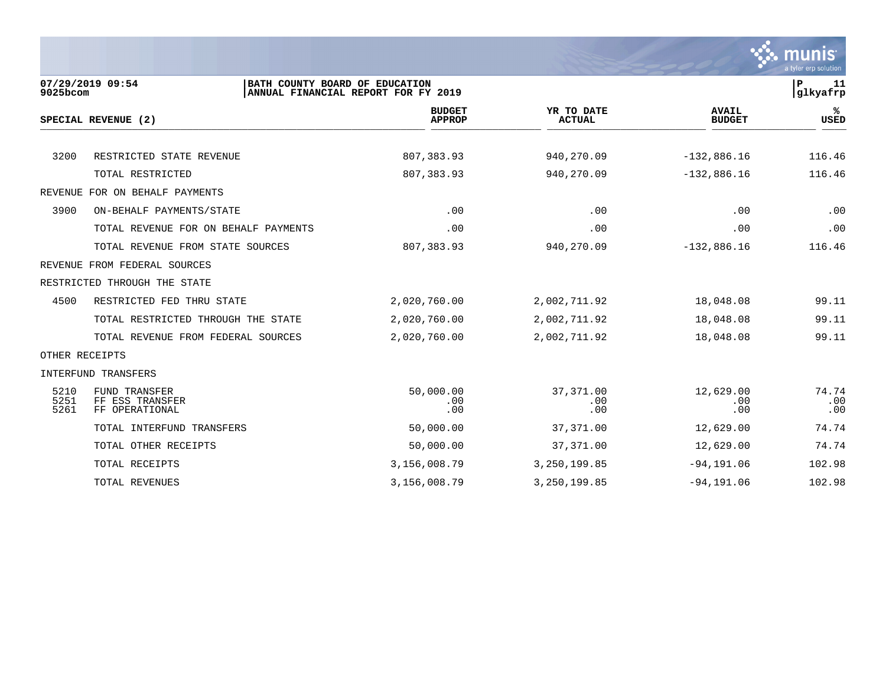BATH COUNTY BOARD OF EDUCATION
ANNUAL FINANCIAL REPORT FOR FY 2019

07/29/2019 09:54
9025bcom

| SPECIAL REVENUE (2) | | BUDGET APPROP | YR TO DATE ACTUAL | AVAIL BUDGET | % USED |
|---|---|---|---|---|---|
| 3200 | RESTRICTED STATE REVENUE | 807,383.93 | 940,270.09 | -132,886.16 | 116.46 |
| | TOTAL RESTRICTED | 807,383.93 | 940,270.09 | -132,886.16 | 116.46 |
| REVENUE FOR ON BEHALF PAYMENTS | | | | | |
| 3900 | ON-BEHALF PAYMENTS/STATE | .00 | .00 | .00 | .00 |
| | TOTAL REVENUE FOR ON BEHALF PAYMENTS | .00 | .00 | .00 | .00 |
| | TOTAL REVENUE FROM STATE SOURCES | 807,383.93 | 940,270.09 | -132,886.16 | 116.46 |
| REVENUE FROM FEDERAL SOURCES | | | | | |
| RESTRICTED THROUGH THE STATE | | | | | |
| 4500 | RESTRICTED FED THRU STATE | 2,020,760.00 | 2,002,711.92 | 18,048.08 | 99.11 |
| | TOTAL RESTRICTED THROUGH THE STATE | 2,020,760.00 | 2,002,711.92 | 18,048.08 | 99.11 |
| | TOTAL REVENUE FROM FEDERAL SOURCES | 2,020,760.00 | 2,002,711.92 | 18,048.08 | 99.11 |
| OTHER RECEIPTS | | | | | |
| INTERFUND TRANSFERS | | | | | |
| 5210 | FUND TRANSFER | 50,000.00 | 37,371.00 | 12,629.00 | 74.74 |
| 5251 | FF ESS TRANSFER | .00 | .00 | .00 | .00 |
| 5261 | FF OPERATIONAL | .00 | .00 | .00 | .00 |
| | TOTAL INTERFUND TRANSFERS | 50,000.00 | 37,371.00 | 12,629.00 | 74.74 |
| | TOTAL OTHER RECEIPTS | 50,000.00 | 37,371.00 | 12,629.00 | 74.74 |
| | TOTAL RECEIPTS | 3,156,008.79 | 3,250,199.85 | -94,191.06 | 102.98 |
| | TOTAL REVENUES | 3,156,008.79 | 3,250,199.85 | -94,191.06 | 102.98 |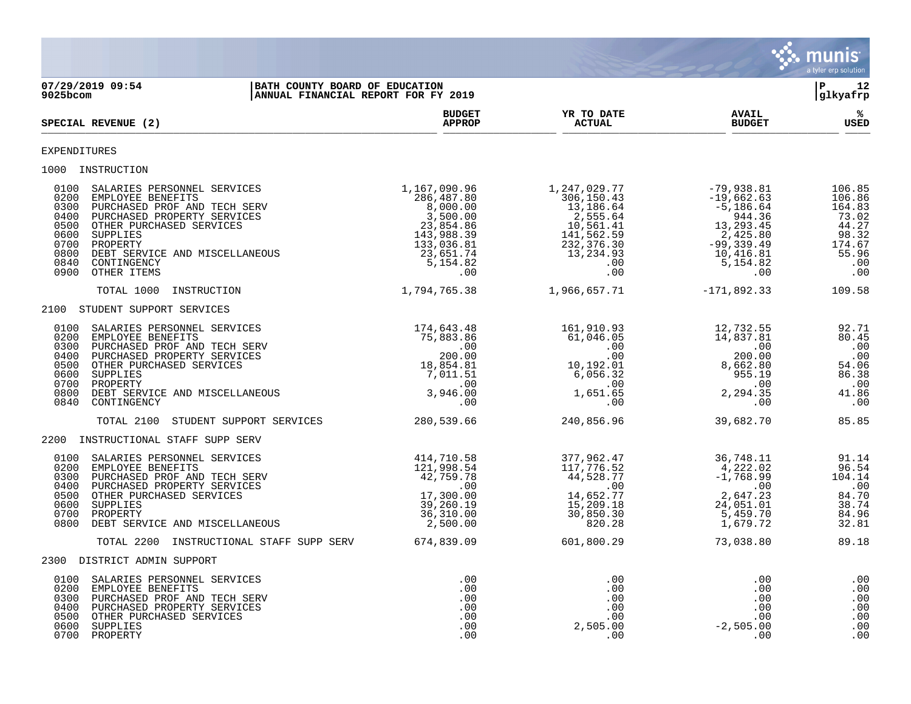07/29/2019 09:54 | BATH COUNTY BOARD OF EDUCATION
9025bcom | ANNUAL FINANCIAL REPORT FOR FY 2019

glkyafrp

| SPECIAL REVENUE (2) | BUDGET APPROP | YR TO DATE ACTUAL | AVAIL BUDGET | % USED |
|---|---|---|---|---|
| **EXPENDITURES** | | | | |
| **1000 INSTRUCTION** | | | | |
| 0100 SALARIES PERSONNEL SERVICES | 1,167,090.96 | 1,247,029.77 | -79,938.81 | 106.85 |
| 0200 EMPLOYEE BENEFITS | 286,487.80 | 306,150.43 | -19,662.63 | 106.86 |
| 0300 PURCHASED PROF AND TECH SERV | 8,000.00 | 13,186.64 | -5,186.64 | 164.83 |
| 0400 PURCHASED PROPERTY SERVICES | 3,500.00 | 2,555.64 | 944.36 | 73.02 |
| 0500 OTHER PURCHASED SERVICES | 23,854.86 | 10,561.41 | 13,293.45 | 44.27 |
| 0600 SUPPLIES | 143,988.39 | 141,562.59 | 2,425.80 | 98.32 |
| 0700 PROPERTY | 133,036.81 | 232,376.30 | -99,339.49 | 174.67 |
| 0800 DEBT SERVICE AND MISCELLANEOUS | 23,651.74 | 13,234.93 | 10,416.81 | 55.96 |
| 0840 CONTINGENCY | 5,154.82 | .00 | 5,154.82 | .00 |
| 0900 OTHER ITEMS | .00 | .00 | .00 | .00 |
| TOTAL 1000 INSTRUCTION | 1,794,765.38 | 1,966,657.71 | -171,892.33 | 109.58 |
| **2100 STUDENT SUPPORT SERVICES** | | | | |
| 0100 SALARIES PERSONNEL SERVICES | 174,643.48 | 161,910.93 | 12,732.55 | 92.71 |
| 0200 EMPLOYEE BENEFITS | 75,883.86 | 61,046.05 | 14,837.81 | 80.45 |
| 0300 PURCHASED PROF AND TECH SERV | .00 | .00 | .00 | .00 |
| 0400 PURCHASED PROPERTY SERVICES | 200.00 | .00 | 200.00 | .00 |
| 0500 OTHER PURCHASED SERVICES | 18,854.81 | 10,192.01 | 8,662.80 | 54.06 |
| 0600 SUPPLIES | 7,011.51 | 6,056.32 | 955.19 | 86.38 |
| 0700 PROPERTY | .00 | .00 | .00 | .00 |
| 0800 DEBT SERVICE AND MISCELLANEOUS | 3,946.00 | 1,651.65 | 2,294.35 | 41.86 |
| 0840 CONTINGENCY | .00 | .00 | .00 | .00 |
| TOTAL 2100 STUDENT SUPPORT SERVICES | 280,539.66 | 240,856.96 | 39,682.70 | 85.85 |
| **2200 INSTRUCTIONAL STAFF SUPP SERV** | | | | |
| 0100 SALARIES PERSONNEL SERVICES | 414,710.58 | 377,962.47 | 36,748.11 | 91.14 |
| 0200 EMPLOYEE BENEFITS | 121,998.54 | 117,776.52 | 4,222.02 | 96.54 |
| 0300 PURCHASED PROF AND TECH SERV | 42,759.78 | 44,528.77 | -1,768.99 | 104.14 |
| 0400 PURCHASED PROPERTY SERVICES | .00 | .00 | .00 | .00 |
| 0500 OTHER PURCHASED SERVICES | 17,300.00 | 14,652.77 | 2,647.23 | 84.70 |
| 0600 SUPPLIES | 39,260.19 | 15,209.18 | 24,051.01 | 38.74 |
| 0700 PROPERTY | 36,310.00 | 30,850.30 | 5,459.70 | 84.96 |
| 0800 DEBT SERVICE AND MISCELLANEOUS | 2,500.00 | 820.28 | 1,679.72 | 32.81 |
| TOTAL 2200 INSTRUCTIONAL STAFF SUPP SERV | 674,839.09 | 601,800.29 | 73,038.80 | 89.18 |
| **2300 DISTRICT ADMIN SUPPORT** | | | | |
| 0100 SALARIES PERSONNEL SERVICES | .00 | .00 | .00 | .00 |
| 0200 EMPLOYEE BENEFITS | .00 | .00 | .00 | .00 |
| 0300 PURCHASED PROF AND TECH SERV | .00 | .00 | .00 | .00 |
| 0400 PURCHASED PROPERTY SERVICES | .00 | .00 | .00 | .00 |
| 0500 OTHER PURCHASED SERVICES | .00 | .00 | .00 | .00 |
| 0600 SUPPLIES | .00 | 2,505.00 | -2,505.00 | .00 |
| 0700 PROPERTY | .00 | .00 | .00 | .00 |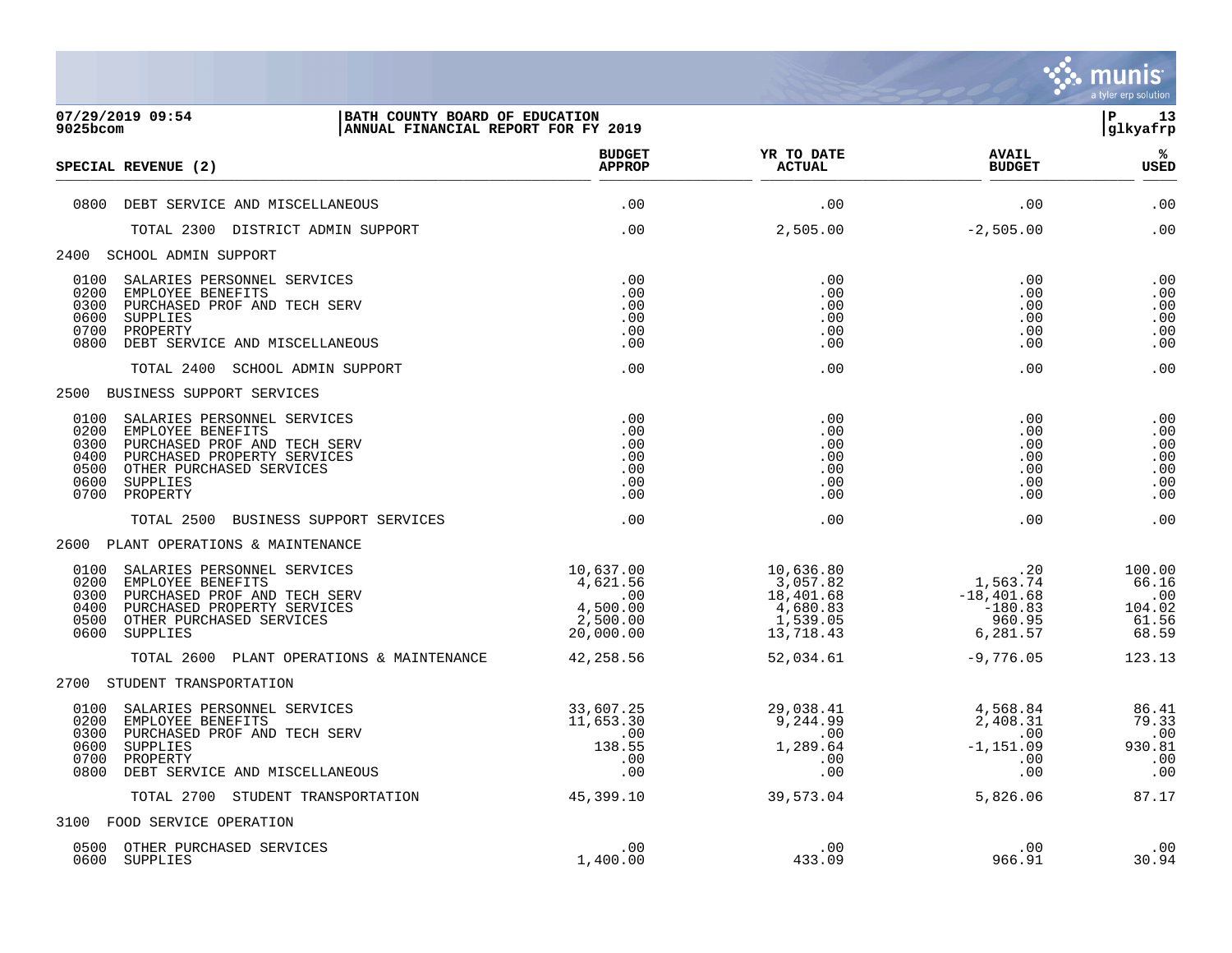BATH COUNTY BOARD OF EDUCATION
ANNUAL FINANCIAL REPORT FOR FY 2019

07/29/2019 09:54
9025bcom

glkyafrp

| SPECIAL REVENUE (2) | BUDGET APPROP | YR TO DATE ACTUAL | AVAIL BUDGET | % USED |
|---|---|---|---|---|
| 0800 DEBT SERVICE AND MISCELLANEOUS | .00 | .00 | .00 | .00 |
| TOTAL 2300 DISTRICT ADMIN SUPPORT | .00 | 2,505.00 | -2,505.00 | .00 |
| **2400 SCHOOL ADMIN SUPPORT** | | | | |
| 0100 SALARIES PERSONNEL SERVICES | .00 | .00 | .00 | .00 |
| 0200 EMPLOYEE BENEFITS | .00 | .00 | .00 | .00 |
| 0300 PURCHASED PROF AND TECH SERV | .00 | .00 | .00 | .00 |
| 0600 SUPPLIES | .00 | .00 | .00 | .00 |
| 0700 PROPERTY | .00 | .00 | .00 | .00 |
| 0800 DEBT SERVICE AND MISCELLANEOUS | .00 | .00 | .00 | .00 |
| TOTAL 2400 SCHOOL ADMIN SUPPORT | .00 | .00 | .00 | .00 |
| **2500 BUSINESS SUPPORT SERVICES** | | | | |
| 0100 SALARIES PERSONNEL SERVICES | .00 | .00 | .00 | .00 |
| 0200 EMPLOYEE BENEFITS | .00 | .00 | .00 | .00 |
| 0300 PURCHASED PROF AND TECH SERV | .00 | .00 | .00 | .00 |
| 0400 PURCHASED PROPERTY SERVICES | .00 | .00 | .00 | .00 |
| 0500 OTHER PURCHASED SERVICES | .00 | .00 | .00 | .00 |
| 0600 SUPPLIES | .00 | .00 | .00 | .00 |
| 0700 PROPERTY | .00 | .00 | .00 | .00 |
| TOTAL 2500 BUSINESS SUPPORT SERVICES | .00 | .00 | .00 | .00 |
| **2600 PLANT OPERATIONS & MAINTENANCE** | | | | |
| 0100 SALARIES PERSONNEL SERVICES | 10,637.00 | 10,636.80 | .20 | 100.00 |
| 0200 EMPLOYEE BENEFITS | 4,621.56 | 3,057.82 | 1,563.74 | 66.16 |
| 0300 PURCHASED PROF AND TECH SERV | .00 | 18,401.68 | -18,401.68 | .00 |
| 0400 PURCHASED PROPERTY SERVICES | 4,500.00 | 4,680.83 | -180.83 | 104.02 |
| 0500 OTHER PURCHASED SERVICES | 2,500.00 | 1,539.05 | 960.95 | 61.56 |
| 0600 SUPPLIES | 20,000.00 | 13,718.43 | 6,281.57 | 68.59 |
| TOTAL 2600 PLANT OPERATIONS & MAINTENANCE | 42,258.56 | 52,034.61 | -9,776.05 | 123.13 |
| **2700 STUDENT TRANSPORTATION** | | | | |
| 0100 SALARIES PERSONNEL SERVICES | 33,607.25 | 29,038.41 | 4,568.84 | 86.41 |
| 0200 EMPLOYEE BENEFITS | 11,653.30 | 9,244.99 | 2,408.31 | 79.33 |
| 0300 PURCHASED PROF AND TECH SERV | .00 | .00 | .00 | .00 |
| 0600 SUPPLIES | 138.55 | 1,289.64 | -1,151.09 | 930.81 |
| 0700 PROPERTY | .00 | .00 | .00 | .00 |
| 0800 DEBT SERVICE AND MISCELLANEOUS | .00 | .00 | .00 | .00 |
| TOTAL 2700 STUDENT TRANSPORTATION | 45,399.10 | 39,573.04 | 5,826.06 | 87.17 |
| **3100 FOOD SERVICE OPERATION** | | | | |
| 0500 OTHER PURCHASED SERVICES | .00 | .00 | .00 | .00 |
| 0600 SUPPLIES | 1,400.00 | 433.09 | 966.91 | 30.94 |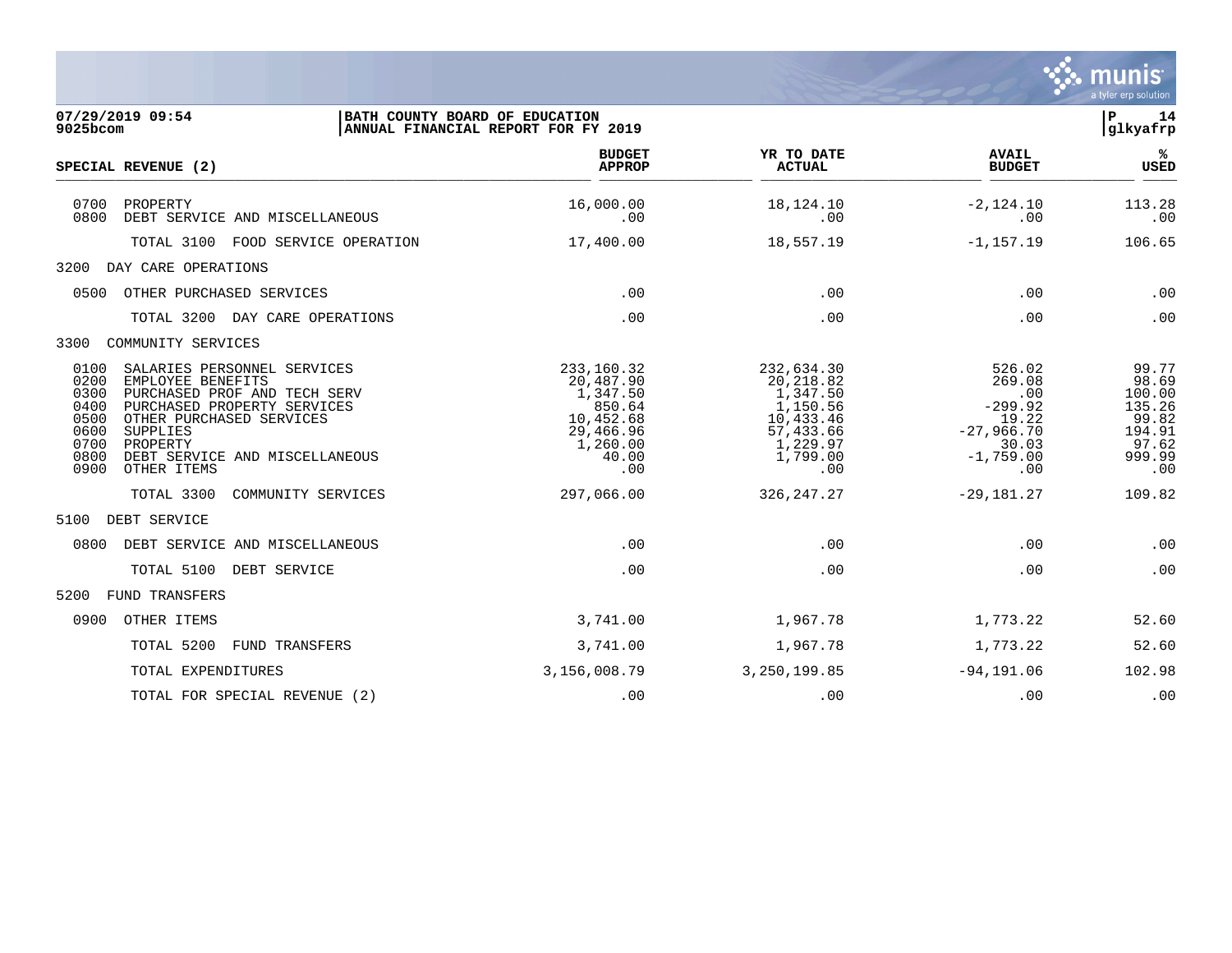BATH COUNTY BOARD OF EDUCATION
ANNUAL FINANCIAL REPORT FOR FY 2019

07/29/2019 09:54
9025bcom

glkyafrp

| SPECIAL REVENUE (2) | BUDGET APPROP | YR TO DATE ACTUAL | AVAIL BUDGET | % USED |
|---|---|---|---|---|
| 0700 PROPERTY | 16,000.00 | 18,124.10 | -2,124.10 | 113.28 |
| 0800 DEBT SERVICE AND MISCELLANEOUS | .00 | .00 | .00 | .00 |
| TOTAL 3100 FOOD SERVICE OPERATION | 17,400.00 | 18,557.19 | -1,157.19 | 106.65 |
| 3200 DAY CARE OPERATIONS | | | | |
| 0500 OTHER PURCHASED SERVICES | .00 | .00 | .00 | .00 |
| TOTAL 3200 DAY CARE OPERATIONS | .00 | .00 | .00 | .00 |
| 3300 COMMUNITY SERVICES | | | | |
| 0100 SALARIES PERSONNEL SERVICES | 233,160.32 | 232,634.30 | 526.02 | 99.77 |
| 0200 EMPLOYEE BENEFITS | 20,487.90 | 20,218.82 | 269.08 | 98.69 |
| 0300 PURCHASED PROF AND TECH SERV | 1,347.50 | 1,347.50 | .00 | 100.00 |
| 0400 PURCHASED PROPERTY SERVICES | 850.64 | 1,150.56 | -299.92 | 135.26 |
| 0500 OTHER PURCHASED SERVICES | 10,452.68 | 10,433.46 | 19.22 | 99.82 |
| 0600 SUPPLIES | 29,466.96 | 57,433.66 | -27,966.70 | 194.91 |
| 0700 PROPERTY | 1,260.00 | 1,229.97 | 30.03 | 97.62 |
| 0800 DEBT SERVICE AND MISCELLANEOUS | 40.00 | 1,799.00 | -1,759.00 | 999.99 |
| 0900 OTHER ITEMS | .00 | .00 | .00 | .00 |
| TOTAL 3300 COMMUNITY SERVICES | 297,066.00 | 326,247.27 | -29,181.27 | 109.82 |
| 5100 DEBT SERVICE | | | | |
| 0800 DEBT SERVICE AND MISCELLANEOUS | .00 | .00 | .00 | .00 |
| TOTAL 5100 DEBT SERVICE | .00 | .00 | .00 | .00 |
| 5200 FUND TRANSFERS | | | | |
| 0900 OTHER ITEMS | 3,741.00 | 1,967.78 | 1,773.22 | 52.60 |
| TOTAL 5200 FUND TRANSFERS | 3,741.00 | 1,967.78 | 1,773.22 | 52.60 |
| TOTAL EXPENDITURES | 3,156,008.79 | 3,250,199.85 | -94,191.06 | 102.98 |
| TOTAL FOR SPECIAL REVENUE (2) | .00 | .00 | .00 | .00 |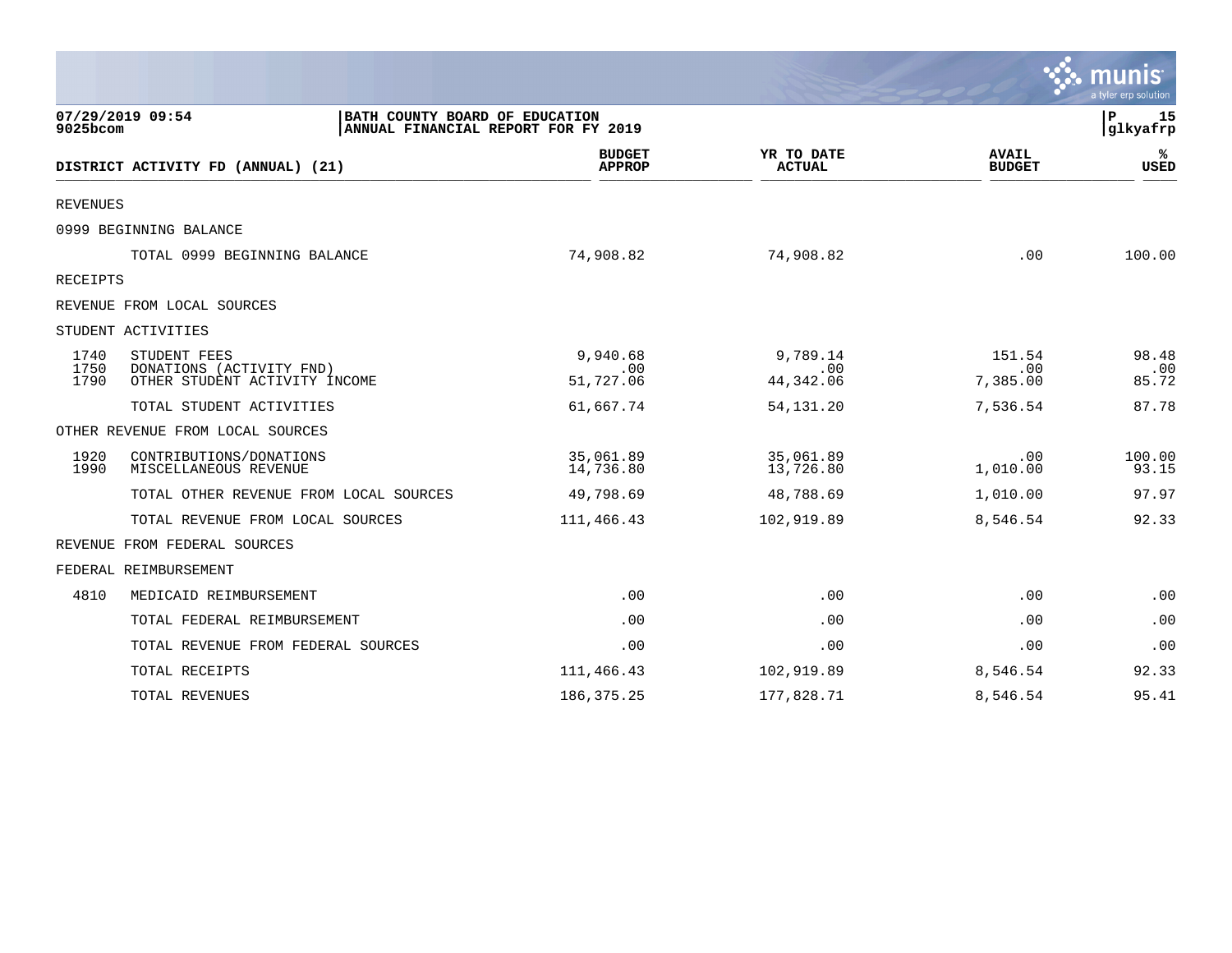07/29/2019 09:54 | BATH COUNTY BOARD OF EDUCATION | P 15
9025bcom | ANNUAL FINANCIAL REPORT FOR FY 2019 | glkyafrp

| DISTRICT ACTIVITY FD (ANNUAL) (21) | | BUDGET APPROP | YR TO DATE ACTUAL | AVAIL BUDGET | % USED |
|---|---|---|---|---|---|
| REVENUES | | | | | |
| 0999 BEGINNING BALANCE | | | | | |
| | TOTAL 0999 BEGINNING BALANCE | 74,908.82 | 74,908.82 | .00 | 100.00 |
| RECEIPTS | | | | | |
| REVENUE FROM LOCAL SOURCES | | | | | |
| STUDENT ACTIVITIES | | | | | |
| 1740 | STUDENT FEES | 9,940.68 | 9,789.14 | 151.54 | 98.48 |
| 1750 | DONATIONS (ACTIVITY FND) | .00 | .00 | .00 | .00 |
| 1790 | OTHER STUDENT ACTIVITY INCOME | 51,727.06 | 44,342.06 | 7,385.00 | 85.72 |
| | TOTAL STUDENT ACTIVITIES | 61,667.74 | 54,131.20 | 7,536.54 | 87.78 |
| OTHER REVENUE FROM LOCAL SOURCES | | | | | |
| 1920 | CONTRIBUTIONS/DONATIONS | 35,061.89 | 35,061.89 | .00 | 100.00 |
| 1990 | MISCELLANEOUS REVENUE | 14,736.80 | 13,726.80 | 1,010.00 | 93.15 |
| | TOTAL OTHER REVENUE FROM LOCAL SOURCES | 49,798.69 | 48,788.69 | 1,010.00 | 97.97 |
| | TOTAL REVENUE FROM LOCAL SOURCES | 111,466.43 | 102,919.89 | 8,546.54 | 92.33 |
| REVENUE FROM FEDERAL SOURCES | | | | | |
| FEDERAL REIMBURSEMENT | | | | | |
| 4810 | MEDICAID REIMBURSEMENT | .00 | .00 | .00 | .00 |
| | TOTAL FEDERAL REIMBURSEMENT | .00 | .00 | .00 | .00 |
| | TOTAL REVENUE FROM FEDERAL SOURCES | .00 | .00 | .00 | .00 |
| | TOTAL RECEIPTS | 111,466.43 | 102,919.89 | 8,546.54 | 92.33 |
| | TOTAL REVENUES | 186,375.25 | 177,828.71 | 8,546.54 | 95.41 |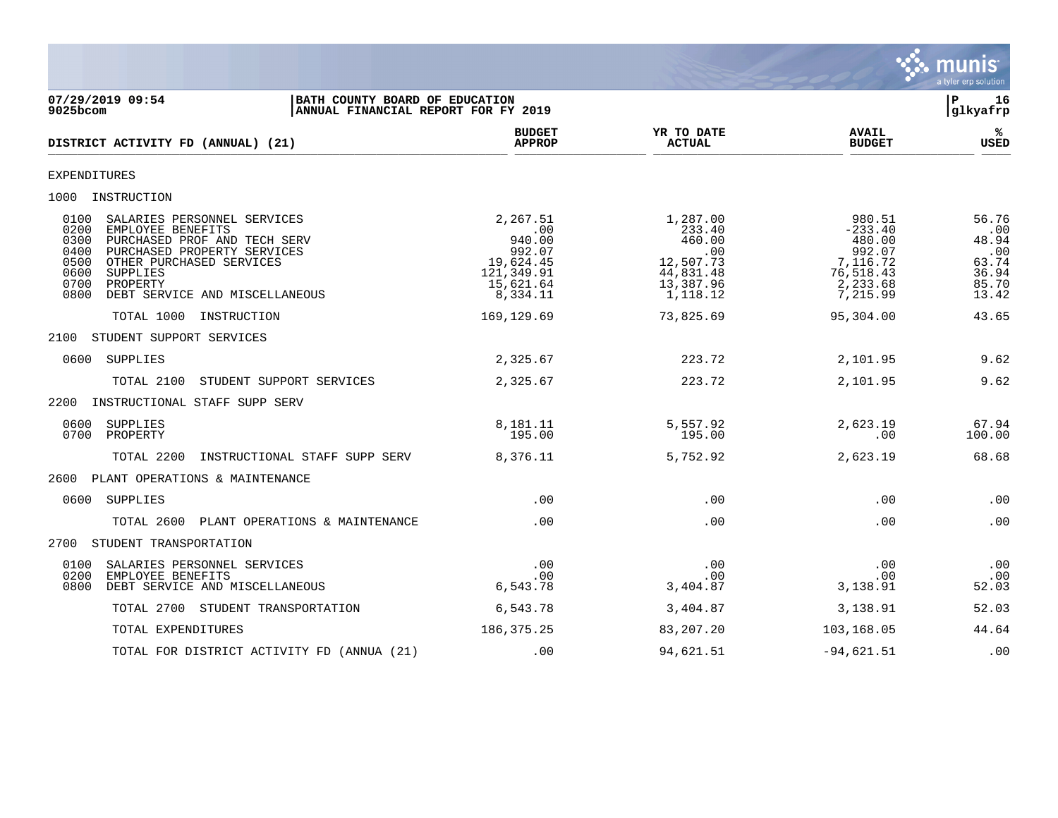07/29/2019 09:54 | BATH COUNTY BOARD OF EDUCATION | P 16
9025bcom | ANNUAL FINANCIAL REPORT FOR FY 2019 | glkyafrp

| DISTRICT ACTIVITY FD (ANNUAL) (21) | BUDGET APPROP | YR TO DATE ACTUAL | AVAIL BUDGET | % USED |
|---|---|---|---|---|
| EXPENDITURES | | | | |
| 1000 INSTRUCTION | | | | |
| 0100 SALARIES PERSONNEL SERVICES | 2,267.51 | 1,287.00 | 980.51 | 56.76 |
| 0200 EMPLOYEE BENEFITS | .00 | 233.40 | -233.40 | .00 |
| 0300 PURCHASED PROF AND TECH SERV | 940.00 | 460.00 | 480.00 | 48.94 |
| 0400 PURCHASED PROPERTY SERVICES | 992.07 | .00 | 992.07 | .00 |
| 0500 OTHER PURCHASED SERVICES | 19,624.45 | 12,507.73 | 7,116.72 | 63.74 |
| 0600 SUPPLIES | 121,349.91 | 44,831.48 | 76,518.43 | 36.94 |
| 0700 PROPERTY | 15,621.64 | 13,387.96 | 2,233.68 | 85.70 |
| 0800 DEBT SERVICE AND MISCELLANEOUS | 8,334.11 | 1,118.12 | 7,215.99 | 13.42 |
| TOTAL 1000 INSTRUCTION | 169,129.69 | 73,825.69 | 95,304.00 | 43.65 |
| 2100 STUDENT SUPPORT SERVICES | | | | |
| 0600 SUPPLIES | 2,325.67 | 223.72 | 2,101.95 | 9.62 |
| TOTAL 2100 STUDENT SUPPORT SERVICES | 2,325.67 | 223.72 | 2,101.95 | 9.62 |
| 2200 INSTRUCTIONAL STAFF SUPP SERV | | | | |
| 0600 SUPPLIES | 8,181.11 | 5,557.92 | 2,623.19 | 67.94 |
| 0700 PROPERTY | 195.00 | 195.00 | .00 | 100.00 |
| TOTAL 2200 INSTRUCTIONAL STAFF SUPP SERV | 8,376.11 | 5,752.92 | 2,623.19 | 68.68 |
| 2600 PLANT OPERATIONS & MAINTENANCE | | | | |
| 0600 SUPPLIES | .00 | .00 | .00 | .00 |
| TOTAL 2600 PLANT OPERATIONS & MAINTENANCE | .00 | .00 | .00 | .00 |
| 2700 STUDENT TRANSPORTATION | | | | |
| 0100 SALARIES PERSONNEL SERVICES | .00 | .00 | .00 | .00 |
| 0200 EMPLOYEE BENEFITS | .00 | .00 | .00 | .00 |
| 0800 DEBT SERVICE AND MISCELLANEOUS | 6,543.78 | 3,404.87 | 3,138.91 | 52.03 |
| TOTAL 2700 STUDENT TRANSPORTATION | 6,543.78 | 3,404.87 | 3,138.91 | 52.03 |
| TOTAL EXPENDITURES | 186,375.25 | 83,207.20 | 103,168.05 | 44.64 |
| TOTAL FOR DISTRICT ACTIVITY FD (ANNUA (21) | .00 | 94,621.51 | -94,621.51 | .00 |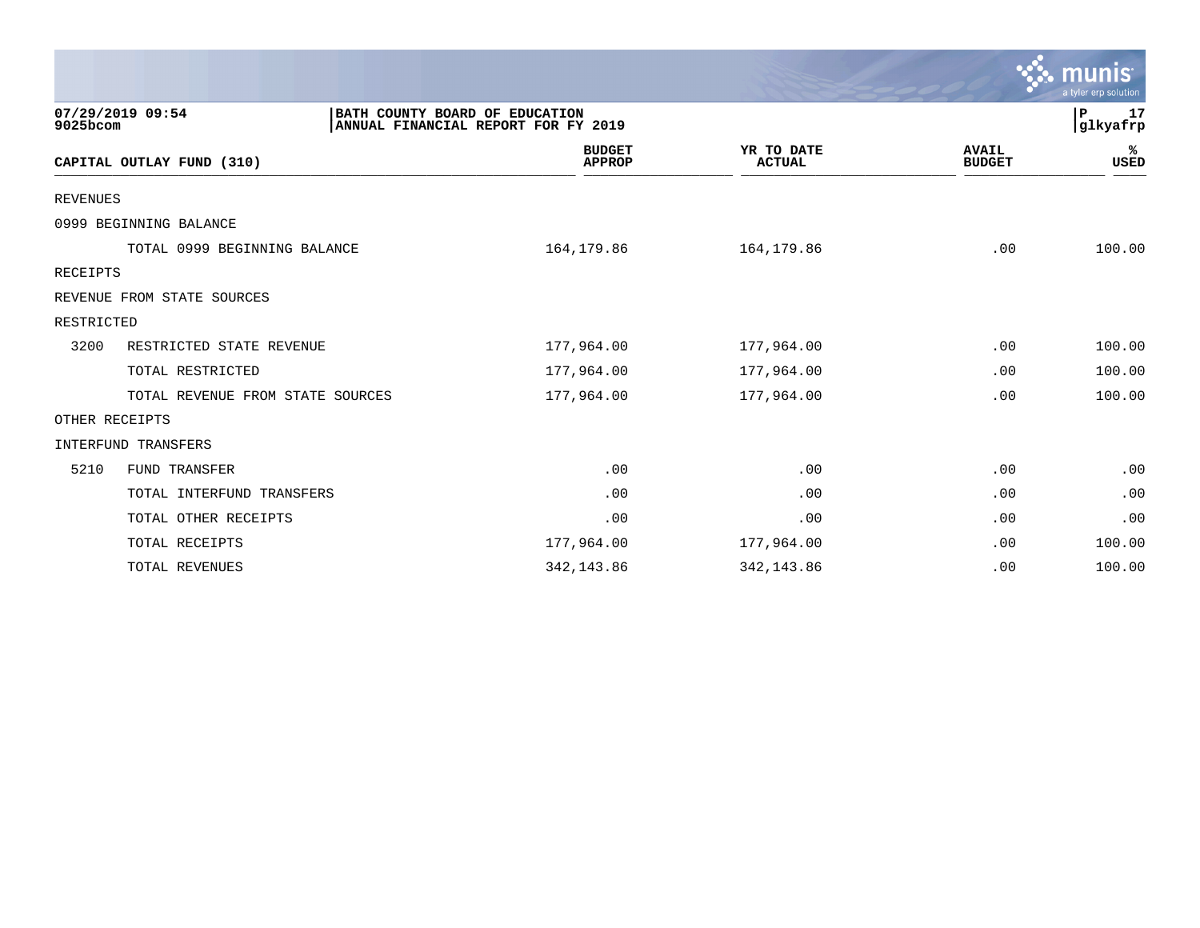07/29/2019 09:54 | BATH COUNTY BOARD OF EDUCATION
9025bcom | ANNUAL FINANCIAL REPORT FOR FY 2019

P 17
glkyafrp

| CAPITAL OUTLAY FUND (310) | | BUDGET APPROP | YR TO DATE ACTUAL | AVAIL BUDGET | % USED |
|---|---|---|---|---|---|
| REVENUES | | | | | |
| 0999 BEGINNING BALANCE | | | | | |
| | TOTAL 0999 BEGINNING BALANCE | 164,179.86 | 164,179.86 | .00 | 100.00 |
| RECEIPTS | | | | | |
| REVENUE FROM STATE SOURCES | | | | | |
| RESTRICTED | | | | | |
| 3200 | RESTRICTED STATE REVENUE | 177,964.00 | 177,964.00 | .00 | 100.00 |
| | TOTAL RESTRICTED | 177,964.00 | 177,964.00 | .00 | 100.00 |
| | TOTAL REVENUE FROM STATE SOURCES | 177,964.00 | 177,964.00 | .00 | 100.00 |
| OTHER RECEIPTS | | | | | |
| INTERFUND TRANSFERS | | | | | |
| 5210 | FUND TRANSFER | .00 | .00 | .00 | .00 |
| | TOTAL INTERFUND TRANSFERS | .00 | .00 | .00 | .00 |
| | TOTAL OTHER RECEIPTS | .00 | .00 | .00 | .00 |
| | TOTAL RECEIPTS | 177,964.00 | 177,964.00 | .00 | 100.00 |
| | TOTAL REVENUES | 342,143.86 | 342,143.86 | .00 | 100.00 |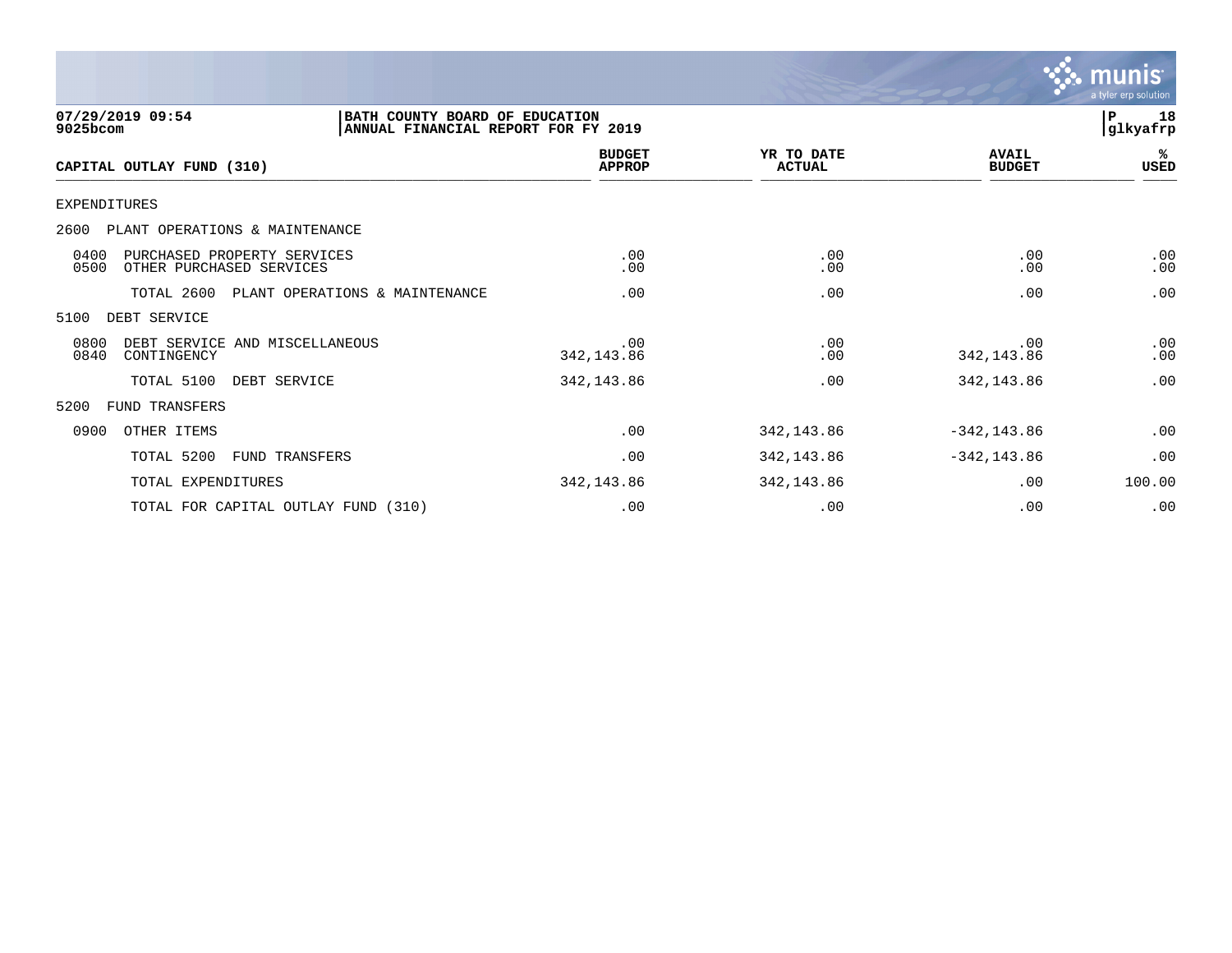07/29/2019 09:54
9025bcom

BATH COUNTY BOARD OF EDUCATION
ANNUAL FINANCIAL REPORT FOR FY 2019

P 18
glkyafrp

| CAPITAL OUTLAY FUND (310) | BUDGET APPROP | YR TO DATE ACTUAL | AVAIL BUDGET | % USED |
|---|---|---|---|---|
| EXPENDITURES | | | | |
| 2600 PLANT OPERATIONS & MAINTENANCE | | | | |
| 0400 PURCHASED PROPERTY SERVICES | .00 | .00 | .00 | .00 |
| 0500 OTHER PURCHASED SERVICES | .00 | .00 | .00 | .00 |
| TOTAL 2600 PLANT OPERATIONS & MAINTENANCE | .00 | .00 | .00 | .00 |
| 5100 DEBT SERVICE | | | | |
| 0800 DEBT SERVICE AND MISCELLANEOUS | .00 | .00 | .00 | .00 |
| 0840 CONTINGENCY | 342,143.86 | .00 | 342,143.86 | .00 |
| TOTAL 5100 DEBT SERVICE | 342,143.86 | .00 | 342,143.86 | .00 |
| 5200 FUND TRANSFERS | | | | |
| 0900 OTHER ITEMS | .00 | 342,143.86 | -342,143.86 | .00 |
| TOTAL 5200 FUND TRANSFERS | .00 | 342,143.86 | -342,143.86 | .00 |
| TOTAL EXPENDITURES | 342,143.86 | 342,143.86 | .00 | 100.00 |
| TOTAL FOR CAPITAL OUTLAY FUND (310) | .00 | .00 | .00 | .00 |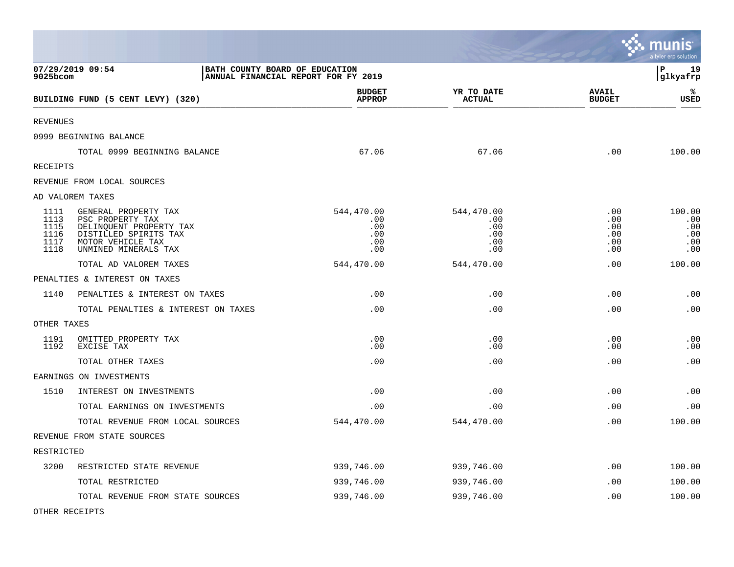BATH COUNTY BOARD OF EDUCATION
ANNUAL FINANCIAL REPORT FOR FY 2019

07/29/2019 09:54
9025bcom

glkyafrp

| BUILDING FUND (5 CENT LEVY) (320) | | BUDGET APPROP | YR TO DATE ACTUAL | AVAIL BUDGET | % USED |
|---|---|---|---|---|---|
| REVENUES | | | | | |
| 0999 BEGINNING BALANCE | | | | | |
| | TOTAL 0999 BEGINNING BALANCE | 67.06 | 67.06 | .00 | 100.00 |
| RECEIPTS | | | | | |
| REVENUE FROM LOCAL SOURCES | | | | | |
| AD VALOREM TAXES | | | | | |
| 1111 | GENERAL PROPERTY TAX | 544,470.00 | 544,470.00 | .00 | 100.00 |
| 1113 | PSC PROPERTY TAX | .00 | .00 | .00 | .00 |
| 1115 | DELINQUENT PROPERTY TAX | .00 | .00 | .00 | .00 |
| 1116 | DISTILLED SPIRITS TAX | .00 | .00 | .00 | .00 |
| 1117 | MOTOR VEHICLE TAX | .00 | .00 | .00 | .00 |
| 1118 | UNMINED MINERALS TAX | .00 | .00 | .00 | .00 |
| | TOTAL AD VALOREM TAXES | 544,470.00 | 544,470.00 | .00 | 100.00 |
| PENALTIES & INTEREST ON TAXES | | | | | |
| 1140 | PENALTIES & INTEREST ON TAXES | .00 | .00 | .00 | .00 |
| | TOTAL PENALTIES & INTEREST ON TAXES | .00 | .00 | .00 | .00 |
| OTHER TAXES | | | | | |
| 1191 | OMITTED PROPERTY TAX | .00 | .00 | .00 | .00 |
| 1192 | EXCISE TAX | .00 | .00 | .00 | .00 |
| | TOTAL OTHER TAXES | .00 | .00 | .00 | .00 |
| EARNINGS ON INVESTMENTS | | | | | |
| 1510 | INTEREST ON INVESTMENTS | .00 | .00 | .00 | .00 |
| | TOTAL EARNINGS ON INVESTMENTS | .00 | .00 | .00 | .00 |
| | TOTAL REVENUE FROM LOCAL SOURCES | 544,470.00 | 544,470.00 | .00 | 100.00 |
| REVENUE FROM STATE SOURCES | | | | | |
| RESTRICTED | | | | | |
| 3200 | RESTRICTED STATE REVENUE | 939,746.00 | 939,746.00 | .00 | 100.00 |
| | TOTAL RESTRICTED | 939,746.00 | 939,746.00 | .00 | 100.00 |
| | TOTAL REVENUE FROM STATE SOURCES | 939,746.00 | 939,746.00 | .00 | 100.00 |
| OTHER RECEIPTS | | | | | |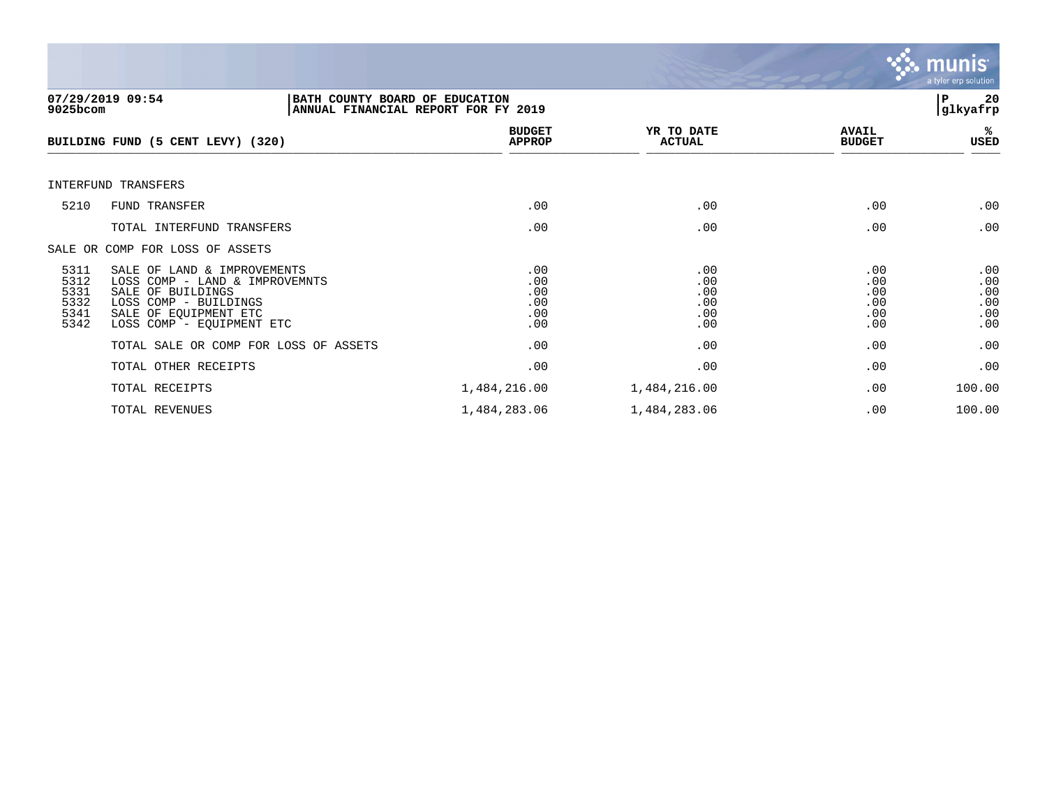BATH COUNTY BOARD OF EDUCATION
ANNUAL FINANCIAL REPORT FOR FY 2019

07/29/2019 09:54
9025bcom

| BUILDING FUND (5 CENT LEVY) (320) | | BUDGET APPROP | YR TO DATE ACTUAL | AVAIL BUDGET | % USED |
|---|---|---|---|---|---|
| INTERFUND TRANSFERS | | | | | |
| 5210 | FUND TRANSFER | .00 | .00 | .00 | .00 |
| | TOTAL INTERFUND TRANSFERS | .00 | .00 | .00 | .00 |
| SALE OR COMP FOR LOSS OF ASSETS | | | | | |
| 5311 | SALE OF LAND & IMPROVEMENTS | .00 | .00 | .00 | .00 |
| 5312 | LOSS COMP - LAND & IMPROVEMNTS | .00 | .00 | .00 | .00 |
| 5331 | SALE OF BUILDINGS | .00 | .00 | .00 | .00 |
| 5332 | LOSS COMP - BUILDINGS | .00 | .00 | .00 | .00 |
| 5341 | SALE OF EQUIPMENT ETC | .00 | .00 | .00 | .00 |
| 5342 | LOSS COMP - EQUIPMENT ETC | .00 | .00 | .00 | .00 |
| | TOTAL SALE OR COMP FOR LOSS OF ASSETS | .00 | .00 | .00 | .00 |
| | TOTAL OTHER RECEIPTS | .00 | .00 | .00 | .00 |
| | TOTAL RECEIPTS | 1,484,216.00 | 1,484,216.00 | .00 | 100.00 |
| | TOTAL REVENUES | 1,484,283.06 | 1,484,283.06 | .00 | 100.00 |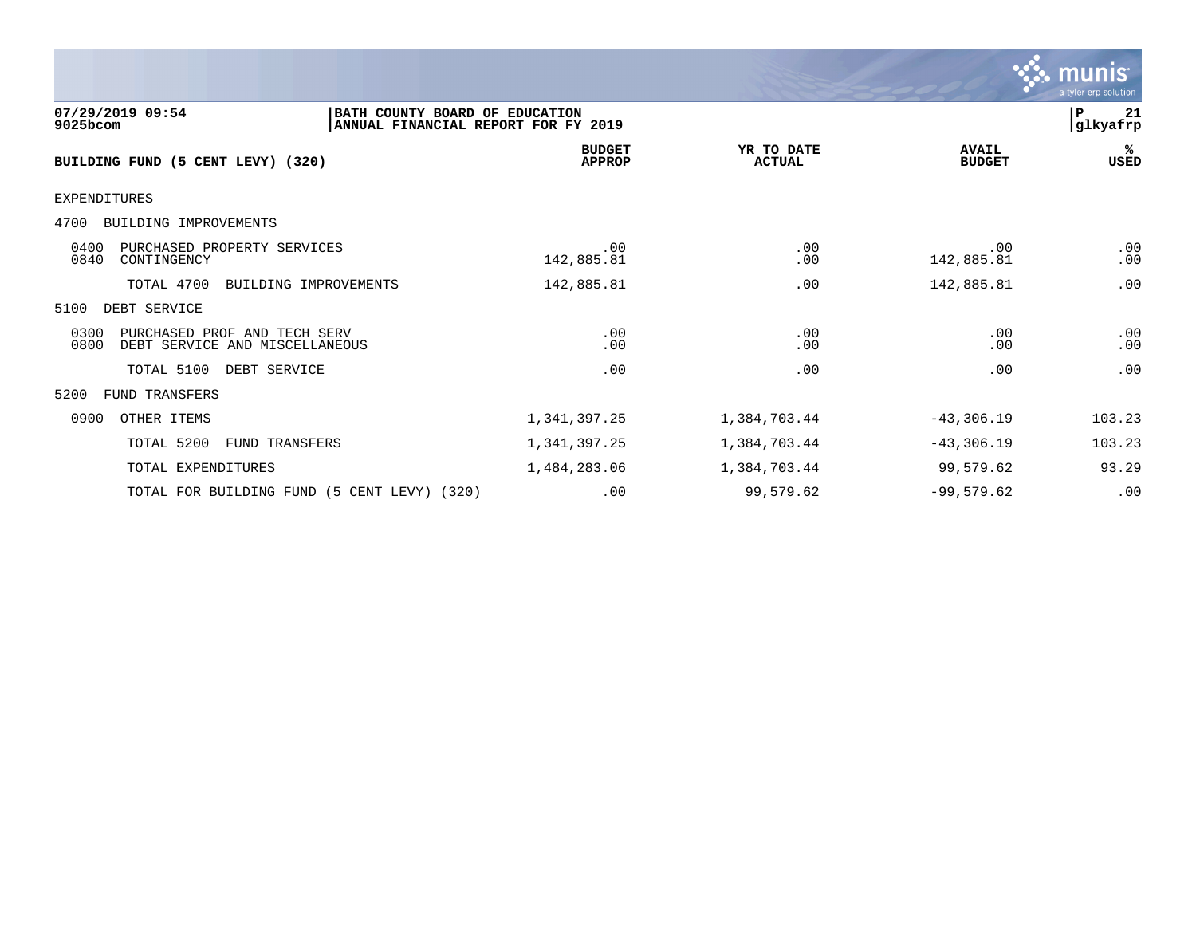**07/29/2019 09:54** | **BATH COUNTY BOARD OF EDUCATION**
**9025bcom** | **ANNUAL FINANCIAL REPORT FOR FY 2019**

**P 21**
**glkyafrp**

| BUILDING FUND (5 CENT LEVY) (320) | BUDGET APPROP | YR TO DATE ACTUAL | AVAIL BUDGET | % USED |
|---|---|---|---|---|
| EXPENDITURES | | | | |
| 4700 BUILDING IMPROVEMENTS | | | | |
| 0400 PURCHASED PROPERTY SERVICES | .00 | .00 | .00 | .00 |
| 0840 CONTINGENCY | 142,885.81 | .00 | 142,885.81 | .00 |
| TOTAL 4700 BUILDING IMPROVEMENTS | 142,885.81 | .00 | 142,885.81 | .00 |
| 5100 DEBT SERVICE | | | | |
| 0300 PURCHASED PROF AND TECH SERV | .00 | .00 | .00 | .00 |
| 0800 DEBT SERVICE AND MISCELLANEOUS | .00 | .00 | .00 | .00 |
| TOTAL 5100 DEBT SERVICE | .00 | .00 | .00 | .00 |
| 5200 FUND TRANSFERS | | | | |
| 0900 OTHER ITEMS | 1,341,397.25 | 1,384,703.44 | -43,306.19 | 103.23 |
| TOTAL 5200 FUND TRANSFERS | 1,341,397.25 | 1,384,703.44 | -43,306.19 | 103.23 |
| TOTAL EXPENDITURES | 1,484,283.06 | 1,384,703.44 | 99,579.62 | 93.29 |
| TOTAL FOR BUILDING FUND (5 CENT LEVY) (320) | .00 | 99,579.62 | -99,579.62 | .00 |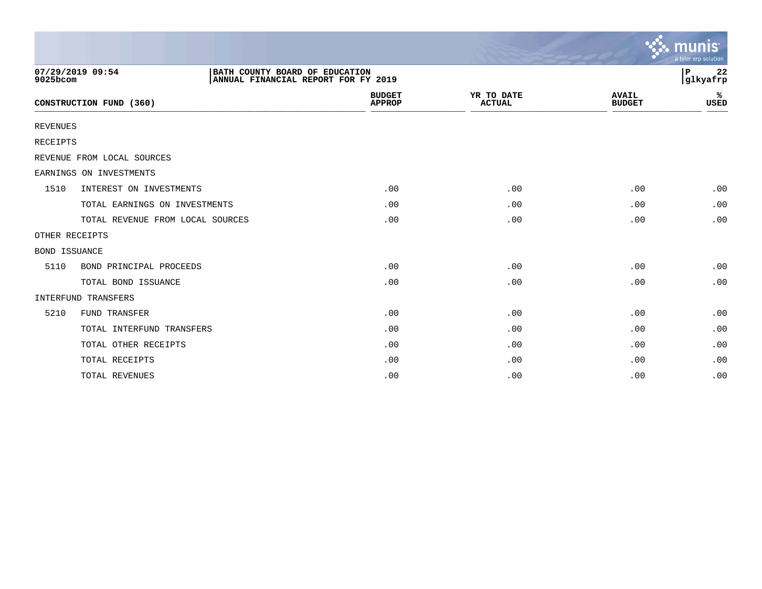07/29/2019 09:54
9025bcom

BATH COUNTY BOARD OF EDUCATION
ANNUAL FINANCIAL REPORT FOR FY 2019

P 22
glkyafrp

| CONSTRUCTION FUND (360) | | BUDGET APPROP | YR TO DATE ACTUAL | AVAIL BUDGET | % USED |
|---|---|---|---|---|---|
| REVENUES | | | | | |
| RECEIPTS | | | | | |
| REVENUE FROM LOCAL SOURCES | | | | | |
| EARNINGS ON INVESTMENTS | | | | | |
| 1510 | INTEREST ON INVESTMENTS | .00 | .00 | .00 | .00 |
| | TOTAL EARNINGS ON INVESTMENTS | .00 | .00 | .00 | .00 |
| | TOTAL REVENUE FROM LOCAL SOURCES | .00 | .00 | .00 | .00 |
| OTHER RECEIPTS | | | | | |
| BOND ISSUANCE | | | | | |
| 5110 | BOND PRINCIPAL PROCEEDS | .00 | .00 | .00 | .00 |
| | TOTAL BOND ISSUANCE | .00 | .00 | .00 | .00 |
| INTERFUND TRANSFERS | | | | | |
| 5210 | FUND TRANSFER | .00 | .00 | .00 | .00 |
| | TOTAL INTERFUND TRANSFERS | .00 | .00 | .00 | .00 |
| | TOTAL OTHER RECEIPTS | .00 | .00 | .00 | .00 |
| | TOTAL RECEIPTS | .00 | .00 | .00 | .00 |
| | TOTAL REVENUES | .00 | .00 | .00 | .00 |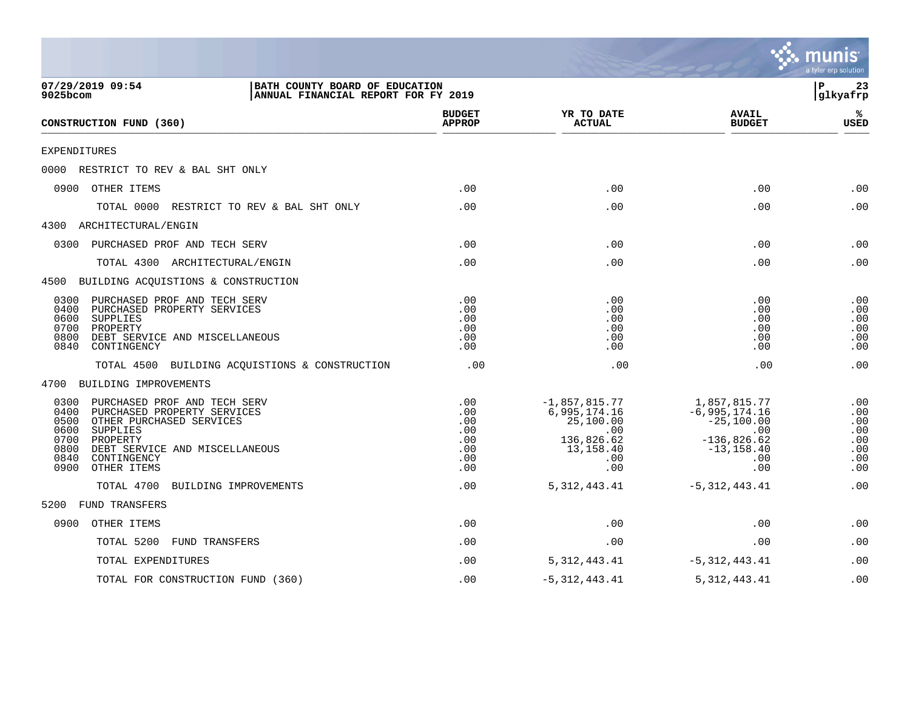07/29/2019 09:54
9025bcom

BATH COUNTY BOARD OF EDUCATION
ANNUAL FINANCIAL REPORT FOR FY 2019

glkyafrp

| CONSTRUCTION FUND (360) | BUDGET APPROP | YR TO DATE ACTUAL | AVAIL BUDGET | % USED |
|---|---|---|---|---|
| EXPENDITURES | | | | |
| 0000 RESTRICT TO REV & BAL SHT ONLY | | | | |
| 0900 OTHER ITEMS | .00 | .00 | .00 | .00 |
| TOTAL 0000 RESTRICT TO REV & BAL SHT ONLY | .00 | .00 | .00 | .00 |
| 4300 ARCHITECTURAL/ENGIN | | | | |
| 0300 PURCHASED PROF AND TECH SERV | .00 | .00 | .00 | .00 |
| TOTAL 4300 ARCHITECTURAL/ENGIN | .00 | .00 | .00 | .00 |
| 4500 BUILDING ACQUISTIONS & CONSTRUCTION | | | | |
| 0300 PURCHASED PROF AND TECH SERV | .00 | .00 | .00 | .00 |
| 0400 PURCHASED PROPERTY SERVICES | .00 | .00 | .00 | .00 |
| 0600 SUPPLIES | .00 | .00 | .00 | .00 |
| 0700 PROPERTY | .00 | .00 | .00 | .00 |
| 0800 DEBT SERVICE AND MISCELLANEOUS | .00 | .00 | .00 | .00 |
| 0840 CONTINGENCY | .00 | .00 | .00 | .00 |
| TOTAL 4500 BUILDING ACQUISTIONS & CONSTRUCTION | .00 | .00 | .00 | .00 |
| 4700 BUILDING IMPROVEMENTS | | | | |
| 0300 PURCHASED PROF AND TECH SERV | .00 | -1,857,815.77 | 1,857,815.77 | .00 |
| 0400 PURCHASED PROPERTY SERVICES | .00 | 6,995,174.16 | -6,995,174.16 | .00 |
| 0500 OTHER PURCHASED SERVICES | .00 | 25,100.00 | -25,100.00 | .00 |
| 0600 SUPPLIES | .00 | .00 | .00 | .00 |
| 0700 PROPERTY | .00 | 136,826.62 | -136,826.62 | .00 |
| 0800 DEBT SERVICE AND MISCELLANEOUS | .00 | 13,158.40 | -13,158.40 | .00 |
| 0840 CONTINGENCY | .00 | .00 | .00 | .00 |
| 0900 OTHER ITEMS | .00 | .00 | .00 | .00 |
| TOTAL 4700 BUILDING IMPROVEMENTS | .00 | 5,312,443.41 | -5,312,443.41 | .00 |
| 5200 FUND TRANSFERS | | | | |
| 0900 OTHER ITEMS | .00 | .00 | .00 | .00 |
| TOTAL 5200 FUND TRANSFERS | .00 | .00 | .00 | .00 |
| TOTAL EXPENDITURES | .00 | 5,312,443.41 | -5,312,443.41 | .00 |
| TOTAL FOR CONSTRUCTION FUND (360) | .00 | -5,312,443.41 | 5,312,443.41 | .00 |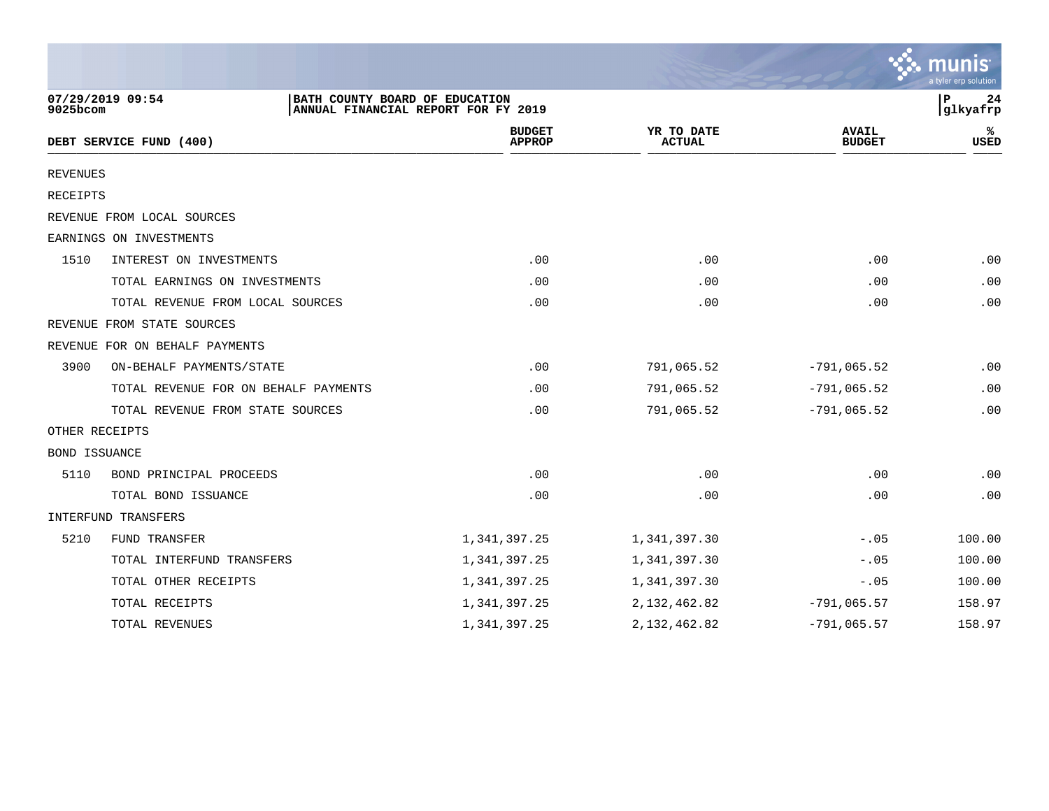BATH COUNTY BOARD OF EDUCATION
ANNUAL FINANCIAL REPORT FOR FY 2019

07/29/2019 09:54
9025bcom

glkyafrp

| DEBT SERVICE FUND (400) | | BUDGET APPROP | YR TO DATE ACTUAL | AVAIL BUDGET | % USED |
|---|---|---|---|---|---|
| REVENUES | | | | | |
| RECEIPTS | | | | | |
| REVENUE FROM LOCAL SOURCES | | | | | |
| EARNINGS ON INVESTMENTS | | | | | |
| 1510 | INTEREST ON INVESTMENTS | .00 | .00 | .00 | .00 |
| | TOTAL EARNINGS ON INVESTMENTS | .00 | .00 | .00 | .00 |
| | TOTAL REVENUE FROM LOCAL SOURCES | .00 | .00 | .00 | .00 |
| REVENUE FROM STATE SOURCES | | | | | |
| REVENUE FOR ON BEHALF PAYMENTS | | | | | |
| 3900 | ON-BEHALF PAYMENTS/STATE | .00 | 791,065.52 | -791,065.52 | .00 |
| | TOTAL REVENUE FOR ON BEHALF PAYMENTS | .00 | 791,065.52 | -791,065.52 | .00 |
| | TOTAL REVENUE FROM STATE SOURCES | .00 | 791,065.52 | -791,065.52 | .00 |
| OTHER RECEIPTS | | | | | |
| BOND ISSUANCE | | | | | |
| 5110 | BOND PRINCIPAL PROCEEDS | .00 | .00 | .00 | .00 |
| | TOTAL BOND ISSUANCE | .00 | .00 | .00 | .00 |
| INTERFUND TRANSFERS | | | | | |
| 5210 | FUND TRANSFER | 1,341,397.25 | 1,341,397.30 | -.05 | 100.00 |
| | TOTAL INTERFUND TRANSFERS | 1,341,397.25 | 1,341,397.30 | -.05 | 100.00 |
| | TOTAL OTHER RECEIPTS | 1,341,397.25 | 1,341,397.30 | -.05 | 100.00 |
| | TOTAL RECEIPTS | 1,341,397.25 | 2,132,462.82 | -791,065.57 | 158.97 |
| | TOTAL REVENUES | 1,341,397.25 | 2,132,462.82 | -791,065.57 | 158.97 |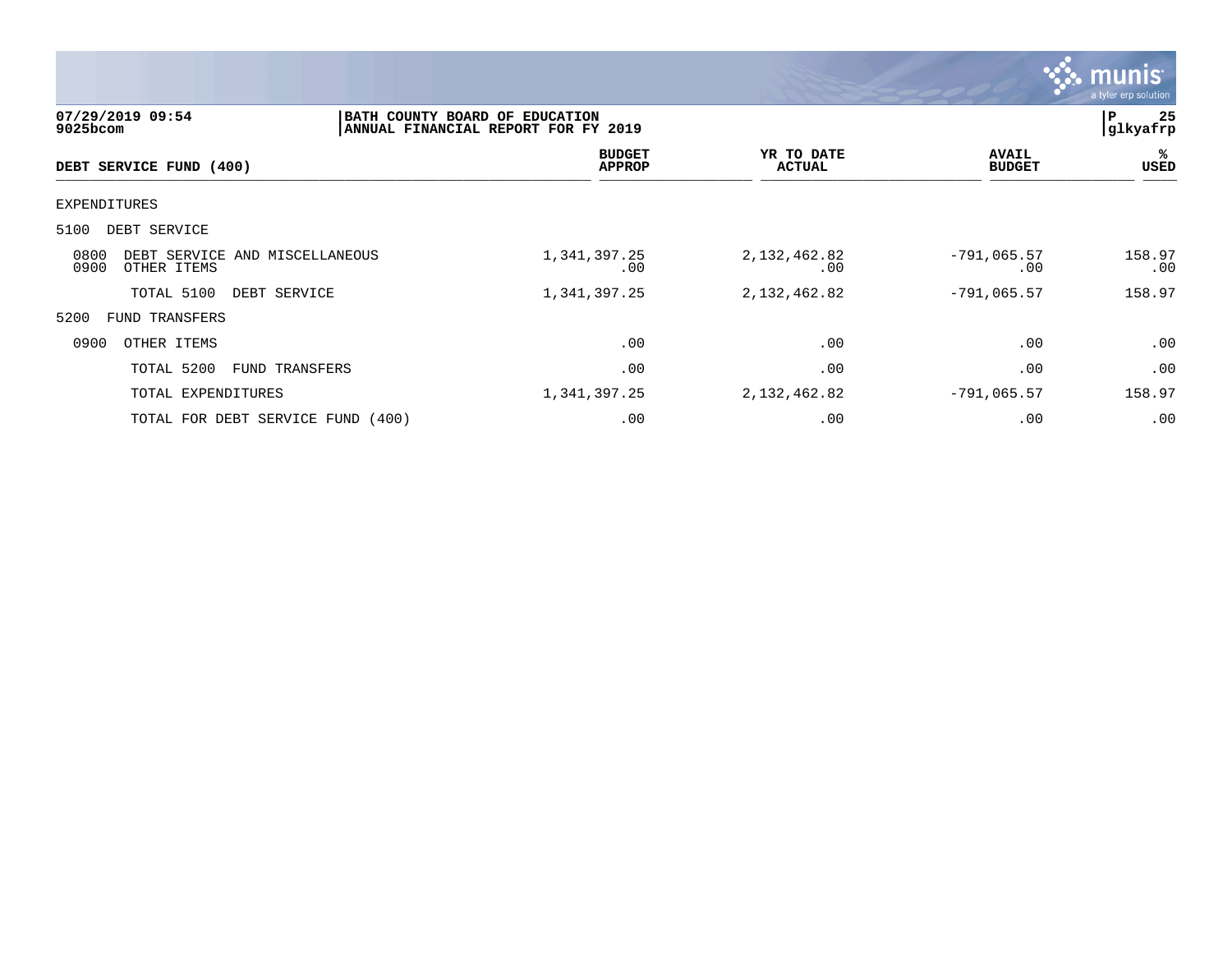**07/29/2019 09:54** | **BATH COUNTY BOARD OF EDUCATION**
**9025bcom** | **ANNUAL FINANCIAL REPORT FOR FY 2019** | **glkyafrp**

| DEBT SERVICE FUND (400) | BUDGET APPROP | YR TO DATE ACTUAL | AVAIL BUDGET | % USED |
|---|---|---|---|---|
| EXPENDITURES | | | | |
| 5100 DEBT SERVICE | | | | |
| 0800 DEBT SERVICE AND MISCELLANEOUS | 1,341,397.25 | 2,132,462.82 | -791,065.57 | 158.97 |
| 0900 OTHER ITEMS | .00 | .00 | .00 | .00 |
| TOTAL 5100 DEBT SERVICE | 1,341,397.25 | 2,132,462.82 | -791,065.57 | 158.97 |
| 5200 FUND TRANSFERS | | | | |
| 0900 OTHER ITEMS | .00 | .00 | .00 | .00 |
| TOTAL 5200 FUND TRANSFERS | .00 | .00 | .00 | .00 |
| TOTAL EXPENDITURES | 1,341,397.25 | 2,132,462.82 | -791,065.57 | 158.97 |
| TOTAL FOR DEBT SERVICE FUND (400) | .00 | .00 | .00 | .00 |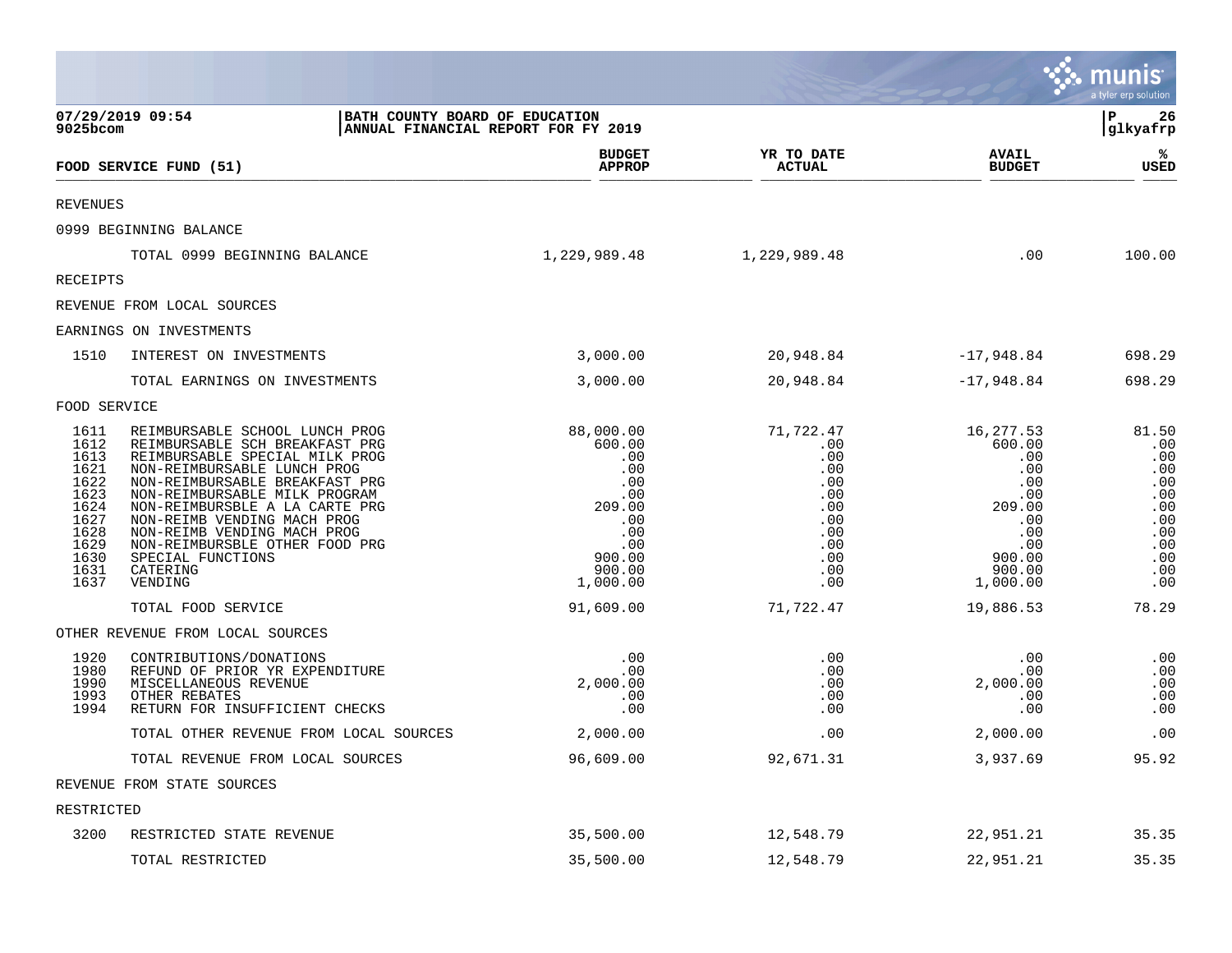07/29/2019 09:54
9025bcom

BATH COUNTY BOARD OF EDUCATION
ANNUAL FINANCIAL REPORT FOR FY 2019

P 26
glkyafrp

| | FOOD SERVICE FUND (51) | BUDGET APPROP | YR TO DATE ACTUAL | AVAIL BUDGET | % USED |
|---|---|---|---|---|---|
| REVENUES | | | | | |
| 0999 BEGINNING BALANCE | | | | | |
| | TOTAL 0999 BEGINNING BALANCE | 1,229,989.48 | 1,229,989.48 | .00 | 100.00 |
| RECEIPTS | | | | | |
| REVENUE FROM LOCAL SOURCES | | | | | |
| EARNINGS ON INVESTMENTS | | | | | |
| 1510 | INTEREST ON INVESTMENTS | 3,000.00 | 20,948.84 | -17,948.84 | 698.29 |
| | TOTAL EARNINGS ON INVESTMENTS | 3,000.00 | 20,948.84 | -17,948.84 | 698.29 |
| FOOD SERVICE | | | | | |
| 1611 | REIMBURSABLE SCHOOL LUNCH PROG | 88,000.00 | 71,722.47 | 16,277.53 | 81.50 |
| 1612 | REIMBURSABLE SCH BREAKFAST PRG | 600.00 | .00 | 600.00 | .00 |
| 1613 | REIMBURSABLE SPECIAL MILK PROG | .00 | .00 | .00 | .00 |
| 1621 | NON-REIMBURSABLE LUNCH PROG | .00 | .00 | .00 | .00 |
| 1622 | NON-REIMBURSABLE BREAKFAST PRG | .00 | .00 | .00 | .00 |
| 1623 | NON-REIMBURSABLE MILK PROGRAM | .00 | .00 | .00 | .00 |
| 1624 | NON-REIMBURSBLE A LA CARTE PRG | 209.00 | .00 | 209.00 | .00 |
| 1627 | NON-REIMB VENDING MACH PROG | .00 | .00 | .00 | .00 |
| 1628 | NON-REIMB VENDING MACH PROG | .00 | .00 | .00 | .00 |
| 1629 | NON-REIMBURSBLE OTHER FOOD PRG | .00 | .00 | .00 | .00 |
| 1630 | SPECIAL FUNCTIONS | 900.00 | .00 | 900.00 | .00 |
| 1631 | CATERING | 900.00 | .00 | 900.00 | .00 |
| 1637 | VENDING | 1,000.00 | .00 | 1,000.00 | .00 |
| | TOTAL FOOD SERVICE | 91,609.00 | 71,722.47 | 19,886.53 | 78.29 |
| OTHER REVENUE FROM LOCAL SOURCES | | | | | |
| 1920 | CONTRIBUTIONS/DONATIONS | .00 | .00 | .00 | .00 |
| 1980 | REFUND OF PRIOR YR EXPENDITURE | .00 | .00 | .00 | .00 |
| 1990 | MISCELLANEOUS REVENUE | 2,000.00 | .00 | 2,000.00 | .00 |
| 1993 | OTHER REBATES | .00 | .00 | .00 | .00 |
| 1994 | RETURN FOR INSUFFICIENT CHECKS | .00 | .00 | .00 | .00 |
| | TOTAL OTHER REVENUE FROM LOCAL SOURCES | 2,000.00 | .00 | 2,000.00 | .00 |
| | TOTAL REVENUE FROM LOCAL SOURCES | 96,609.00 | 92,671.31 | 3,937.69 | 95.92 |
| REVENUE FROM STATE SOURCES | | | | | |
| RESTRICTED | | | | | |
| 3200 | RESTRICTED STATE REVENUE | 35,500.00 | 12,548.79 | 22,951.21 | 35.35 |
| | TOTAL RESTRICTED | 35,500.00 | 12,548.79 | 22,951.21 | 35.35 |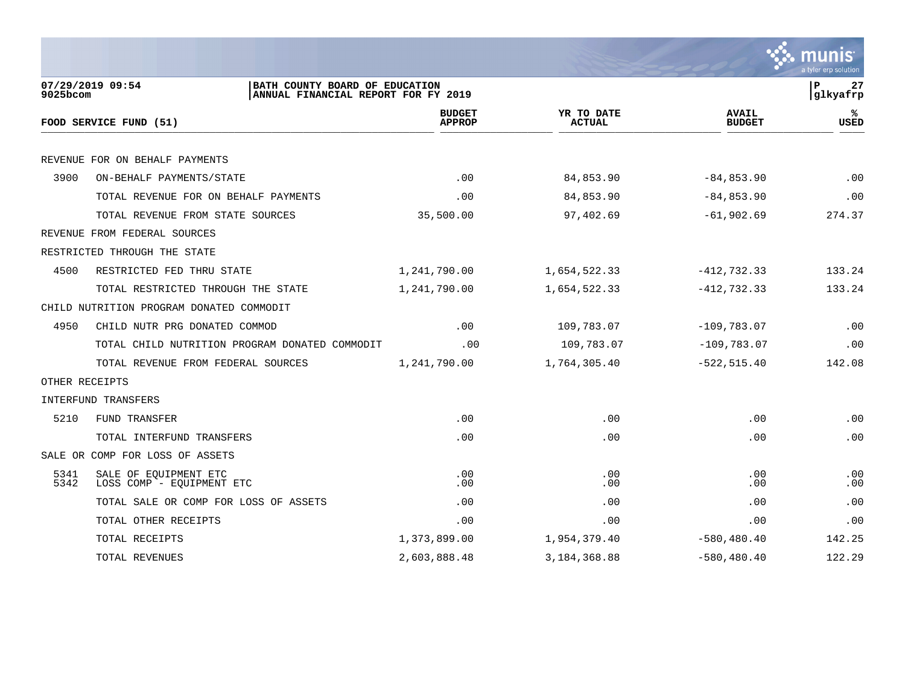07/29/2019 09:54
9025bcom

BATH COUNTY BOARD OF EDUCATION
ANNUAL FINANCIAL REPORT FOR FY 2019

glkyafrp

| FOOD SERVICE FUND (51) | | BUDGET APPROP | YR TO DATE ACTUAL | AVAIL BUDGET | % USED |
|---|---|---|---|---|---|
| REVENUE FOR ON BEHALF PAYMENTS | | | | | |
| 3900 | ON-BEHALF PAYMENTS/STATE | .00 | 84,853.90 | -84,853.90 | .00 |
| | TOTAL REVENUE FOR ON BEHALF PAYMENTS | .00 | 84,853.90 | -84,853.90 | .00 |
| | TOTAL REVENUE FROM STATE SOURCES | 35,500.00 | 97,402.69 | -61,902.69 | 274.37 |
| REVENUE FROM FEDERAL SOURCES | | | | | |
| RESTRICTED THROUGH THE STATE | | | | | |
| 4500 | RESTRICTED FED THRU STATE | 1,241,790.00 | 1,654,522.33 | -412,732.33 | 133.24 |
| | TOTAL RESTRICTED THROUGH THE STATE | 1,241,790.00 | 1,654,522.33 | -412,732.33 | 133.24 |
| CHILD NUTRITION PROGRAM DONATED COMMODIT | | | | | |
| 4950 | CHILD NUTR PRG DONATED COMMOD | .00 | 109,783.07 | -109,783.07 | .00 |
| | TOTAL CHILD NUTRITION PROGRAM DONATED COMMODIT | .00 | 109,783.07 | -109,783.07 | .00 |
| | TOTAL REVENUE FROM FEDERAL SOURCES | 1,241,790.00 | 1,764,305.40 | -522,515.40 | 142.08 |
| OTHER RECEIPTS | | | | | |
| INTERFUND TRANSFERS | | | | | |
| 5210 | FUND TRANSFER | .00 | .00 | .00 | .00 |
| | TOTAL INTERFUND TRANSFERS | .00 | .00 | .00 | .00 |
| SALE OR COMP FOR LOSS OF ASSETS | | | | | |
| 5341 | SALE OF EQUIPMENT ETC | .00 | .00 | .00 | .00 |
| 5342 | LOSS COMP - EQUIPMENT ETC | .00 | .00 | .00 | .00 |
| | TOTAL SALE OR COMP FOR LOSS OF ASSETS | .00 | .00 | .00 | .00 |
| | TOTAL OTHER RECEIPTS | .00 | .00 | .00 | .00 |
| | TOTAL RECEIPTS | 1,373,899.00 | 1,954,379.40 | -580,480.40 | 142.25 |
| | TOTAL REVENUES | 2,603,888.48 | 3,184,368.88 | -580,480.40 | 122.29 |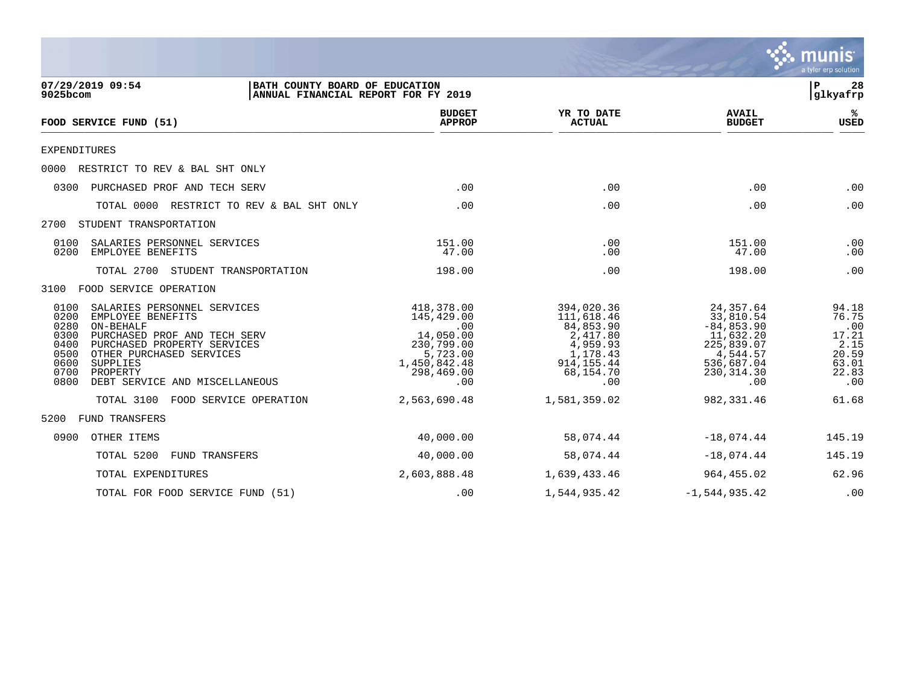**07/29/2019 09:54**
**9025bcom**

**BATH COUNTY BOARD OF EDUCATION**
**ANNUAL FINANCIAL REPORT FOR FY 2019**

**glkyafrp**

| FOOD SERVICE FUND (51) | BUDGET APPROP | YR TO DATE ACTUAL | AVAIL BUDGET | % USED |
|---|---|---|---|---|
| EXPENDITURES | | | | |
| 0000 RESTRICT TO REV & BAL SHT ONLY | | | | |
| 0300 PURCHASED PROF AND TECH SERV | .00 | .00 | .00 | .00 |
| TOTAL 0000 RESTRICT TO REV & BAL SHT ONLY | .00 | .00 | .00 | .00 |
| 2700 STUDENT TRANSPORTATION | | | | |
| 0100 SALARIES PERSONNEL SERVICES | 151.00 | .00 | 151.00 | .00 |
| 0200 EMPLOYEE BENEFITS | 47.00 | .00 | 47.00 | .00 |
| TOTAL 2700 STUDENT TRANSPORTATION | 198.00 | .00 | 198.00 | .00 |
| 3100 FOOD SERVICE OPERATION | | | | |
| 0100 SALARIES PERSONNEL SERVICES | 418,378.00 | 394,020.36 | 24,357.64 | 94.18 |
| 0200 EMPLOYEE BENEFITS | 145,429.00 | 111,618.46 | 33,810.54 | 76.75 |
| 0280 ON-BEHALF | .00 | 84,853.90 | -84,853.90 | .00 |
| 0300 PURCHASED PROF AND TECH SERV | 14,050.00 | 2,417.80 | 11,632.20 | 17.21 |
| 0400 PURCHASED PROPERTY SERVICES | 230,799.00 | 4,959.93 | 225,839.07 | 2.15 |
| 0500 OTHER PURCHASED SERVICES | 5,723.00 | 1,178.43 | 4,544.57 | 20.59 |
| 0600 SUPPLIES | 1,450,842.48 | 914,155.44 | 536,687.04 | 63.01 |
| 0700 PROPERTY | 298,469.00 | 68,154.70 | 230,314.30 | 22.83 |
| 0800 DEBT SERVICE AND MISCELLANEOUS | .00 | .00 | .00 | .00 |
| TOTAL 3100 FOOD SERVICE OPERATION | 2,563,690.48 | 1,581,359.02 | 982,331.46 | 61.68 |
| 5200 FUND TRANSFERS | | | | |
| 0900 OTHER ITEMS | 40,000.00 | 58,074.44 | -18,074.44 | 145.19 |
| TOTAL 5200 FUND TRANSFERS | 40,000.00 | 58,074.44 | -18,074.44 | 145.19 |
| TOTAL EXPENDITURES | 2,603,888.48 | 1,639,433.46 | 964,455.02 | 62.96 |
| TOTAL FOR FOOD SERVICE FUND (51) | .00 | 1,544,935.42 | -1,544,935.42 | .00 |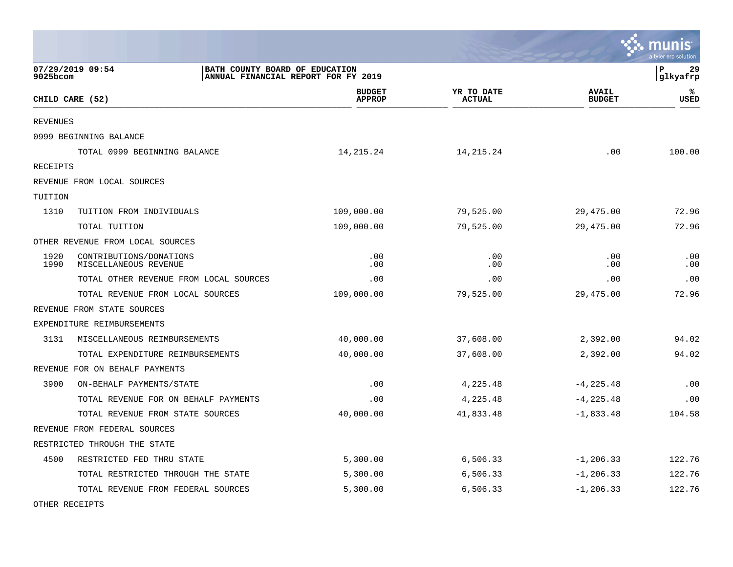BATH COUNTY BOARD OF EDUCATION
ANNUAL FINANCIAL REPORT FOR FY 2019

| CHILD CARE (52) | | BUDGET APPROP | YR TO DATE ACTUAL | AVAIL BUDGET | % USED |
|---|---|---|---|---|---|
| REVENUES | | | | | |
| 0999 BEGINNING BALANCE | | | | | |
| | TOTAL 0999 BEGINNING BALANCE | 14,215.24 | 14,215.24 | .00 | 100.00 |
| RECEIPTS | | | | | |
| REVENUE FROM LOCAL SOURCES | | | | | |
| TUITION | | | | | |
| 1310 | TUITION FROM INDIVIDUALS | 109,000.00 | 79,525.00 | 29,475.00 | 72.96 |
| | TOTAL TUITION | 109,000.00 | 79,525.00 | 29,475.00 | 72.96 |
| OTHER REVENUE FROM LOCAL SOURCES | | | | | |
| 1920 | CONTRIBUTIONS/DONATIONS | .00 | .00 | .00 | .00 |
| 1990 | MISCELLANEOUS REVENUE | .00 | .00 | .00 | .00 |
| | TOTAL OTHER REVENUE FROM LOCAL SOURCES | .00 | .00 | .00 | .00 |
| | TOTAL REVENUE FROM LOCAL SOURCES | 109,000.00 | 79,525.00 | 29,475.00 | 72.96 |
| REVENUE FROM STATE SOURCES | | | | | |
| EXPENDITURE REIMBURSEMENTS | | | | | |
| 3131 | MISCELLANEOUS REIMBURSEMENTS | 40,000.00 | 37,608.00 | 2,392.00 | 94.02 |
| | TOTAL EXPENDITURE REIMBURSEMENTS | 40,000.00 | 37,608.00 | 2,392.00 | 94.02 |
| REVENUE FOR ON BEHALF PAYMENTS | | | | | |
| 3900 | ON-BEHALF PAYMENTS/STATE | .00 | 4,225.48 | -4,225.48 | .00 |
| | TOTAL REVENUE FOR ON BEHALF PAYMENTS | .00 | 4,225.48 | -4,225.48 | .00 |
| | TOTAL REVENUE FROM STATE SOURCES | 40,000.00 | 41,833.48 | -1,833.48 | 104.58 |
| REVENUE FROM FEDERAL SOURCES | | | | | |
| RESTRICTED THROUGH THE STATE | | | | | |
| 4500 | RESTRICTED FED THRU STATE | 5,300.00 | 6,506.33 | -1,206.33 | 122.76 |
| | TOTAL RESTRICTED THROUGH THE STATE | 5,300.00 | 6,506.33 | -1,206.33 | 122.76 |
| | TOTAL REVENUE FROM FEDERAL SOURCES | 5,300.00 | 6,506.33 | -1,206.33 | 122.76 |
| OTHER RECEIPTS | | | | | |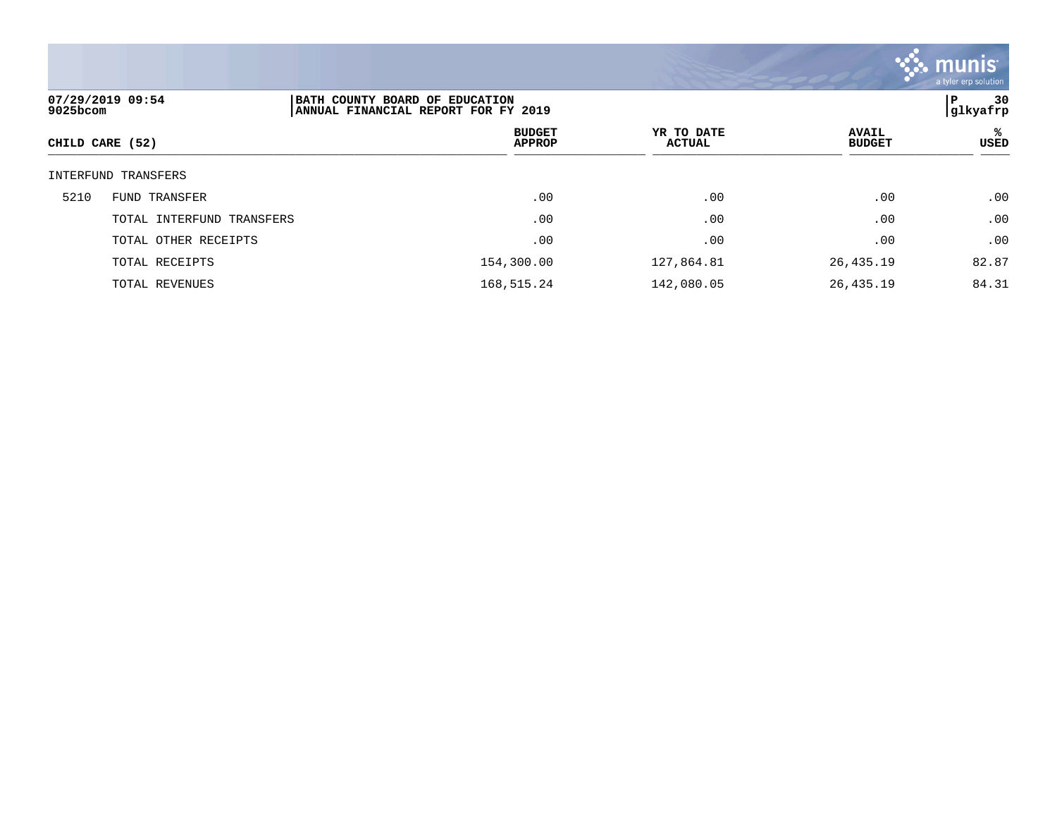| CHILD CARE (52) | | BUDGET APPROP | YR TO DATE ACTUAL | AVAIL BUDGET | % USED |
|---|---|---|---|---|---|
| INTERFUND TRANSFERS | | | | | |
| 5210 | FUND TRANSFER | .00 | .00 | .00 | .00 |
| | TOTAL INTERFUND TRANSFERS | .00 | .00 | .00 | .00 |
| | TOTAL OTHER RECEIPTS | .00 | .00 | .00 | .00 |
| | TOTAL RECEIPTS | 154,300.00 | 127,864.81 | 26,435.19 | 82.87 |
| | TOTAL REVENUES | 168,515.24 | 142,080.05 | 26,435.19 | 84.31 |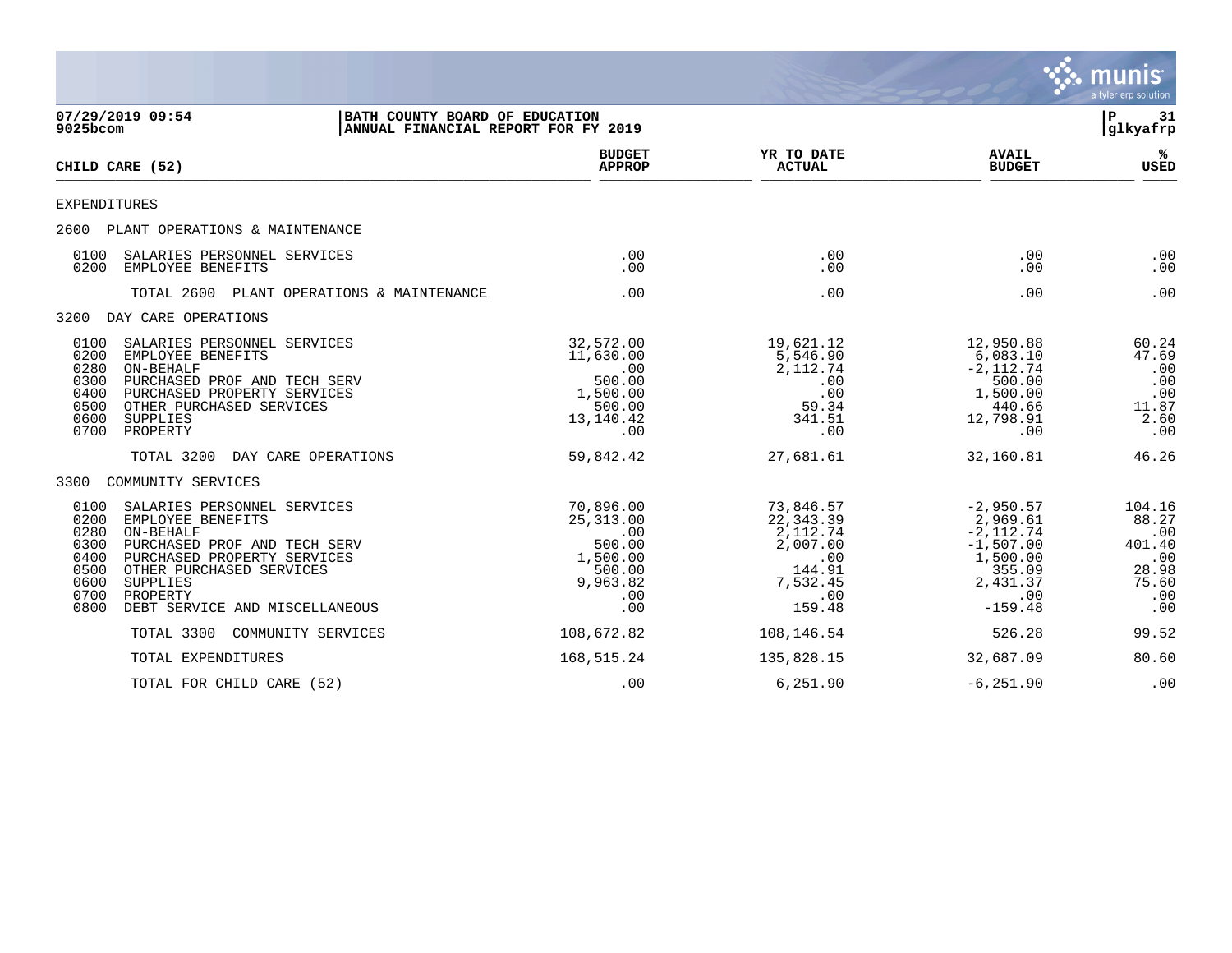07/29/2019 09:54 | BATH COUNTY BOARD OF EDUCATION | P 31
9025bcom | ANNUAL FINANCIAL REPORT FOR FY 2019 | glkyafrp

| CHILD CARE (52) | BUDGET APPROP | YR TO DATE ACTUAL | AVAIL BUDGET | % USED |
|---|---|---|---|---|
| EXPENDITURES | | | | |
| 2600 PLANT OPERATIONS & MAINTENANCE | | | | |
| 0100 SALARIES PERSONNEL SERVICES | .00 | .00 | .00 | .00 |
| 0200 EMPLOYEE BENEFITS | .00 | .00 | .00 | .00 |
| TOTAL 2600 PLANT OPERATIONS & MAINTENANCE | .00 | .00 | .00 | .00 |
| 3200 DAY CARE OPERATIONS | | | | |
| 0100 SALARIES PERSONNEL SERVICES | 32,572.00 | 19,621.12 | 12,950.88 | 60.24 |
| 0200 EMPLOYEE BENEFITS | 11,630.00 | 5,546.90 | 6,083.10 | 47.69 |
| 0280 ON-BEHALF | .00 | 2,112.74 | -2,112.74 | .00 |
| 0300 PURCHASED PROF AND TECH SERV | 500.00 | .00 | 500.00 | .00 |
| 0400 PURCHASED PROPERTY SERVICES | 1,500.00 | .00 | 1,500.00 | .00 |
| 0500 OTHER PURCHASED SERVICES | 500.00 | 59.34 | 440.66 | 11.87 |
| 0600 SUPPLIES | 13,140.42 | 341.51 | 12,798.91 | 2.60 |
| 0700 PROPERTY | .00 | .00 | .00 | .00 |
| TOTAL 3200 DAY CARE OPERATIONS | 59,842.42 | 27,681.61 | 32,160.81 | 46.26 |
| 3300 COMMUNITY SERVICES | | | | |
| 0100 SALARIES PERSONNEL SERVICES | 70,896.00 | 73,846.57 | -2,950.57 | 104.16 |
| 0200 EMPLOYEE BENEFITS | 25,313.00 | 22,343.39 | 2,969.61 | 88.27 |
| 0280 ON-BEHALF | .00 | 2,112.74 | -2,112.74 | .00 |
| 0300 PURCHASED PROF AND TECH SERV | 500.00 | 2,007.00 | -1,507.00 | 401.40 |
| 0400 PURCHASED PROPERTY SERVICES | 1,500.00 | .00 | 1,500.00 | .00 |
| 0500 OTHER PURCHASED SERVICES | 500.00 | 144.91 | 355.09 | 28.98 |
| 0600 SUPPLIES | 9,963.82 | 7,532.45 | 2,431.37 | 75.60 |
| 0700 PROPERTY | .00 | .00 | .00 | .00 |
| 0800 DEBT SERVICE AND MISCELLANEOUS | .00 | 159.48 | -159.48 | .00 |
| TOTAL 3300 COMMUNITY SERVICES | 108,672.82 | 108,146.54 | 526.28 | 99.52 |
| TOTAL EXPENDITURES | 168,515.24 | 135,828.15 | 32,687.09 | 80.60 |
| TOTAL FOR CHILD CARE (52) | .00 | 6,251.90 | -6,251.90 | .00 |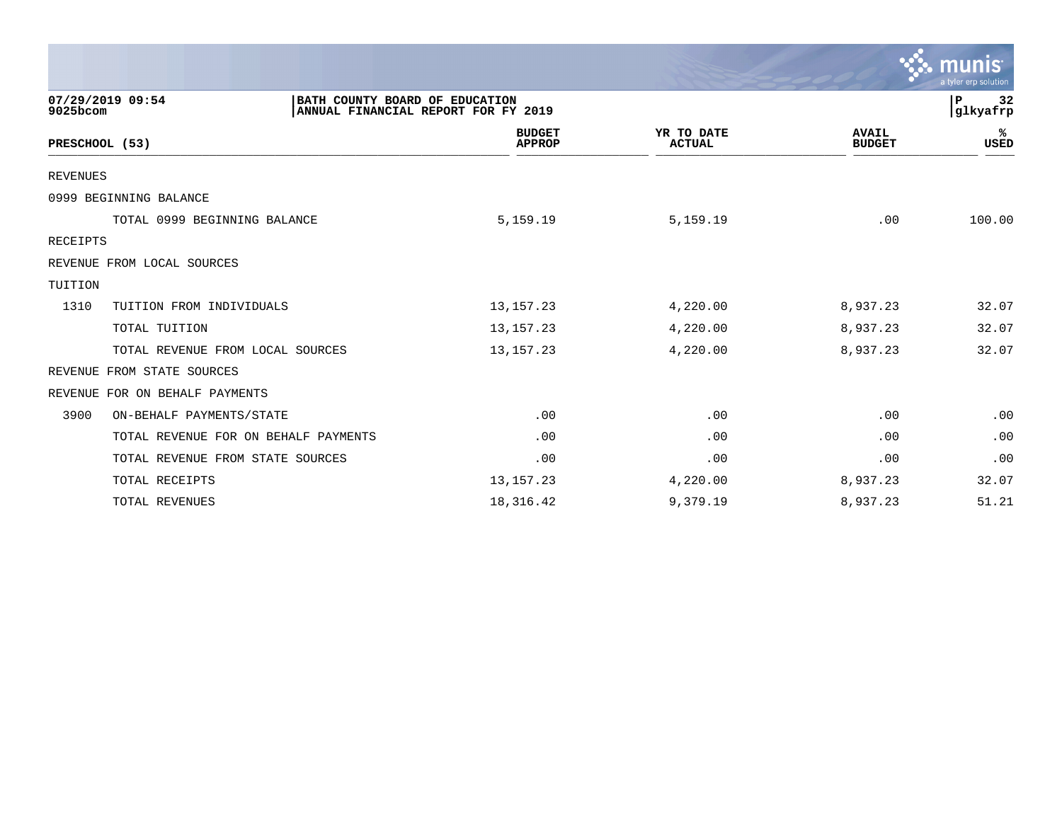07/29/2019 09:54
9025bcom

BATH COUNTY BOARD OF EDUCATION
ANNUAL FINANCIAL REPORT FOR FY 2019

P 32
glkyafrp

| PRESCHOOL (53) | | BUDGET APPROP | YR TO DATE ACTUAL | AVAIL BUDGET | % USED |
|---|---|---|---|---|---|
| REVENUES | | | | | |
| 0999 BEGINNING BALANCE | | | | | |
| | TOTAL 0999 BEGINNING BALANCE | 5,159.19 | 5,159.19 | .00 | 100.00 |
| RECEIPTS | | | | | |
| REVENUE FROM LOCAL SOURCES | | | | | |
| TUITION | | | | | |
| 1310 | TUITION FROM INDIVIDUALS | 13,157.23 | 4,220.00 | 8,937.23 | 32.07 |
| | TOTAL TUITION | 13,157.23 | 4,220.00 | 8,937.23 | 32.07 |
| | TOTAL REVENUE FROM LOCAL SOURCES | 13,157.23 | 4,220.00 | 8,937.23 | 32.07 |
| REVENUE FROM STATE SOURCES | | | | | |
| REVENUE FOR ON BEHALF PAYMENTS | | | | | |
| 3900 | ON-BEHALF PAYMENTS/STATE | .00 | .00 | .00 | .00 |
| | TOTAL REVENUE FOR ON BEHALF PAYMENTS | .00 | .00 | .00 | .00 |
| | TOTAL REVENUE FROM STATE SOURCES | .00 | .00 | .00 | .00 |
| | TOTAL RECEIPTS | 13,157.23 | 4,220.00 | 8,937.23 | 32.07 |
| | TOTAL REVENUES | 18,316.42 | 9,379.19 | 8,937.23 | 51.21 |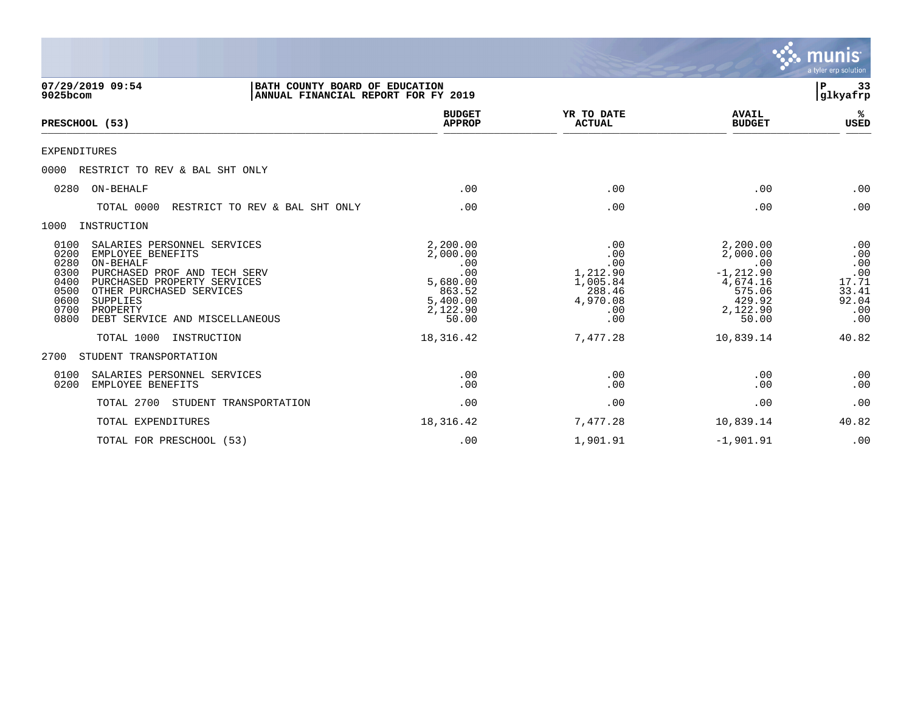07/29/2019 09:54 | BATH COUNTY BOARD OF EDUCATION
9025bcom | ANNUAL FINANCIAL REPORT FOR FY 2019 | P 33 | glkyafrp

| PRESCHOOL (53) | BUDGET APPROP | YR TO DATE ACTUAL | AVAIL BUDGET | % USED |
|---|---|---|---|---|
| EXPENDITURES | | | | |
| 0000 RESTRICT TO REV & BAL SHT ONLY | | | | |
| 0280 ON-BEHALF | .00 | .00 | .00 | .00 |
| TOTAL 0000 RESTRICT TO REV & BAL SHT ONLY | .00 | .00 | .00 | .00 |
| 1000 INSTRUCTION | | | | |
| 0100 SALARIES PERSONNEL SERVICES | 2,200.00 | .00 | 2,200.00 | .00 |
| 0200 EMPLOYEE BENEFITS | 2,000.00 | .00 | 2,000.00 | .00 |
| 0280 ON-BEHALF | .00 | .00 | .00 | .00 |
| 0300 PURCHASED PROF AND TECH SERV | .00 | 1,212.90 | -1,212.90 | .00 |
| 0400 PURCHASED PROPERTY SERVICES | 5,680.00 | 1,005.84 | 4,674.16 | 17.71 |
| 0500 OTHER PURCHASED SERVICES | 863.52 | 288.46 | 575.06 | 33.41 |
| 0600 SUPPLIES | 5,400.00 | 4,970.08 | 429.92 | 92.04 |
| 0700 PROPERTY | 2,122.90 | .00 | 2,122.90 | .00 |
| 0800 DEBT SERVICE AND MISCELLANEOUS | 50.00 | .00 | 50.00 | .00 |
| TOTAL 1000 INSTRUCTION | 18,316.42 | 7,477.28 | 10,839.14 | 40.82 |
| 2700 STUDENT TRANSPORTATION | | | | |
| 0100 SALARIES PERSONNEL SERVICES | .00 | .00 | .00 | .00 |
| 0200 EMPLOYEE BENEFITS | .00 | .00 | .00 | .00 |
| TOTAL 2700 STUDENT TRANSPORTATION | .00 | .00 | .00 | .00 |
| TOTAL EXPENDITURES | 18,316.42 | 7,477.28 | 10,839.14 | 40.82 |
| TOTAL FOR PRESCHOOL (53) | .00 | 1,901.91 | -1,901.91 | .00 |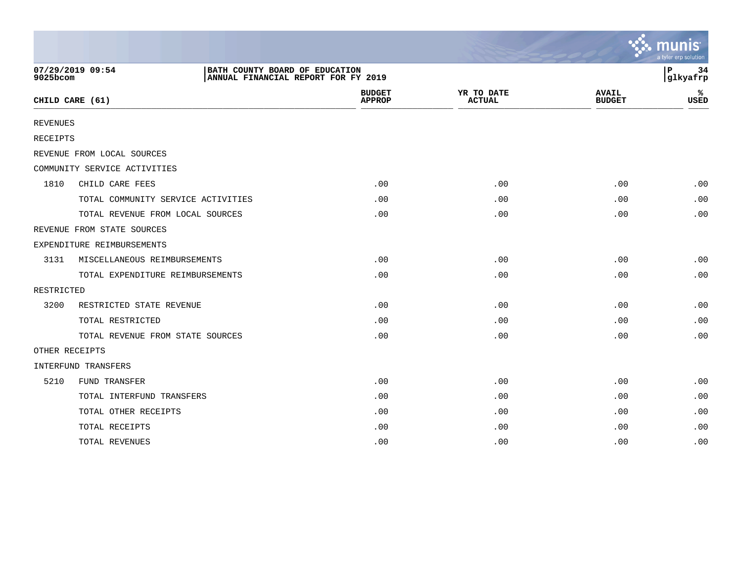07/29/2019 09:54 | BATH COUNTY BOARD OF EDUCATION
9025bcom | ANNUAL FINANCIAL REPORT FOR FY 2019

| CHILD CARE (61) | | BUDGET APPROP | YR TO DATE ACTUAL | AVAIL BUDGET | % USED |
|---|---|---|---|---|---|
| REVENUES | | | | | |
| RECEIPTS | | | | | |
| REVENUE FROM LOCAL SOURCES | | | | | |
| COMMUNITY SERVICE ACTIVITIES | | | | | |
| 1810 | CHILD CARE FEES | .00 | .00 | .00 | .00 |
| | TOTAL COMMUNITY SERVICE ACTIVITIES | .00 | .00 | .00 | .00 |
| | TOTAL REVENUE FROM LOCAL SOURCES | .00 | .00 | .00 | .00 |
| REVENUE FROM STATE SOURCES | | | | | |
| EXPENDITURE REIMBURSEMENTS | | | | | |
| 3131 | MISCELLANEOUS REIMBURSEMENTS | .00 | .00 | .00 | .00 |
| | TOTAL EXPENDITURE REIMBURSEMENTS | .00 | .00 | .00 | .00 |
| RESTRICTED | | | | | |
| 3200 | RESTRICTED STATE REVENUE | .00 | .00 | .00 | .00 |
| | TOTAL RESTRICTED | .00 | .00 | .00 | .00 |
| | TOTAL REVENUE FROM STATE SOURCES | .00 | .00 | .00 | .00 |
| OTHER RECEIPTS | | | | | |
| INTERFUND TRANSFERS | | | | | |
| 5210 | FUND TRANSFER | .00 | .00 | .00 | .00 |
| | TOTAL INTERFUND TRANSFERS | .00 | .00 | .00 | .00 |
| | TOTAL OTHER RECEIPTS | .00 | .00 | .00 | .00 |
| | TOTAL RECEIPTS | .00 | .00 | .00 | .00 |
| | TOTAL REVENUES | .00 | .00 | .00 | .00 |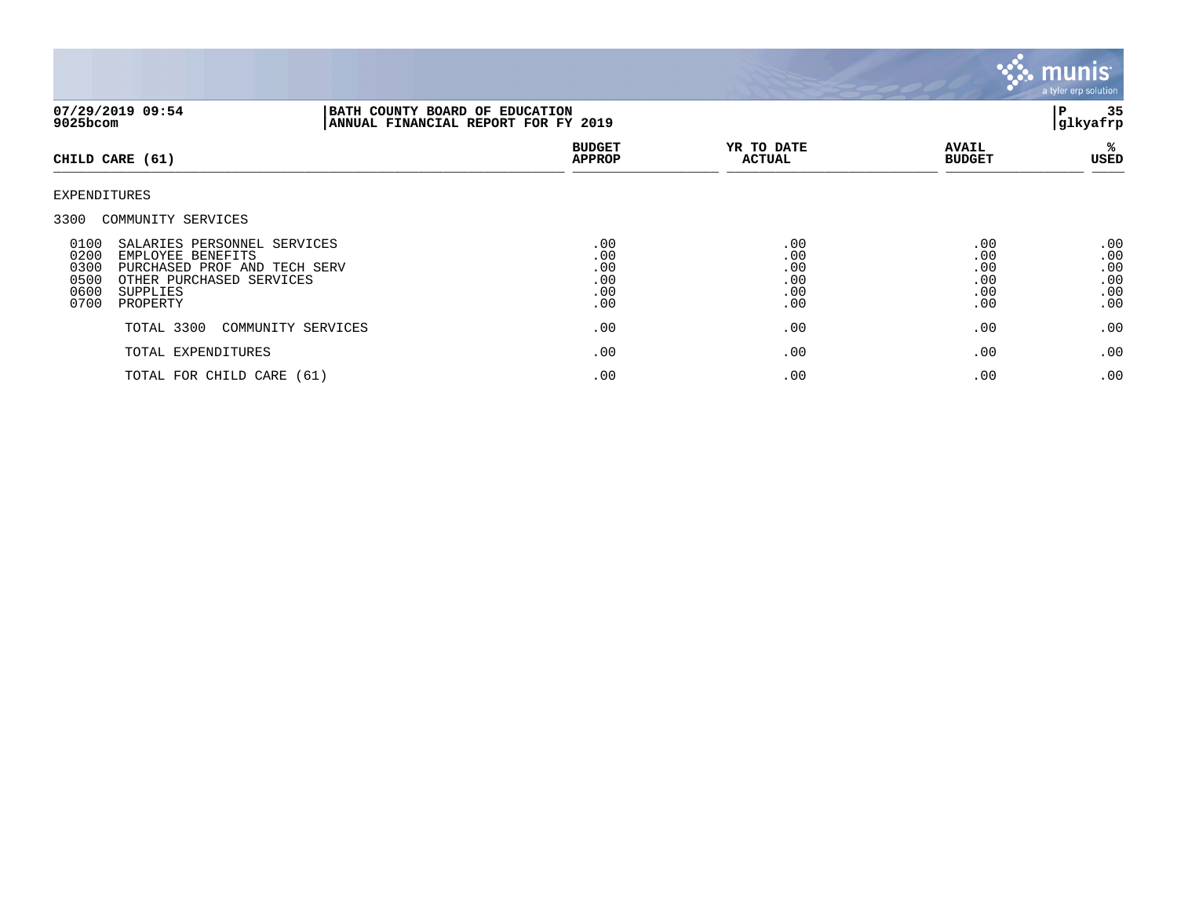**BATH COUNTY BOARD OF EDUCATION**
**ANNUAL FINANCIAL REPORT FOR FY 2019**

07/29/2019 09:54
9025bcom

glkyafrp

| CHILD CARE (61) | BUDGET APPROP | YR TO DATE ACTUAL | AVAIL BUDGET | % USED |
|---|---|---|---|---|
| EXPENDITURES | | | | |
| 3300 COMMUNITY SERVICES | | | | |
| 0100 SALARIES PERSONNEL SERVICES | .00 | .00 | .00 | .00 |
| 0200 EMPLOYEE BENEFITS | .00 | .00 | .00 | .00 |
| 0300 PURCHASED PROF AND TECH SERV | .00 | .00 | .00 | .00 |
| 0500 OTHER PURCHASED SERVICES | .00 | .00 | .00 | .00 |
| 0600 SUPPLIES | .00 | .00 | .00 | .00 |
| 0700 PROPERTY | .00 | .00 | .00 | .00 |
| TOTAL 3300 COMMUNITY SERVICES | .00 | .00 | .00 | .00 |
| TOTAL EXPENDITURES | .00 | .00 | .00 | .00 |
| TOTAL FOR CHILD CARE (61) | .00 | .00 | .00 | .00 |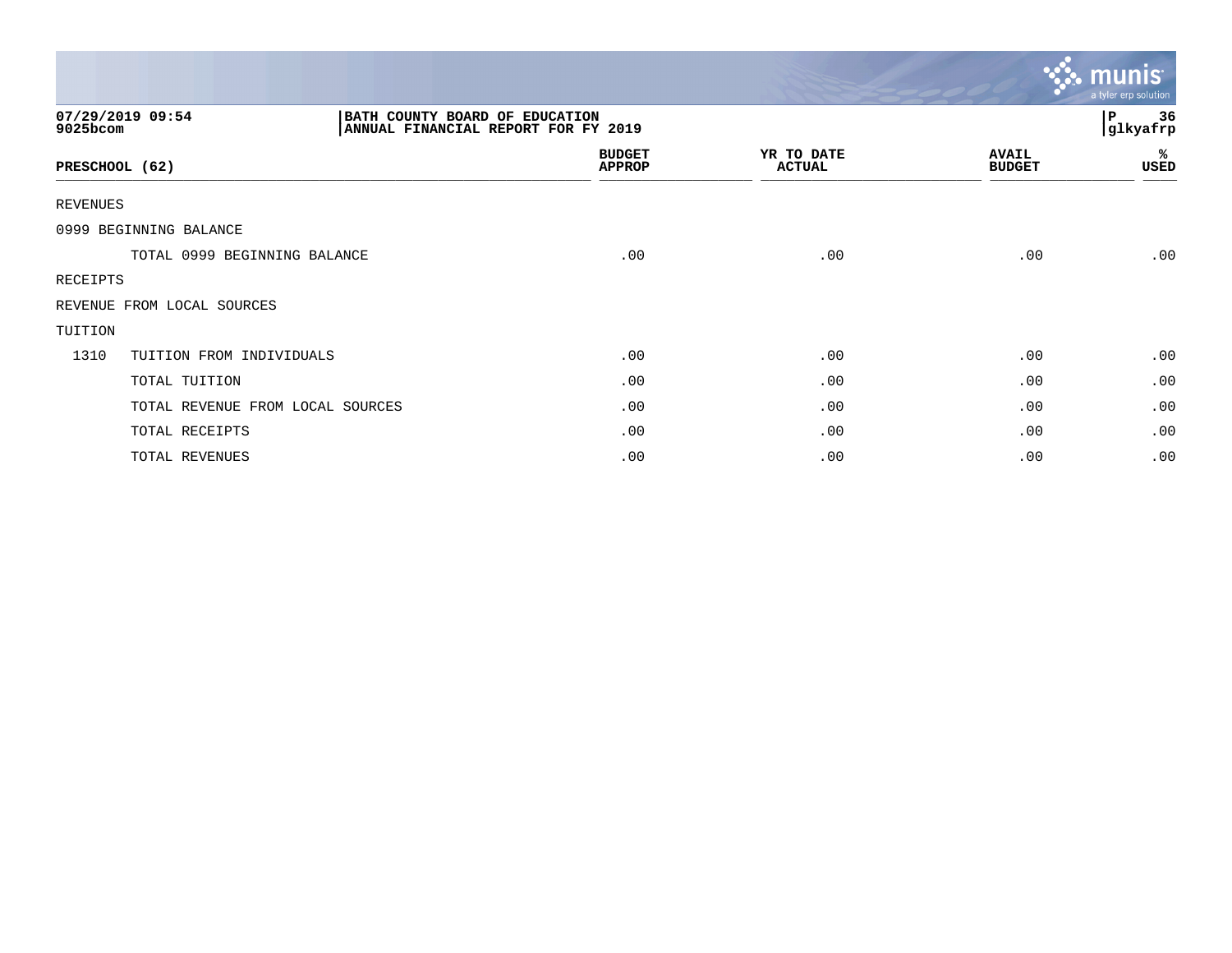07/29/2019 09:54
9025bcom

BATH COUNTY BOARD OF EDUCATION
ANNUAL FINANCIAL REPORT FOR FY 2019

P 36
glkyafrp

| PRESCHOOL (62) | | BUDGET APPROP | YR TO DATE ACTUAL | AVAIL BUDGET | % USED |
|---|---|---|---|---|---|
| REVENUES | | | | | |
| 0999 BEGINNING BALANCE | | | | | |
| | TOTAL 0999 BEGINNING BALANCE | .00 | .00 | .00 | .00 |
| RECEIPTS | | | | | |
| REVENUE FROM LOCAL SOURCES | | | | | |
| TUITION | | | | | |
| 1310 | TUITION FROM INDIVIDUALS | .00 | .00 | .00 | .00 |
| | TOTAL TUITION | .00 | .00 | .00 | .00 |
| | TOTAL REVENUE FROM LOCAL SOURCES | .00 | .00 | .00 | .00 |
| | TOTAL RECEIPTS | .00 | .00 | .00 | .00 |
| | TOTAL REVENUES | .00 | .00 | .00 | .00 |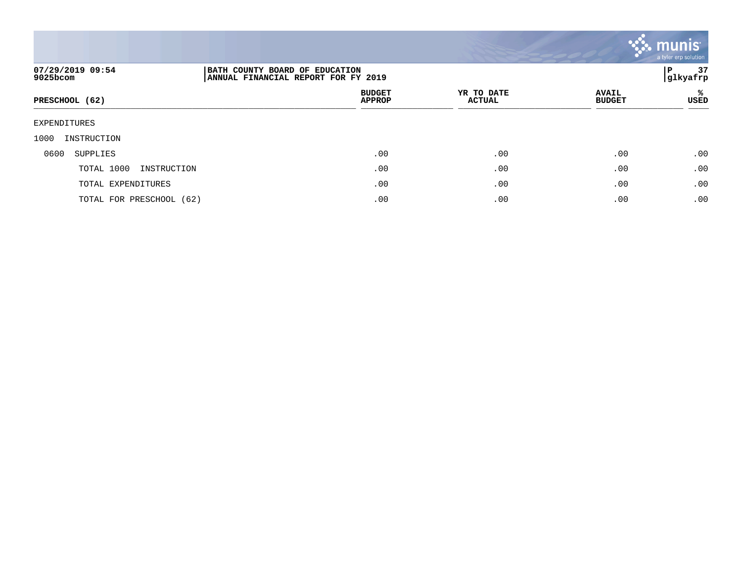07/29/2019 09:54
9025bcom

**BATH COUNTY BOARD OF EDUCATION**
**ANNUAL FINANCIAL REPORT FOR FY 2019**

P 37
glkyafrp

| PRESCHOOL (62) | BUDGET APPROP | YR TO DATE ACTUAL | AVAIL BUDGET | % USED |
|---|---|---|---|---|
| EXPENDITURES | | | | |
| 1000 INSTRUCTION | | | | |
| 0600 SUPPLIES | .00 | .00 | .00 | .00 |
| TOTAL 1000 INSTRUCTION | .00 | .00 | .00 | .00 |
| TOTAL EXPENDITURES | .00 | .00 | .00 | .00 |
| TOTAL FOR PRESCHOOL (62) | .00 | .00 | .00 | .00 |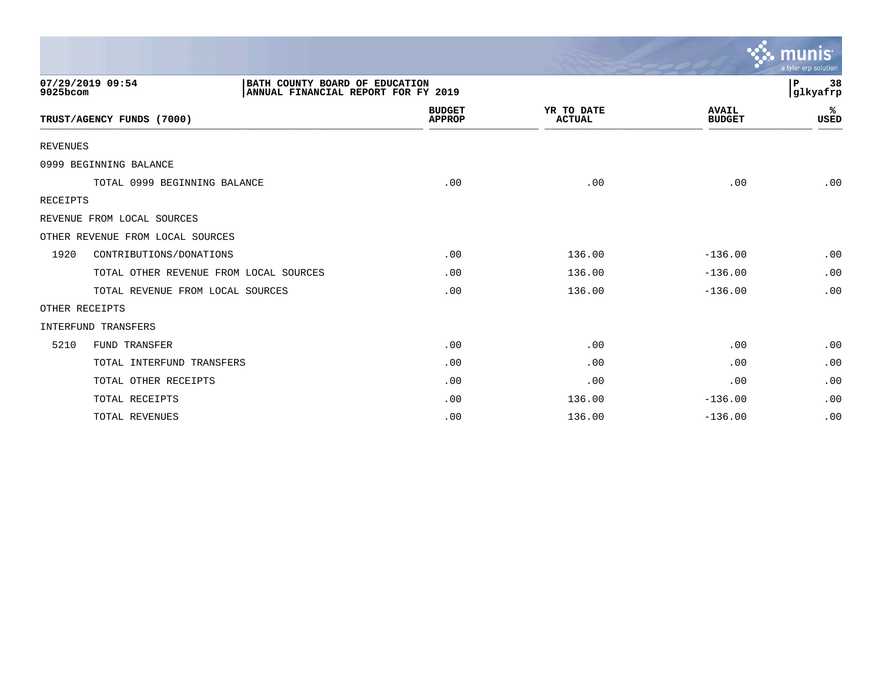07/29/2019 09:54 | BATH COUNTY BOARD OF EDUCATION | P 38
9025bcom | ANNUAL FINANCIAL REPORT FOR FY 2019 | glkyafrp

| TRUST/AGENCY FUNDS (7000) | | BUDGET APPROP | YR TO DATE ACTUAL | AVAIL BUDGET | % USED |
|---|---|---|---|---|---|
| REVENUES | | | | | |
| 0999 BEGINNING BALANCE | | | | | |
| | TOTAL 0999 BEGINNING BALANCE | .00 | .00 | .00 | .00 |
| RECEIPTS | | | | | |
| REVENUE FROM LOCAL SOURCES | | | | | |
| OTHER REVENUE FROM LOCAL SOURCES | | | | | |
| 1920 | CONTRIBUTIONS/DONATIONS | .00 | 136.00 | -136.00 | .00 |
| | TOTAL OTHER REVENUE FROM LOCAL SOURCES | .00 | 136.00 | -136.00 | .00 |
| | TOTAL REVENUE FROM LOCAL SOURCES | .00 | 136.00 | -136.00 | .00 |
| OTHER RECEIPTS | | | | | |
| INTERFUND TRANSFERS | | | | | |
| 5210 | FUND TRANSFER | .00 | .00 | .00 | .00 |
| | TOTAL INTERFUND TRANSFERS | .00 | .00 | .00 | .00 |
| | TOTAL OTHER RECEIPTS | .00 | .00 | .00 | .00 |
| | TOTAL RECEIPTS | .00 | 136.00 | -136.00 | .00 |
| | TOTAL REVENUES | .00 | 136.00 | -136.00 | .00 |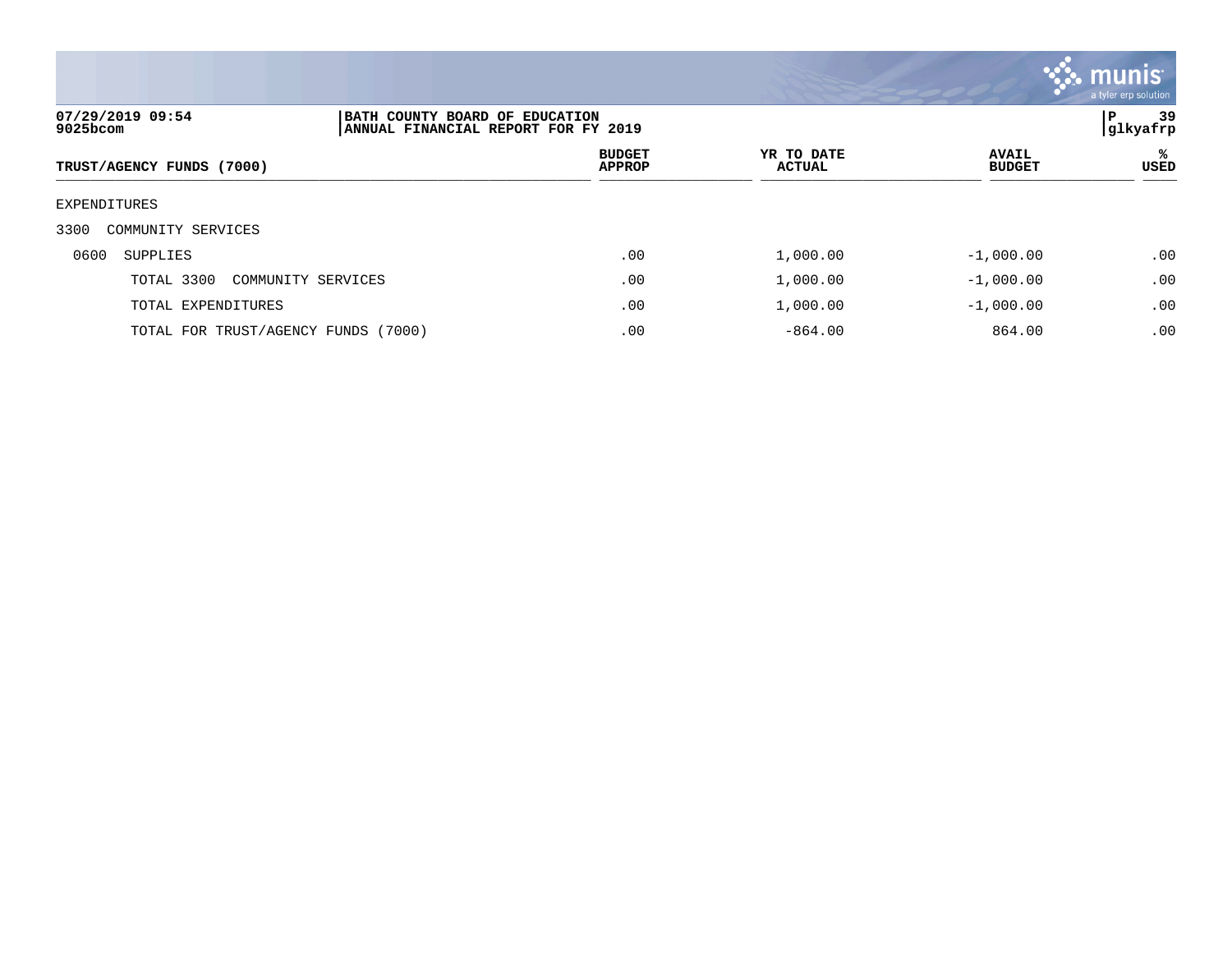**07/29/2019 09:54**
**9025bcom**

**BATH COUNTY BOARD OF EDUCATION**
**ANNUAL FINANCIAL REPORT FOR FY 2019**

**P 39**
**glkyafrp**

| TRUST/AGENCY FUNDS (7000) | BUDGET APPROP | YR TO DATE ACTUAL | AVAIL BUDGET | % USED |
|---|---|---|---|---|
| EXPENDITURES | | | | |
| 3300 COMMUNITY SERVICES | | | | |
| 0600 SUPPLIES | .00 | 1,000.00 | -1,000.00 | .00 |
| TOTAL 3300 COMMUNITY SERVICES | .00 | 1,000.00 | -1,000.00 | .00 |
| TOTAL EXPENDITURES | .00 | 1,000.00 | -1,000.00 | .00 |
| TOTAL FOR TRUST/AGENCY FUNDS (7000) | .00 | -864.00 | 864.00 | .00 |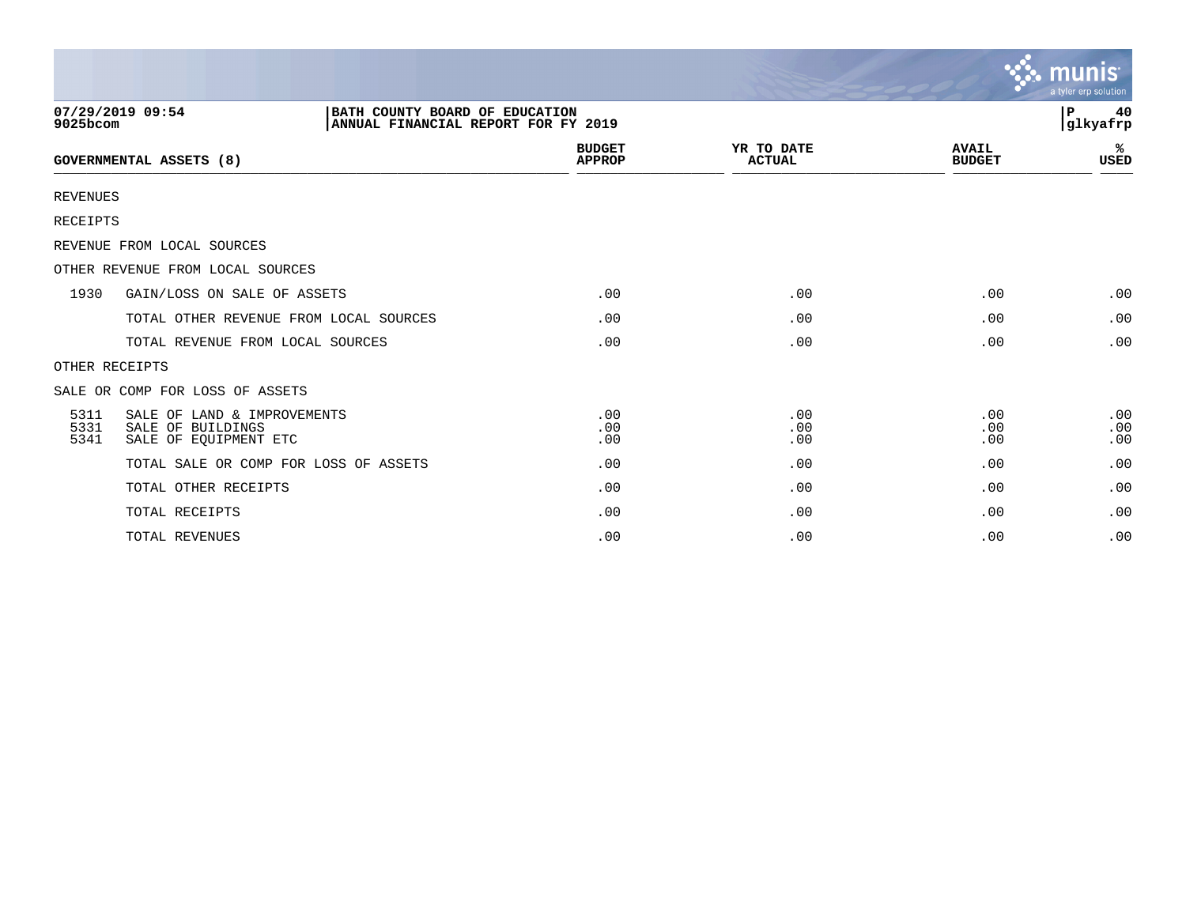07/29/2019 09:54
9025bcom

BATH COUNTY BOARD OF EDUCATION
ANNUAL FINANCIAL REPORT FOR FY 2019

glkyafrp

| GOVERNMENTAL ASSETS (8) | | BUDGET APPROP | YR TO DATE ACTUAL | AVAIL BUDGET | % USED |
|---|---|---|---|---|---|
| REVENUES | | | | | |
| RECEIPTS | | | | | |
| REVENUE FROM LOCAL SOURCES | | | | | |
| OTHER REVENUE FROM LOCAL SOURCES | | | | | |
| 1930 | GAIN/LOSS ON SALE OF ASSETS | .00 | .00 | .00 | .00 |
| | TOTAL OTHER REVENUE FROM LOCAL SOURCES | .00 | .00 | .00 | .00 |
| | TOTAL REVENUE FROM LOCAL SOURCES | .00 | .00 | .00 | .00 |
| OTHER RECEIPTS | | | | | |
| SALE OR COMP FOR LOSS OF ASSETS | | | | | |
| 5311 | SALE OF LAND & IMPROVEMENTS | .00 | .00 | .00 | .00 |
| 5331 | SALE OF BUILDINGS | .00 | .00 | .00 | .00 |
| 5341 | SALE OF EQUIPMENT ETC | .00 | .00 | .00 | .00 |
| | TOTAL SALE OR COMP FOR LOSS OF ASSETS | .00 | .00 | .00 | .00 |
| | TOTAL OTHER RECEIPTS | .00 | .00 | .00 | .00 |
| | TOTAL RECEIPTS | .00 | .00 | .00 | .00 |
| | TOTAL REVENUES | .00 | .00 | .00 | .00 |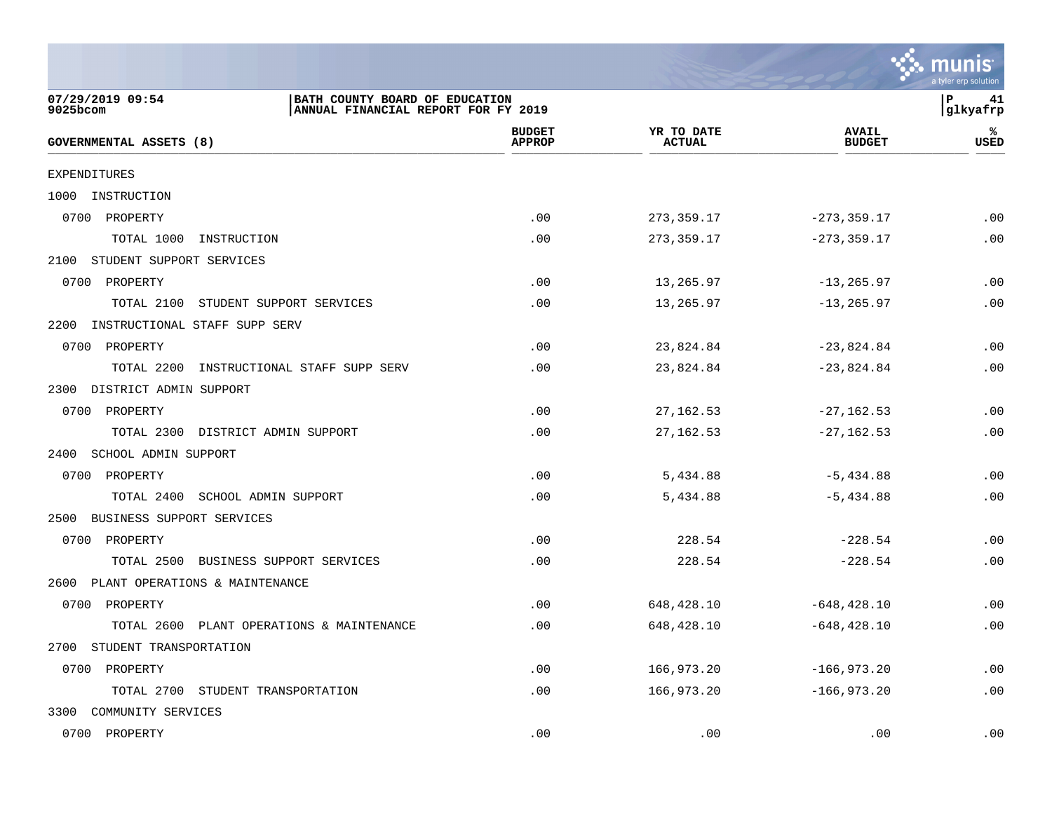BATH COUNTY BOARD OF EDUCATION
ANNUAL FINANCIAL REPORT FOR FY 2019

07/29/2019 09:54
9025bcom

glkyafrp

| GOVERNMENTAL ASSETS (8) | BUDGET APPROP | YR TO DATE ACTUAL | AVAIL BUDGET | % USED |
|---|---|---|---|---|
| EXPENDITURES | | | | |
| 1000 INSTRUCTION | | | | |
| 0700 PROPERTY | .00 | 273,359.17 | -273,359.17 | .00 |
| TOTAL 1000 INSTRUCTION | .00 | 273,359.17 | -273,359.17 | .00 |
| 2100 STUDENT SUPPORT SERVICES | | | | |
| 0700 PROPERTY | .00 | 13,265.97 | -13,265.97 | .00 |
| TOTAL 2100 STUDENT SUPPORT SERVICES | .00 | 13,265.97 | -13,265.97 | .00 |
| 2200 INSTRUCTIONAL STAFF SUPP SERV | | | | |
| 0700 PROPERTY | .00 | 23,824.84 | -23,824.84 | .00 |
| TOTAL 2200 INSTRUCTIONAL STAFF SUPP SERV | .00 | 23,824.84 | -23,824.84 | .00 |
| 2300 DISTRICT ADMIN SUPPORT | | | | |
| 0700 PROPERTY | .00 | 27,162.53 | -27,162.53 | .00 |
| TOTAL 2300 DISTRICT ADMIN SUPPORT | .00 | 27,162.53 | -27,162.53 | .00 |
| 2400 SCHOOL ADMIN SUPPORT | | | | |
| 0700 PROPERTY | .00 | 5,434.88 | -5,434.88 | .00 |
| TOTAL 2400 SCHOOL ADMIN SUPPORT | .00 | 5,434.88 | -5,434.88 | .00 |
| 2500 BUSINESS SUPPORT SERVICES | | | | |
| 0700 PROPERTY | .00 | 228.54 | -228.54 | .00 |
| TOTAL 2500 BUSINESS SUPPORT SERVICES | .00 | 228.54 | -228.54 | .00 |
| 2600 PLANT OPERATIONS & MAINTENANCE | | | | |
| 0700 PROPERTY | .00 | 648,428.10 | -648,428.10 | .00 |
| TOTAL 2600 PLANT OPERATIONS & MAINTENANCE | .00 | 648,428.10 | -648,428.10 | .00 |
| 2700 STUDENT TRANSPORTATION | | | | |
| 0700 PROPERTY | .00 | 166,973.20 | -166,973.20 | .00 |
| TOTAL 2700 STUDENT TRANSPORTATION | .00 | 166,973.20 | -166,973.20 | .00 |
| 3300 COMMUNITY SERVICES | | | | |
| 0700 PROPERTY | .00 | .00 | .00 | .00 |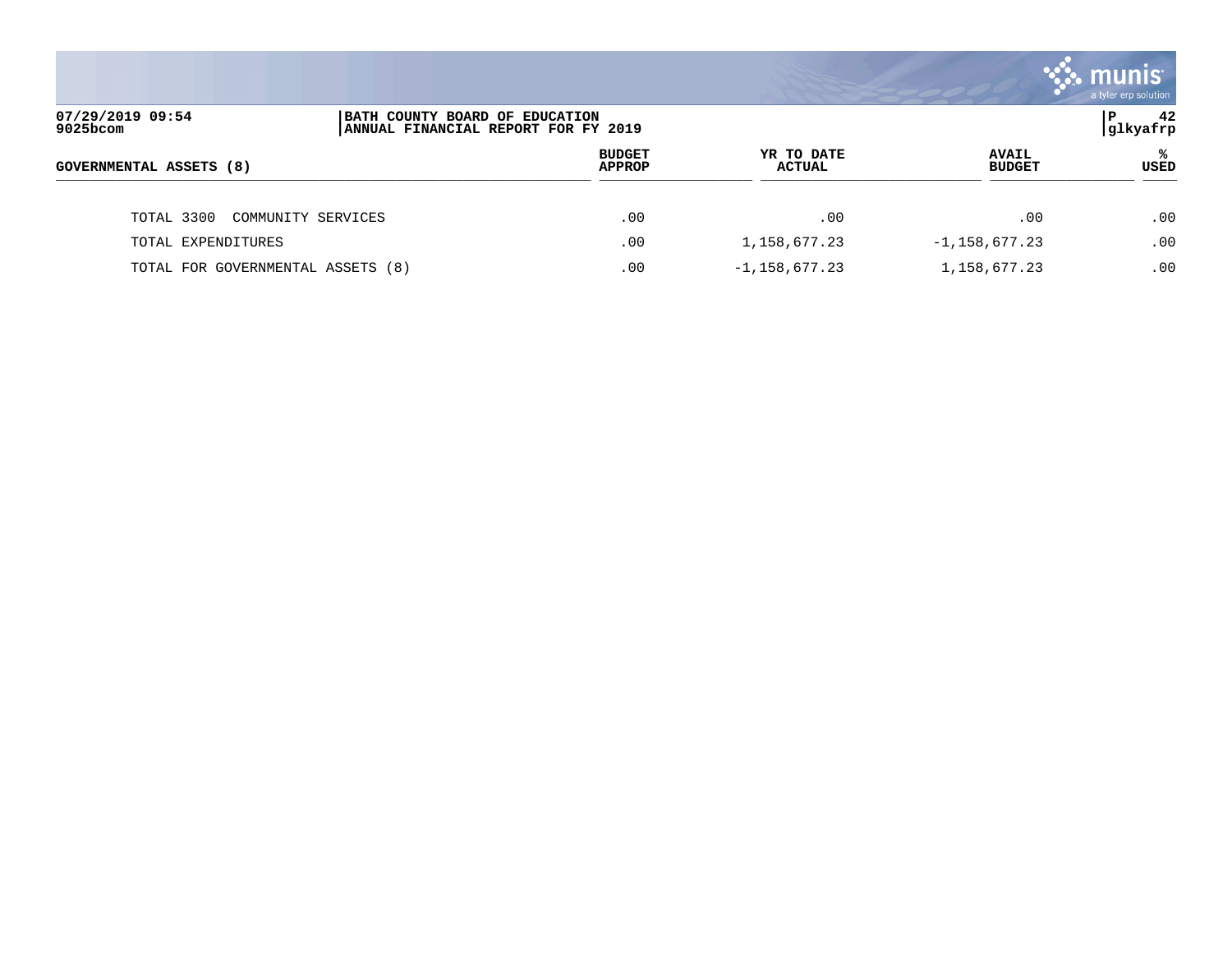BATH COUNTY BOARD OF EDUCATION
ANNUAL FINANCIAL REPORT FOR FY 2019

| GOVERNMENTAL ASSETS (8) | BUDGET APPROP | YR TO DATE ACTUAL | AVAIL BUDGET | % USED |
|---|---|---|---|---|
| TOTAL 3300 COMMUNITY SERVICES | .00 | .00 | .00 | .00 |
| TOTAL EXPENDITURES | .00 | 1,158,677.23 | -1,158,677.23 | .00 |
| TOTAL FOR GOVERNMENTAL ASSETS (8) | .00 | -1,158,677.23 | 1,158,677.23 | .00 |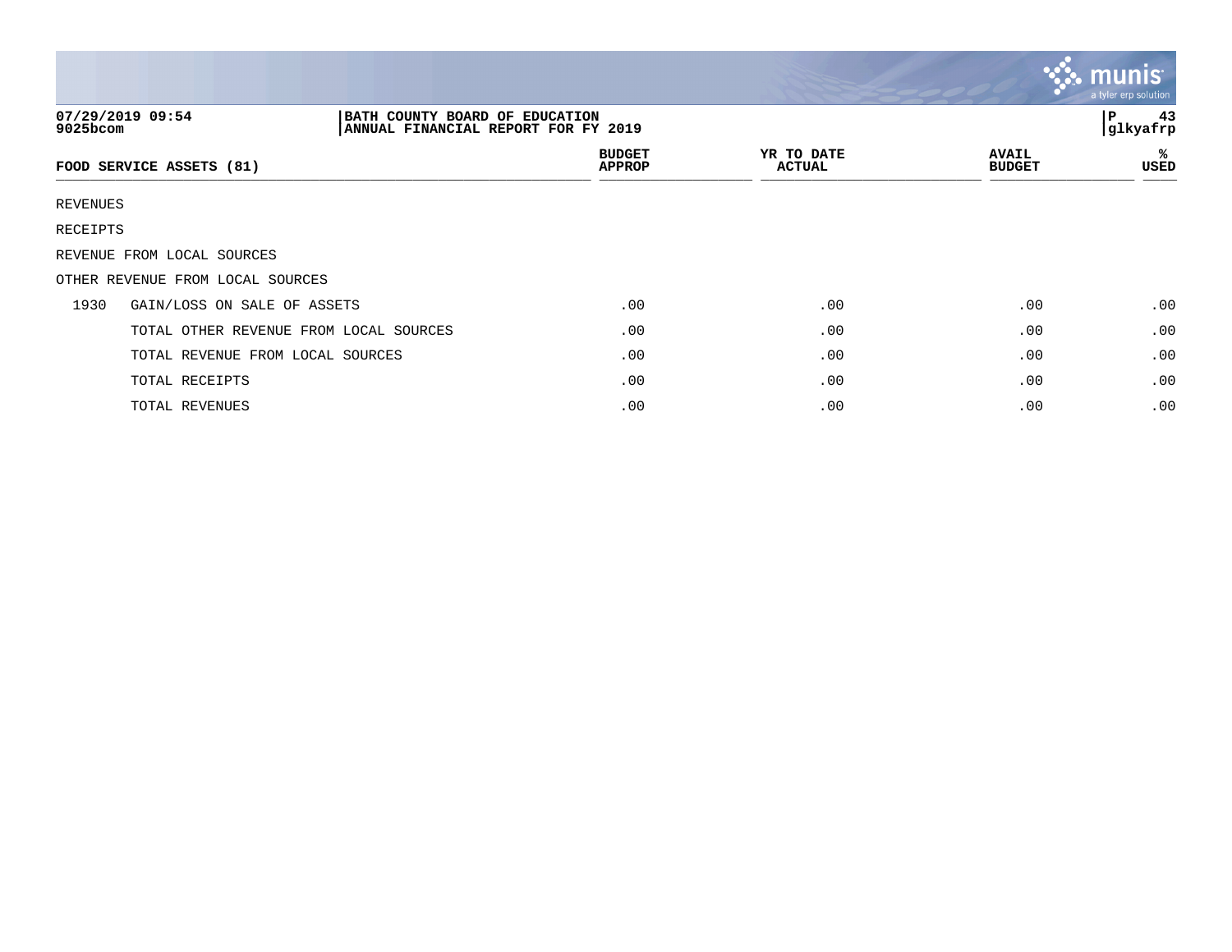07/29/2019 09:54
9025bcom

BATH COUNTY BOARD OF EDUCATION
ANNUAL FINANCIAL REPORT FOR FY 2019

P 43
glkyafrp

| FOOD SERVICE ASSETS (81) | | BUDGET APPROP | YR TO DATE ACTUAL | AVAIL BUDGET | % USED |
|---|---|---|---|---|---|
| REVENUES | | | | | |
| RECEIPTS | | | | | |
| REVENUE FROM LOCAL SOURCES | | | | | |
| OTHER REVENUE FROM LOCAL SOURCES | | | | | |
| 1930 | GAIN/LOSS ON SALE OF ASSETS | .00 | .00 | .00 | .00 |
| | TOTAL OTHER REVENUE FROM LOCAL SOURCES | .00 | .00 | .00 | .00 |
| | TOTAL REVENUE FROM LOCAL SOURCES | .00 | .00 | .00 | .00 |
| | TOTAL RECEIPTS | .00 | .00 | .00 | .00 |
| | TOTAL REVENUES | .00 | .00 | .00 | .00 |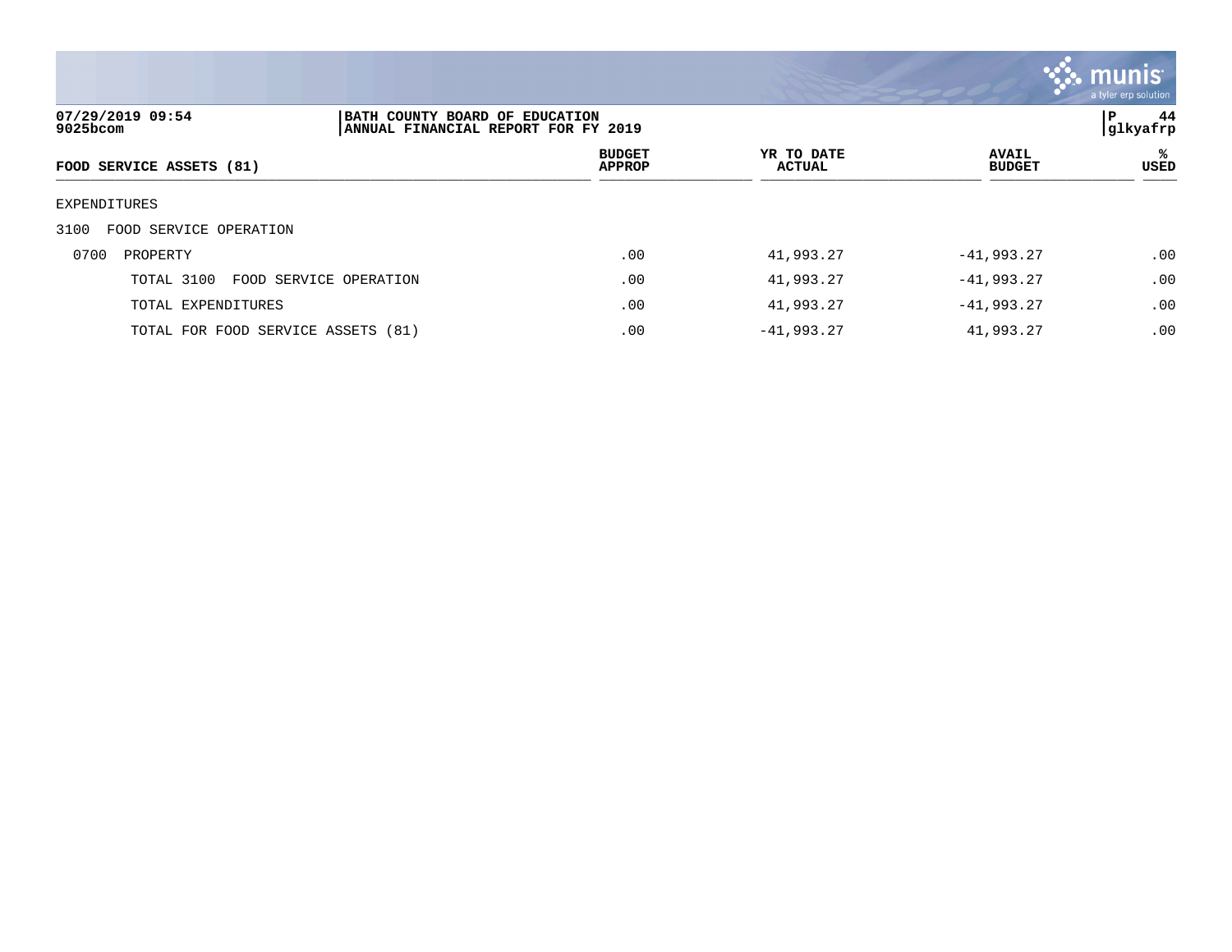BATH COUNTY BOARD OF EDUCATION
ANNUAL FINANCIAL REPORT FOR FY 2019

07/29/2019 09:54
9025bcom

| FOOD SERVICE ASSETS (81) | BUDGET APPROP | YR TO DATE ACTUAL | AVAIL BUDGET | % USED |
|---|---|---|---|---|
| EXPENDITURES | | | | |
| 3100 FOOD SERVICE OPERATION | | | | |
| 0700 PROPERTY | .00 | 41,993.27 | -41,993.27 | .00 |
| TOTAL 3100 FOOD SERVICE OPERATION | .00 | 41,993.27 | -41,993.27 | .00 |
| TOTAL EXPENDITURES | .00 | 41,993.27 | -41,993.27 | .00 |
| TOTAL FOR FOOD SERVICE ASSETS (81) | .00 | -41,993.27 | 41,993.27 | .00 |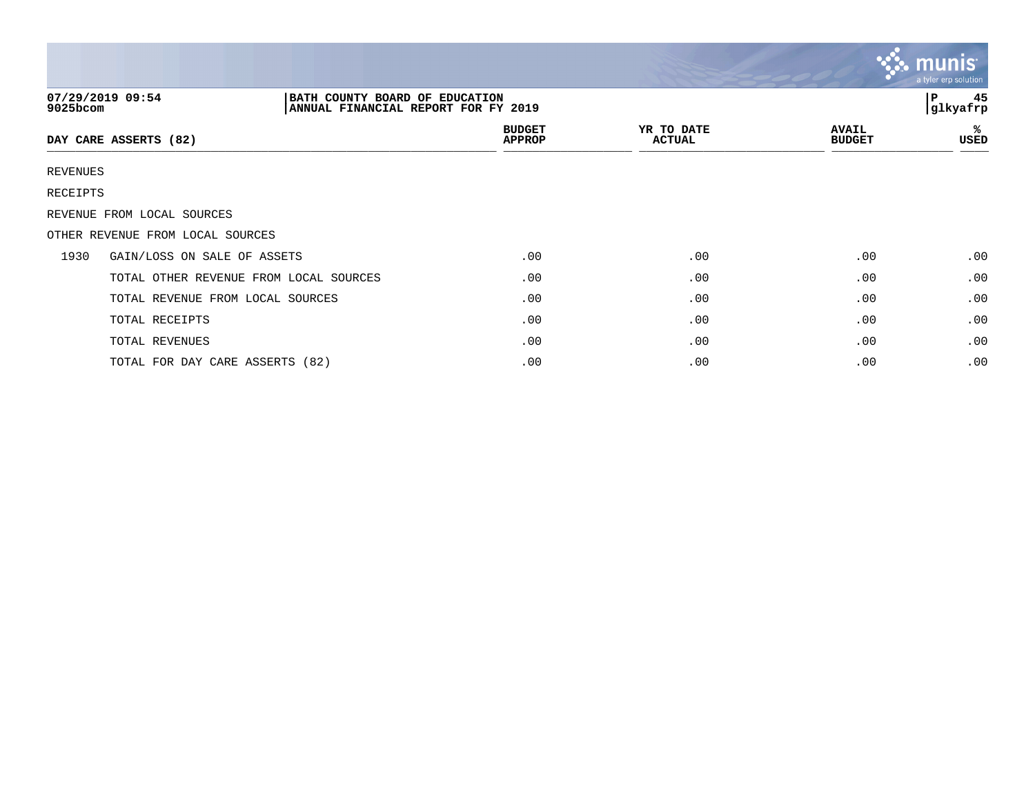07/29/2019 09:54 | BATH COUNTY BOARD OF EDUCATION | P 45
9025bcom | ANNUAL FINANCIAL REPORT FOR FY 2019 | glkyafrp

| DAY CARE ASSERTS (82) | | BUDGET APPROP | YR TO DATE ACTUAL | AVAIL BUDGET | % USED |
|---|---|---|---|---|---|
| REVENUES | | | | | |
| RECEIPTS | | | | | |
| REVENUE FROM LOCAL SOURCES | | | | | |
| OTHER REVENUE FROM LOCAL SOURCES | | | | | |
| 1930 | GAIN/LOSS ON SALE OF ASSETS | .00 | .00 | .00 | .00 |
| | TOTAL OTHER REVENUE FROM LOCAL SOURCES | .00 | .00 | .00 | .00 |
| | TOTAL REVENUE FROM LOCAL SOURCES | .00 | .00 | .00 | .00 |
| | TOTAL RECEIPTS | .00 | .00 | .00 | .00 |
| | TOTAL REVENUES | .00 | .00 | .00 | .00 |
| | TOTAL FOR DAY CARE ASSERTS (82) | .00 | .00 | .00 | .00 |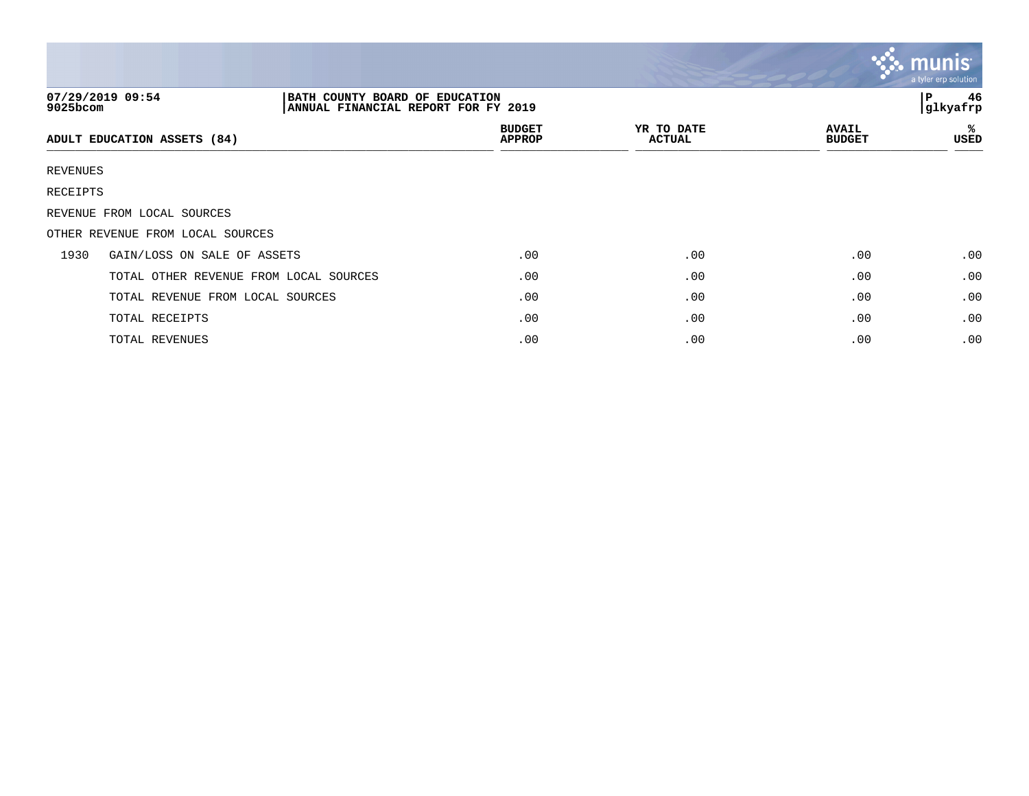07/29/2019 09:54
9025bcom

**BATH COUNTY BOARD OF EDUCATION**
**ANNUAL FINANCIAL REPORT FOR FY 2019**

glkyafrp

| ADULT EDUCATION ASSETS (84) | | BUDGET APPROP | YR TO DATE ACTUAL | AVAIL BUDGET | % USED |
|---|---|---|---|---|---|
| REVENUES | | | | | |
| RECEIPTS | | | | | |
| REVENUE FROM LOCAL SOURCES | | | | | |
| OTHER REVENUE FROM LOCAL SOURCES | | | | | |
| 1930 | GAIN/LOSS ON SALE OF ASSETS | .00 | .00 | .00 | .00 |
| | TOTAL OTHER REVENUE FROM LOCAL SOURCES | .00 | .00 | .00 | .00 |
| | TOTAL REVENUE FROM LOCAL SOURCES | .00 | .00 | .00 | .00 |
| | TOTAL RECEIPTS | .00 | .00 | .00 | .00 |
| | TOTAL REVENUES | .00 | .00 | .00 | .00 |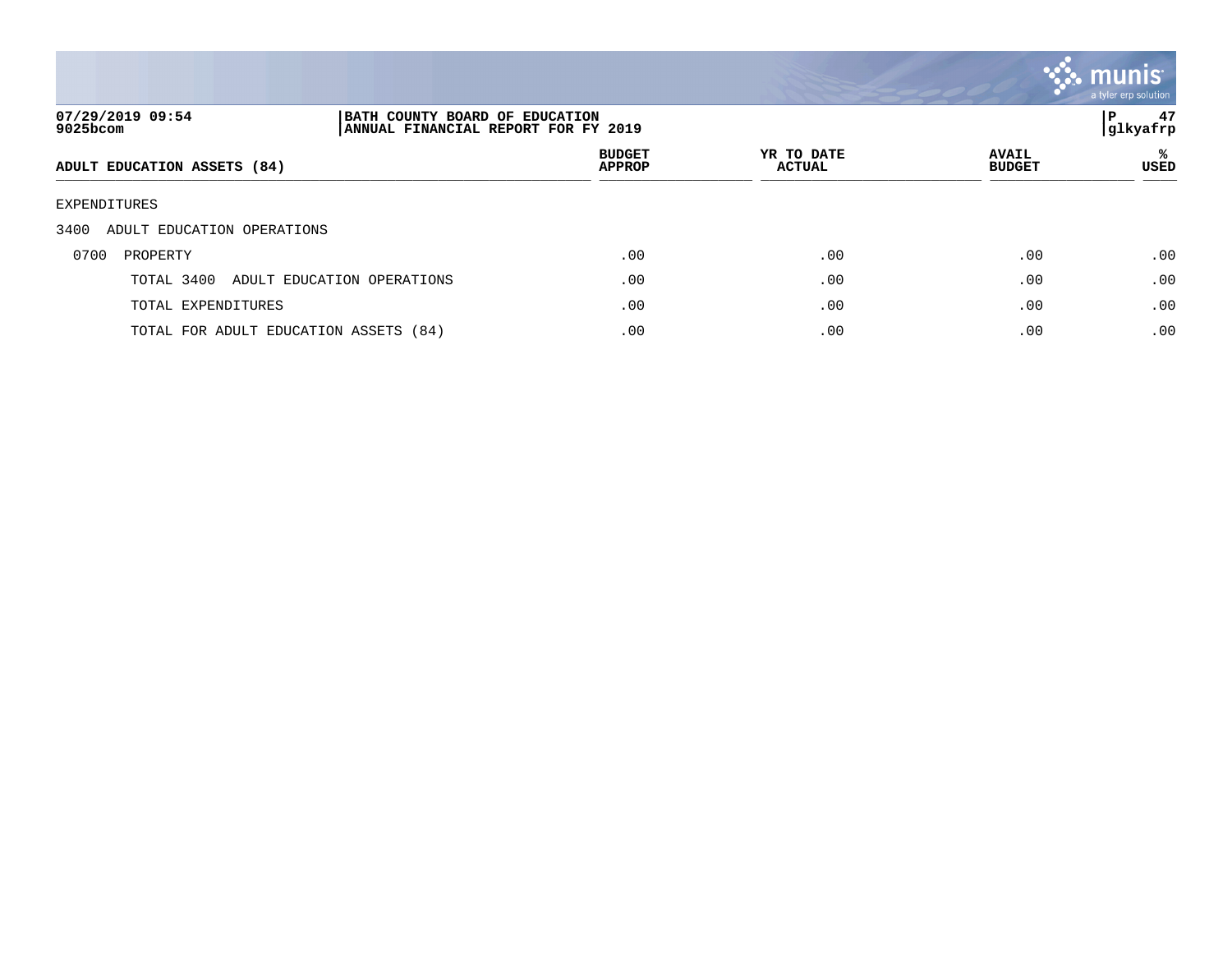BATH COUNTY BOARD OF EDUCATION
ANNUAL FINANCIAL REPORT FOR FY 2019

| ADULT EDUCATION ASSETS (84) | BUDGET APPROP | YR TO DATE ACTUAL | AVAIL BUDGET | % USED |
|---|---|---|---|---|
| EXPENDITURES | | | | |
| 3400 ADULT EDUCATION OPERATIONS | | | | |
| 0700 PROPERTY | .00 | .00 | .00 | .00 |
| TOTAL 3400 ADULT EDUCATION OPERATIONS | .00 | .00 | .00 | .00 |
| TOTAL EXPENDITURES | .00 | .00 | .00 | .00 |
| TOTAL FOR ADULT EDUCATION ASSETS (84) | .00 | .00 | .00 | .00 |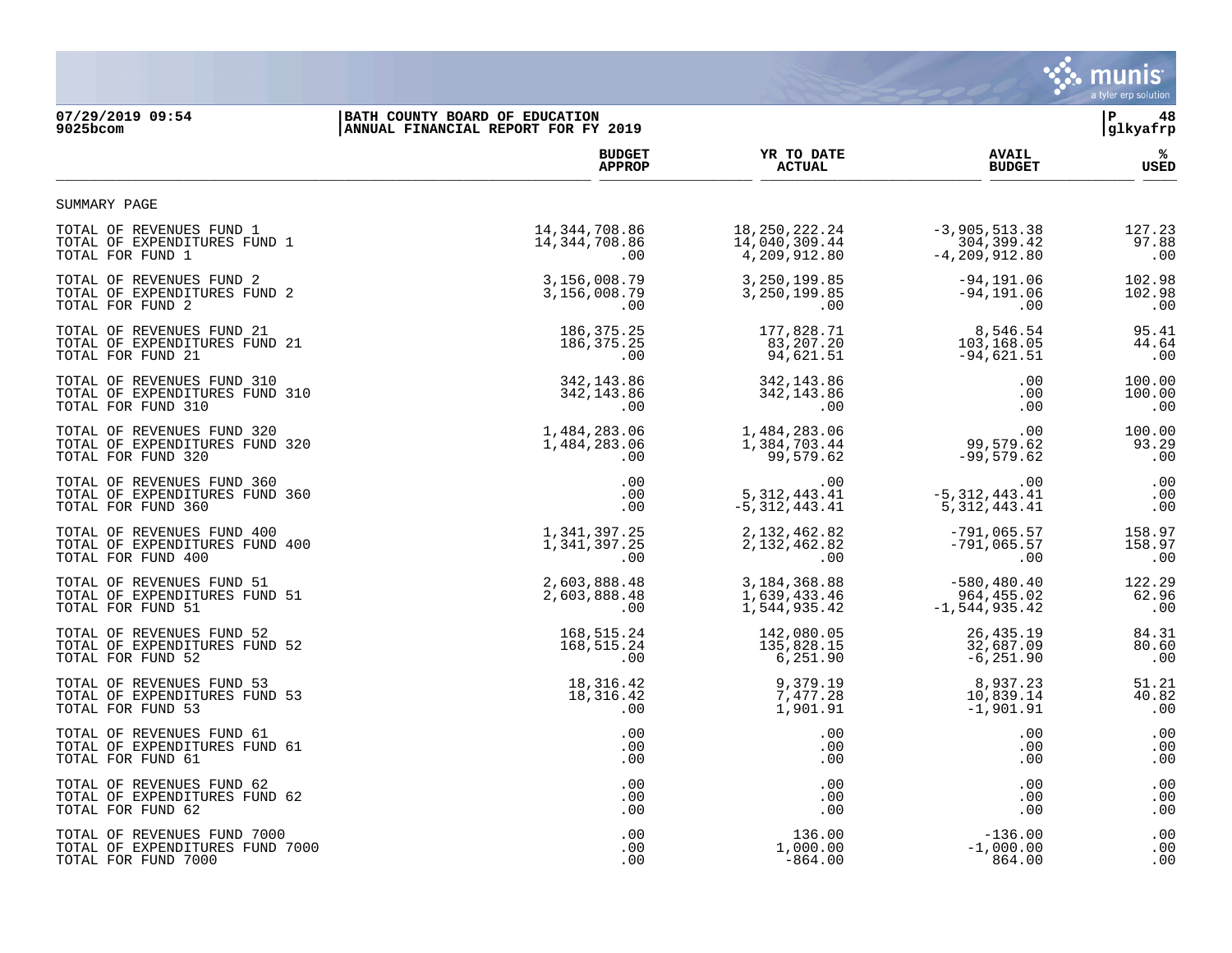07/29/2019 09:54
9025bcom

BATH COUNTY BOARD OF EDUCATION
ANNUAL FINANCIAL REPORT FOR FY 2019

P 48
glkyafrp

| | BUDGET APPROP | YR TO DATE ACTUAL | AVAIL BUDGET | % USED |
|---|---|---|---|---|
| SUMMARY PAGE | | | | |
| TOTAL OF REVENUES FUND 1 | 14,344,708.86 | 18,250,222.24 | -3,905,513.38 | 127.23 |
| TOTAL OF EXPENDITURES FUND 1 | 14,344,708.86 | 14,040,309.44 | 304,399.42 | 97.88 |
| TOTAL FOR FUND 1 | .00 | 4,209,912.80 | -4,209,912.80 | .00 |
| TOTAL OF REVENUES FUND 2 | 3,156,008.79 | 3,250,199.85 | -94,191.06 | 102.98 |
| TOTAL OF EXPENDITURES FUND 2 | 3,156,008.79 | 3,250,199.85 | -94,191.06 | 102.98 |
| TOTAL FOR FUND 2 | .00 | .00 | .00 | .00 |
| TOTAL OF REVENUES FUND 21 | 186,375.25 | 177,828.71 | 8,546.54 | 95.41 |
| TOTAL OF EXPENDITURES FUND 21 | 186,375.25 | 83,207.20 | 103,168.05 | 44.64 |
| TOTAL FOR FUND 21 | .00 | 94,621.51 | -94,621.51 | .00 |
| TOTAL OF REVENUES FUND 310 | 342,143.86 | 342,143.86 | .00 | 100.00 |
| TOTAL OF EXPENDITURES FUND 310 | 342,143.86 | 342,143.86 | .00 | 100.00 |
| TOTAL FOR FUND 310 | .00 | .00 | .00 | .00 |
| TOTAL OF REVENUES FUND 320 | 1,484,283.06 | 1,484,283.06 | .00 | 100.00 |
| TOTAL OF EXPENDITURES FUND 320 | 1,484,283.06 | 1,384,703.44 | 99,579.62 | 93.29 |
| TOTAL FOR FUND 320 | .00 | 99,579.62 | -99,579.62 | .00 |
| TOTAL OF REVENUES FUND 360 | .00 | .00 | .00 | .00 |
| TOTAL OF EXPENDITURES FUND 360 | .00 | 5,312,443.41 | -5,312,443.41 | .00 |
| TOTAL FOR FUND 360 | .00 | -5,312,443.41 | 5,312,443.41 | .00 |
| TOTAL OF REVENUES FUND 400 | 1,341,397.25 | 2,132,462.82 | -791,065.57 | 158.97 |
| TOTAL OF EXPENDITURES FUND 400 | 1,341,397.25 | 2,132,462.82 | -791,065.57 | 158.97 |
| TOTAL FOR FUND 400 | .00 | .00 | .00 | .00 |
| TOTAL OF REVENUES FUND 51 | 2,603,888.48 | 3,184,368.88 | -580,480.40 | 122.29 |
| TOTAL OF EXPENDITURES FUND 51 | 2,603,888.48 | 1,639,433.46 | 964,455.02 | 62.96 |
| TOTAL FOR FUND 51 | .00 | 1,544,935.42 | -1,544,935.42 | .00 |
| TOTAL OF REVENUES FUND 52 | 168,515.24 | 142,080.05 | 26,435.19 | 84.31 |
| TOTAL OF EXPENDITURES FUND 52 | 168,515.24 | 135,828.15 | 32,687.09 | 80.60 |
| TOTAL FOR FUND 52 | .00 | 6,251.90 | -6,251.90 | .00 |
| TOTAL OF REVENUES FUND 53 | 18,316.42 | 9,379.19 | 8,937.23 | 51.21 |
| TOTAL OF EXPENDITURES FUND 53 | 18,316.42 | 7,477.28 | 10,839.14 | 40.82 |
| TOTAL FOR FUND 53 | .00 | 1,901.91 | -1,901.91 | .00 |
| TOTAL OF REVENUES FUND 61 | .00 | .00 | .00 | .00 |
| TOTAL OF EXPENDITURES FUND 61 | .00 | .00 | .00 | .00 |
| TOTAL FOR FUND 61 | .00 | .00 | .00 | .00 |
| TOTAL OF REVENUES FUND 62 | .00 | .00 | .00 | .00 |
| TOTAL OF EXPENDITURES FUND 62 | .00 | .00 | .00 | .00 |
| TOTAL FOR FUND 62 | .00 | .00 | .00 | .00 |
| TOTAL OF REVENUES FUND 7000 | .00 | 136.00 | -136.00 | .00 |
| TOTAL OF EXPENDITURES FUND 7000 | .00 | 1,000.00 | -1,000.00 | .00 |
| TOTAL FOR FUND 7000 | .00 | -864.00 | 864.00 | .00 |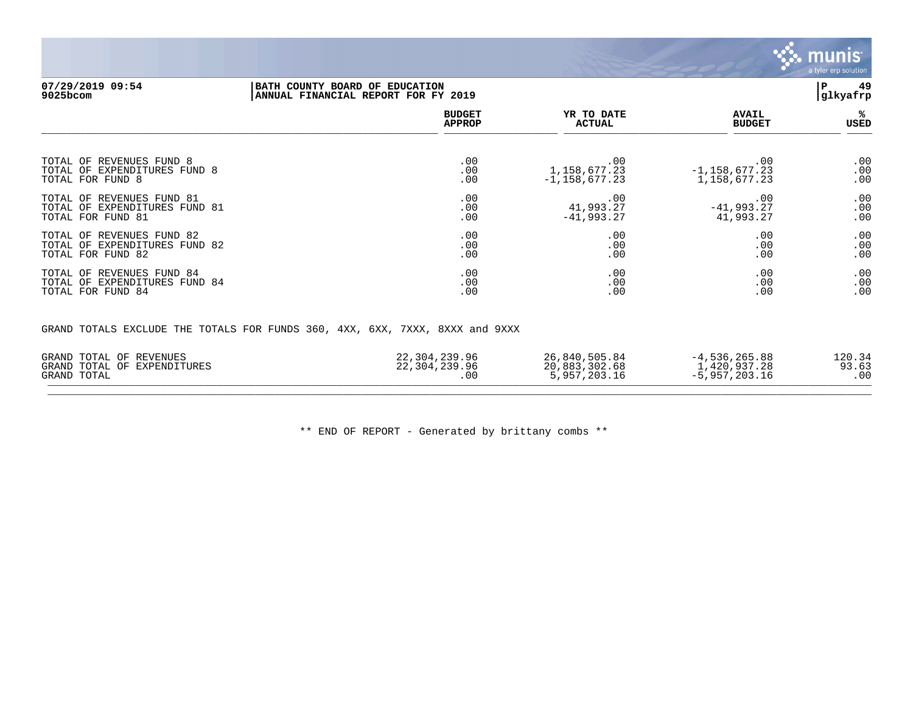| | BUDGET APPROP | YR TO DATE ACTUAL | AVAIL BUDGET | % USED |
|---|---|---|---|---|
| TOTAL OF REVENUES FUND 8 | .00 | .00 | .00 | .00 |
| TOTAL OF EXPENDITURES FUND 8 | .00 | 1,158,677.23 | -1,158,677.23 | .00 |
| TOTAL FOR FUND 8 | .00 | -1,158,677.23 | 1,158,677.23 | .00 |
| TOTAL OF REVENUES FUND 81 | .00 | .00 | .00 | .00 |
| TOTAL OF EXPENDITURES FUND 81 | .00 | 41,993.27 | -41,993.27 | .00 |
| TOTAL FOR FUND 81 | .00 | -41,993.27 | 41,993.27 | .00 |
| TOTAL OF REVENUES FUND 82 | .00 | .00 | .00 | .00 |
| TOTAL OF EXPENDITURES FUND 82 | .00 | .00 | .00 | .00 |
| TOTAL FOR FUND 82 | .00 | .00 | .00 | .00 |
| TOTAL OF REVENUES FUND 84 | .00 | .00 | .00 | .00 |
| TOTAL OF EXPENDITURES FUND 84 | .00 | .00 | .00 | .00 |
| TOTAL FOR FUND 84 | .00 | .00 | .00 | .00 |

GRAND TOTALS EXCLUDE THE TOTALS FOR FUNDS 360, 4XX, 6XX, 7XXX, 8XXX and 9XXX

| | BUDGET APPROP | YR TO DATE ACTUAL | AVAIL BUDGET | % USED |
|---|---|---|---|---|
| GRAND TOTAL OF REVENUES | 22,304,239.96 | 26,840,505.84 | -4,536,265.88 | 120.34 |
| GRAND TOTAL OF EXPENDITURES | 22,304,239.96 | 20,883,302.68 | 1,420,937.28 | 93.63 |
| GRAND TOTAL | .00 | 5,957,203.16 | -5,957,203.16 | .00 |

** END OF REPORT - Generated by brittany combs **